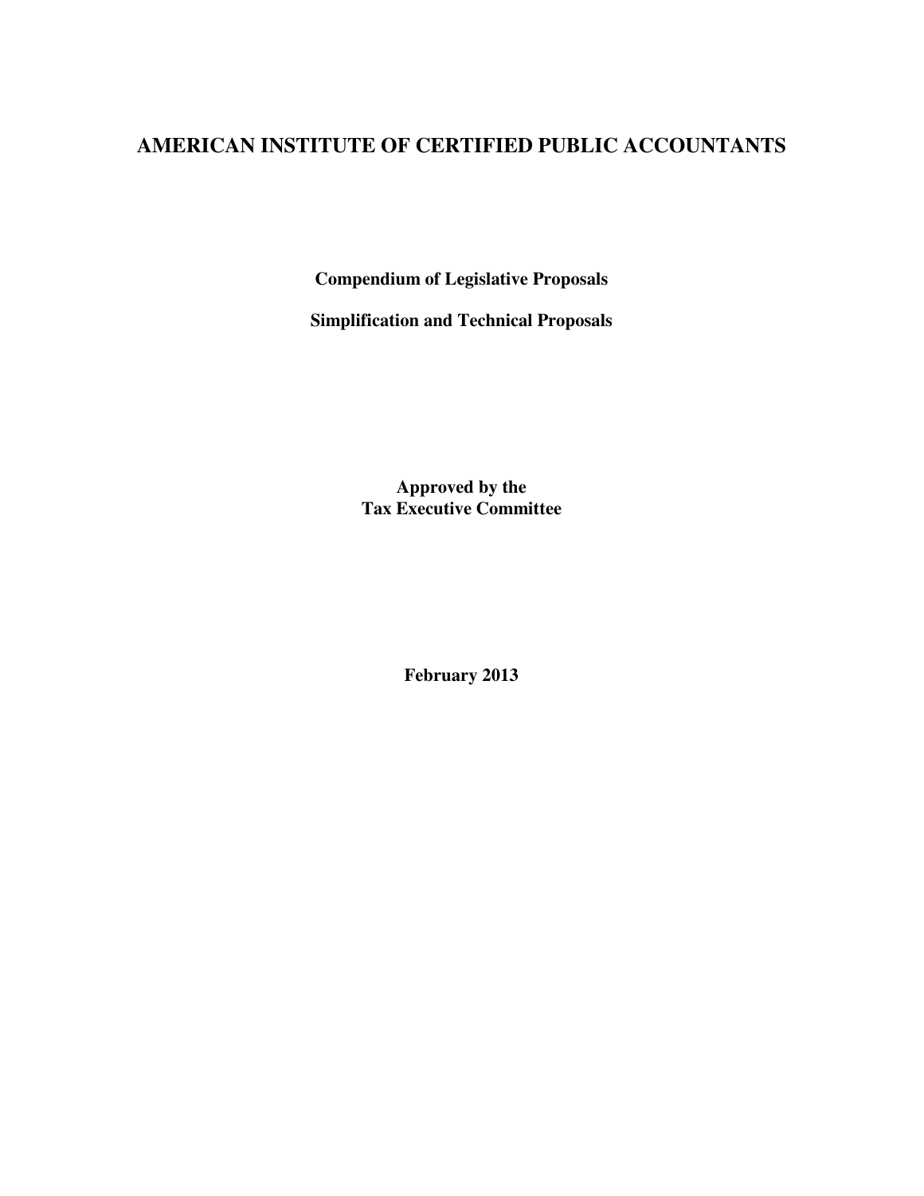# AMERICAN INSTITUTE OF CERTIFIED PUBLIC ACCOUNTANTS

**Compendium of Legislative Proposals**

**Simplification and Technical Proposals**

**Approved by the**
**Tax Executive Committee**

**February 2013**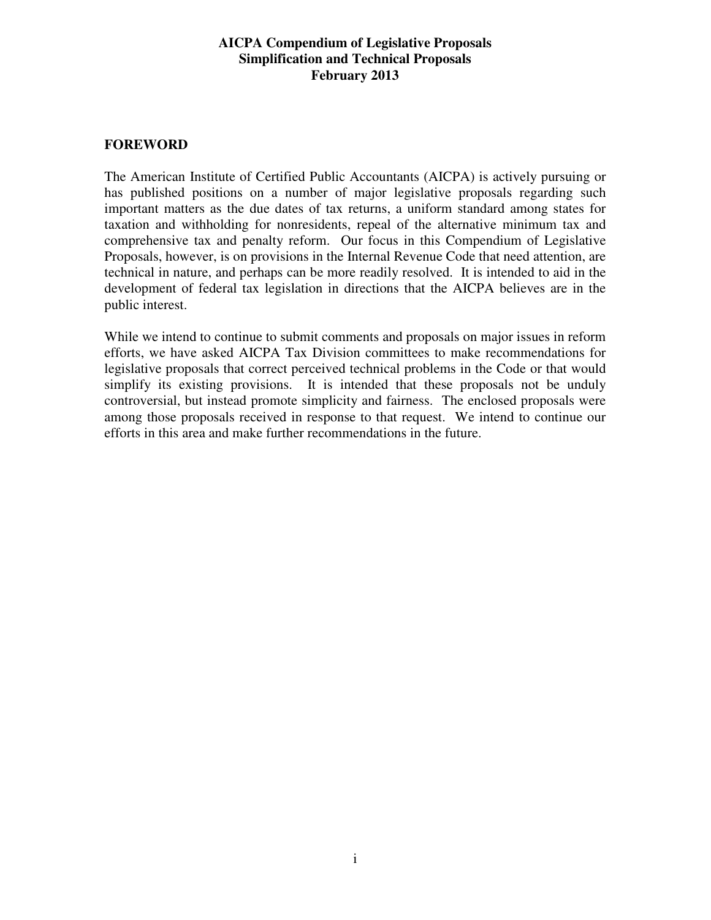**AICPA Compendium of Legislative Proposals**
**Simplification and Technical Proposals**
**February 2013**

## FOREWORD

The American Institute of Certified Public Accountants (AICPA) is actively pursuing or has published positions on a number of major legislative proposals regarding such important matters as the due dates of tax returns, a uniform standard among states for taxation and withholding for nonresidents, repeal of the alternative minimum tax and comprehensive tax and penalty reform. Our focus in this Compendium of Legislative Proposals, however, is on provisions in the Internal Revenue Code that need attention, are technical in nature, and perhaps can be more readily resolved. It is intended to aid in the development of federal tax legislation in directions that the AICPA believes are in the public interest.

While we intend to continue to submit comments and proposals on major issues in reform efforts, we have asked AICPA Tax Division committees to make recommendations for legislative proposals that correct perceived technical problems in the Code or that would simplify its existing provisions. It is intended that these proposals not be unduly controversial, but instead promote simplicity and fairness. The enclosed proposals were among those proposals received in response to that request. We intend to continue our efforts in this area and make further recommendations in the future.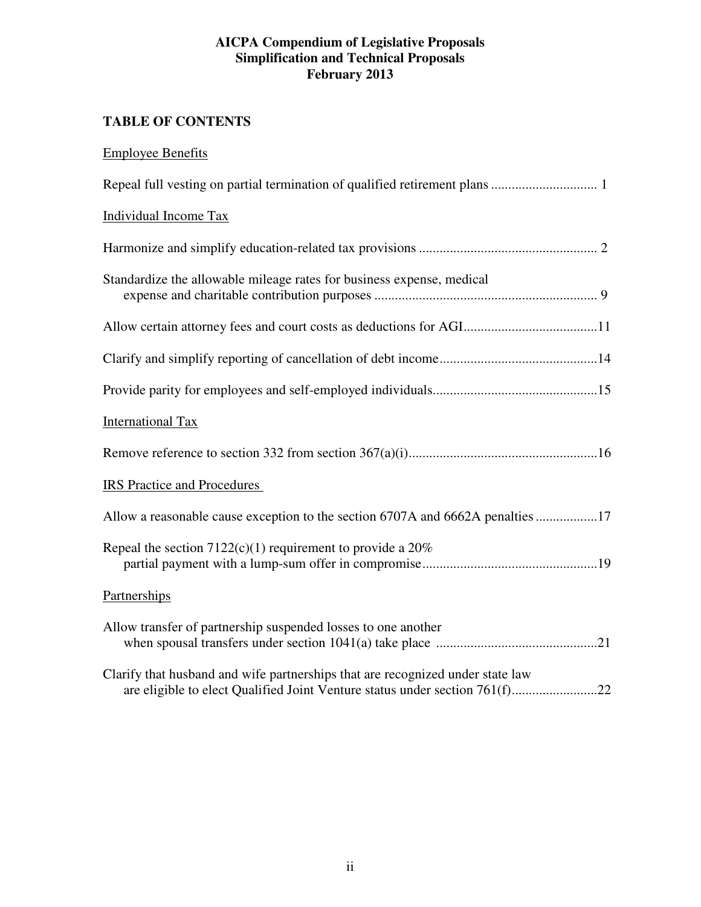**AICPA Compendium of Legislative Proposals**
**Simplification and Technical Proposals**
**February 2013**

## TABLE OF CONTENTS

Employee Benefits

Repeal full vesting on partial termination of qualified retirement plans .............................. 1

Individual Income Tax

Harmonize and simplify education-related tax provisions .................................................... 2

Standardize the allowable mileage rates for business expense, medical expense and charitable contribution purposes ................................................................. 9

Allow certain attorney fees and court costs as deductions for AGI.......................................11

Clarify and simplify reporting of cancellation of debt income..............................................14

Provide parity for employees and self-employed individuals................................................15

International Tax

Remove reference to section 332 from section 367(a)(i).......................................................16

IRS Practice and Procedures

Allow a reasonable cause exception to the section 6707A and 6662A penalties ..................17

Repeal the section 7122(c)(1) requirement to provide a 20% partial payment with a lump-sum offer in compromise...................................................19

Partnerships

Allow transfer of partnership suspended losses to one another when spousal transfers under section 1041(a) take place ...............................................21

Clarify that husband and wife partnerships that are recognized under state law are eligible to elect Qualified Joint Venture status under section 761(f).........................22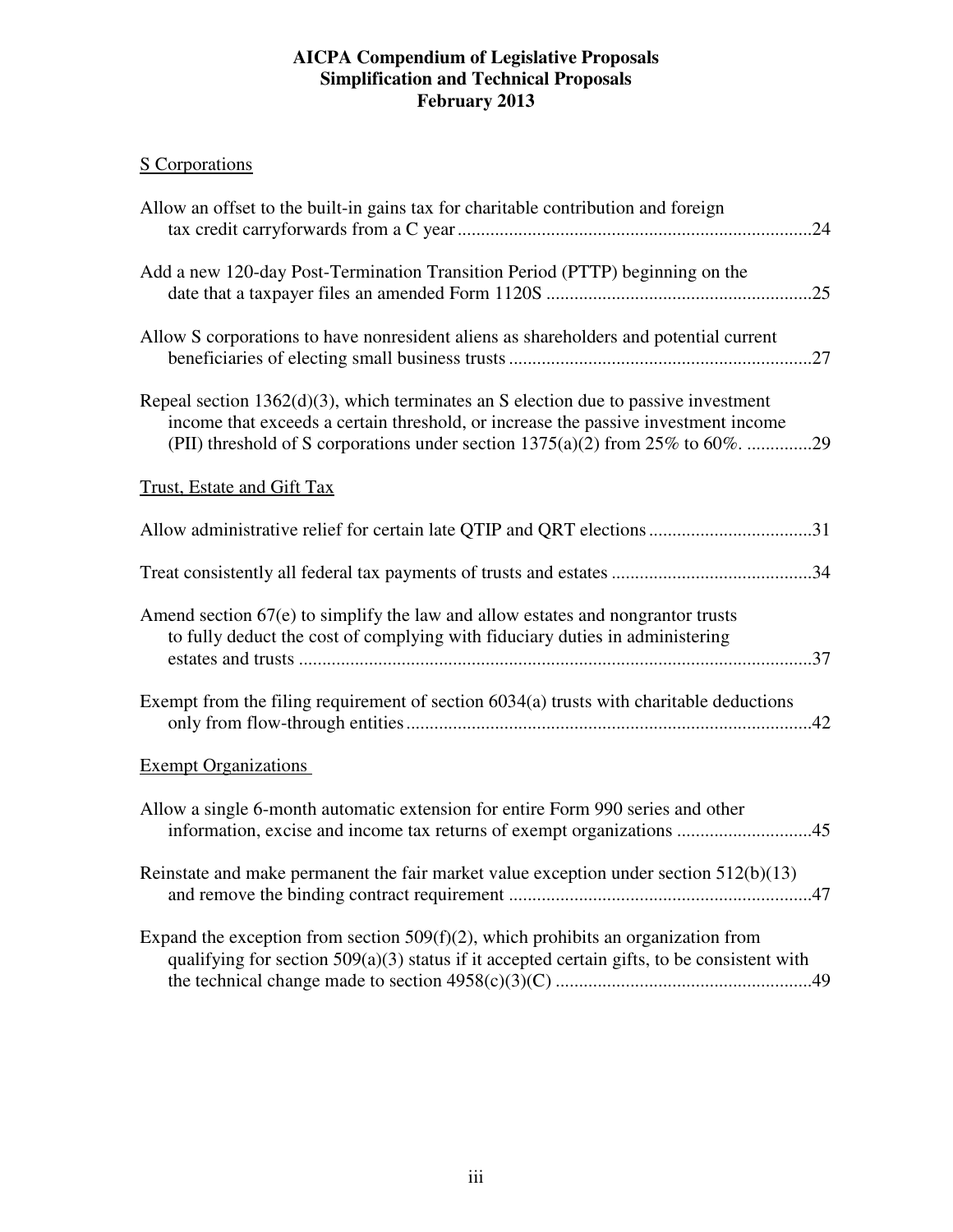**AICPA Compendium of Legislative Proposals**
**Simplification and Technical Proposals**
**February 2013**

S Corporations

Allow an offset to the built-in gains tax for charitable contribution and foreign tax credit carryforwards from a C year ........................................................................24

Add a new 120-day Post-Termination Transition Period (PTTP) beginning on the date that a taxpayer files an amended Form 1120S ........................................................25

Allow S corporations to have nonresident aliens as shareholders and potential current beneficiaries of electing small business trusts ................................................................27

Repeal section 1362(d)(3), which terminates an S election due to passive investment income that exceeds a certain threshold, or increase the passive investment income (PII) threshold of S corporations under section 1375(a)(2) from 25% to 60%. .............29

Trust, Estate and Gift Tax

Allow administrative relief for certain late QTIP and QRT elections..................................31

Treat consistently all federal tax payments of trusts and estates ..........................................34

Amend section 67(e) to simplify the law and allow estates and nongrantor trusts to fully deduct the cost of complying with fiduciary duties in administering estates and trusts .............................................................................................................37

Exempt from the filing requirement of section 6034(a) trusts with charitable deductions only from flow-through entities......................................................................................42

Exempt Organizations

Allow a single 6-month automatic extension for entire Form 990 series and other information, excise and income tax returns of exempt organizations ............................45

Reinstate and make permanent the fair market value exception under section 512(b)(13) and remove the binding contract requirement ................................................................47

Expand the exception from section 509(f)(2), which prohibits an organization from qualifying for section 509(a)(3) status if it accepted certain gifts, to be consistent with the technical change made to section 4958(c)(3)(C) ......................................................49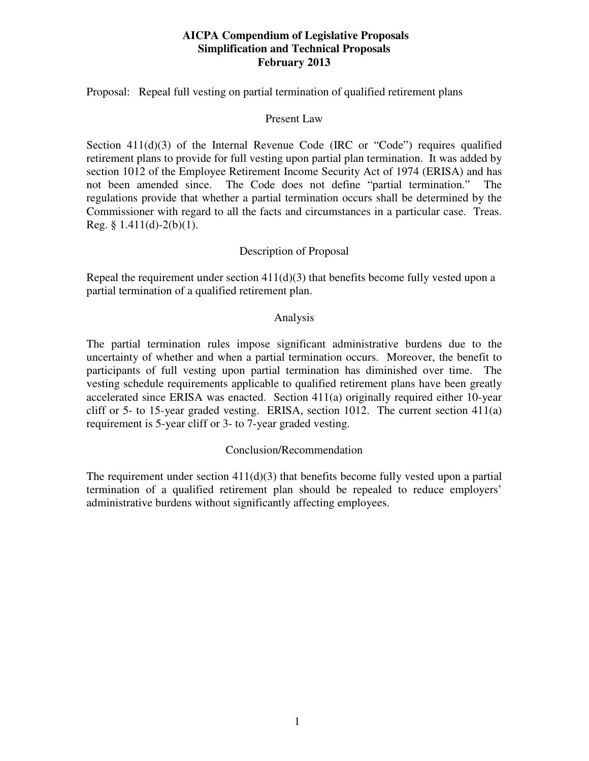**AICPA Compendium of Legislative Proposals**
**Simplification and Technical Proposals**
**February 2013**

Proposal: Repeal full vesting on partial termination of qualified retirement plans

## Present Law

Section 411(d)(3) of the Internal Revenue Code (IRC or "Code") requires qualified retirement plans to provide for full vesting upon partial plan termination. It was added by section 1012 of the Employee Retirement Income Security Act of 1974 (ERISA) and has not been amended since. The Code does not define "partial termination." The regulations provide that whether a partial termination occurs shall be determined by the Commissioner with regard to all the facts and circumstances in a particular case. Treas. Reg. § 1.411(d)-2(b)(1).

## Description of Proposal

Repeal the requirement under section 411(d)(3) that benefits become fully vested upon a partial termination of a qualified retirement plan.

## Analysis

The partial termination rules impose significant administrative burdens due to the uncertainty of whether and when a partial termination occurs. Moreover, the benefit to participants of full vesting upon partial termination has diminished over time. The vesting schedule requirements applicable to qualified retirement plans have been greatly accelerated since ERISA was enacted. Section 411(a) originally required either 10-year cliff or 5- to 15-year graded vesting. ERISA, section 1012. The current section 411(a) requirement is 5-year cliff or 3- to 7-year graded vesting.

## Conclusion/Recommendation

The requirement under section 411(d)(3) that benefits become fully vested upon a partial termination of a qualified retirement plan should be repealed to reduce employers' administrative burdens without significantly affecting employees.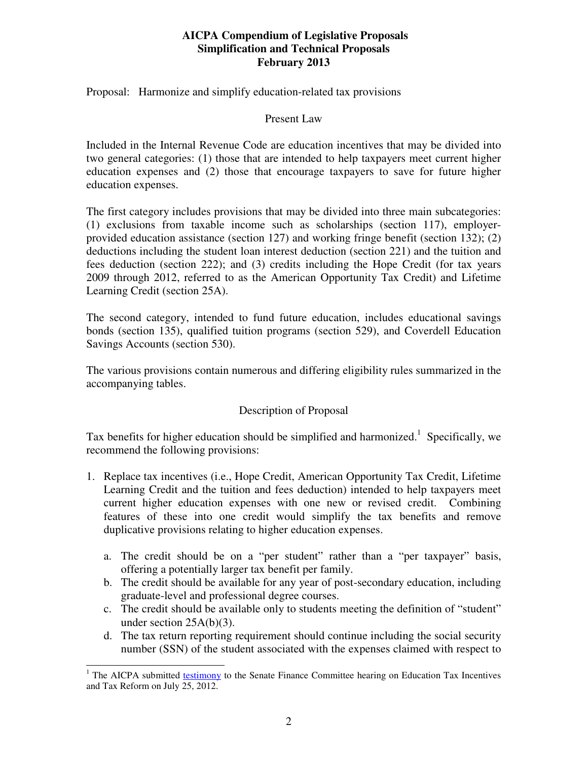**AICPA Compendium of Legislative Proposals**
**Simplification and Technical Proposals**
**February 2013**

Proposal: Harmonize and simplify education-related tax provisions

## Present Law

Included in the Internal Revenue Code are education incentives that may be divided into two general categories: (1) those that are intended to help taxpayers meet current higher education expenses and (2) those that encourage taxpayers to save for future higher education expenses.

The first category includes provisions that may be divided into three main subcategories: (1) exclusions from taxable income such as scholarships (section 117), employer-provided education assistance (section 127) and working fringe benefit (section 132); (2) deductions including the student loan interest deduction (section 221) and the tuition and fees deduction (section 222); and (3) credits including the Hope Credit (for tax years 2009 through 2012, referred to as the American Opportunity Tax Credit) and Lifetime Learning Credit (section 25A).

The second category, intended to fund future education, includes educational savings bonds (section 135), qualified tuition programs (section 529), and Coverdell Education Savings Accounts (section 530).

The various provisions contain numerous and differing eligibility rules summarized in the accompanying tables.

## Description of Proposal

Tax benefits for higher education should be simplified and harmonized.[1] Specifically, we recommend the following provisions:

1. Replace tax incentives (i.e., Hope Credit, American Opportunity Tax Credit, Lifetime Learning Credit and the tuition and fees deduction) intended to help taxpayers meet current higher education expenses with one new or revised credit. Combining features of these into one credit would simplify the tax benefits and remove duplicative provisions relating to higher education expenses.
   a. The credit should be on a "per student" rather than a "per taxpayer" basis, offering a potentially larger tax benefit per family.
   b. The credit should be available for any year of post-secondary education, including graduate-level and professional degree courses.
   c. The credit should be available only to students meeting the definition of "student" under section 25A(b)(3).
   d. The tax return reporting requirement should continue including the social security number (SSN) of the student associated with the expenses claimed with respect to

[1] The AICPA submitted testimony to the Senate Finance Committee hearing on Education Tax Incentives and Tax Reform on July 25, 2012.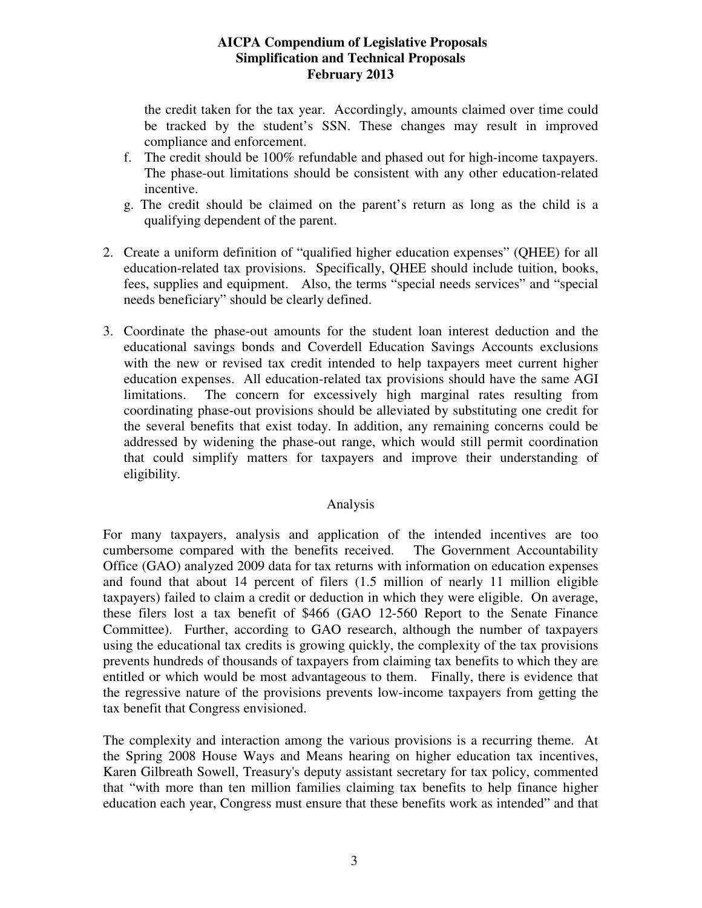the credit taken for the tax year. Accordingly, amounts claimed over time could be tracked by the student's SSN. These changes may result in improved compliance and enforcement.

f. The credit should be 100% refundable and phased out for high-income taxpayers. The phase-out limitations should be consistent with any other education-related incentive.

g. The credit should be claimed on the parent's return as long as the child is a qualifying dependent of the parent.

2. Create a uniform definition of "qualified higher education expenses" (QHEE) for all education-related tax provisions. Specifically, QHEE should include tuition, books, fees, supplies and equipment. Also, the terms "special needs services" and "special needs beneficiary" should be clearly defined.

3. Coordinate the phase-out amounts for the student loan interest deduction and the educational savings bonds and Coverdell Education Savings Accounts exclusions with the new or revised tax credit intended to help taxpayers meet current higher education expenses. All education-related tax provisions should have the same AGI limitations. The concern for excessively high marginal rates resulting from coordinating phase-out provisions should be alleviated by substituting one credit for the several benefits that exist today. In addition, any remaining concerns could be addressed by widening the phase-out range, which would still permit coordination that could simplify matters for taxpayers and improve their understanding of eligibility.

## Analysis

For many taxpayers, analysis and application of the intended incentives are too cumbersome compared with the benefits received. The Government Accountability Office (GAO) analyzed 2009 data for tax returns with information on education expenses and found that about 14 percent of filers (1.5 million of nearly 11 million eligible taxpayers) failed to claim a credit or deduction in which they were eligible. On average, these filers lost a tax benefit of $466 (GAO 12-560 Report to the Senate Finance Committee). Further, according to GAO research, although the number of taxpayers using the educational tax credits is growing quickly, the complexity of the tax provisions prevents hundreds of thousands of taxpayers from claiming tax benefits to which they are entitled or which would be most advantageous to them. Finally, there is evidence that the regressive nature of the provisions prevents low-income taxpayers from getting the tax benefit that Congress envisioned.

The complexity and interaction among the various provisions is a recurring theme. At the Spring 2008 House Ways and Means hearing on higher education tax incentives, Karen Gilbreath Sowell, Treasury's deputy assistant secretary for tax policy, commented that "with more than ten million families claiming tax benefits to help finance higher education each year, Congress must ensure that these benefits work as intended" and that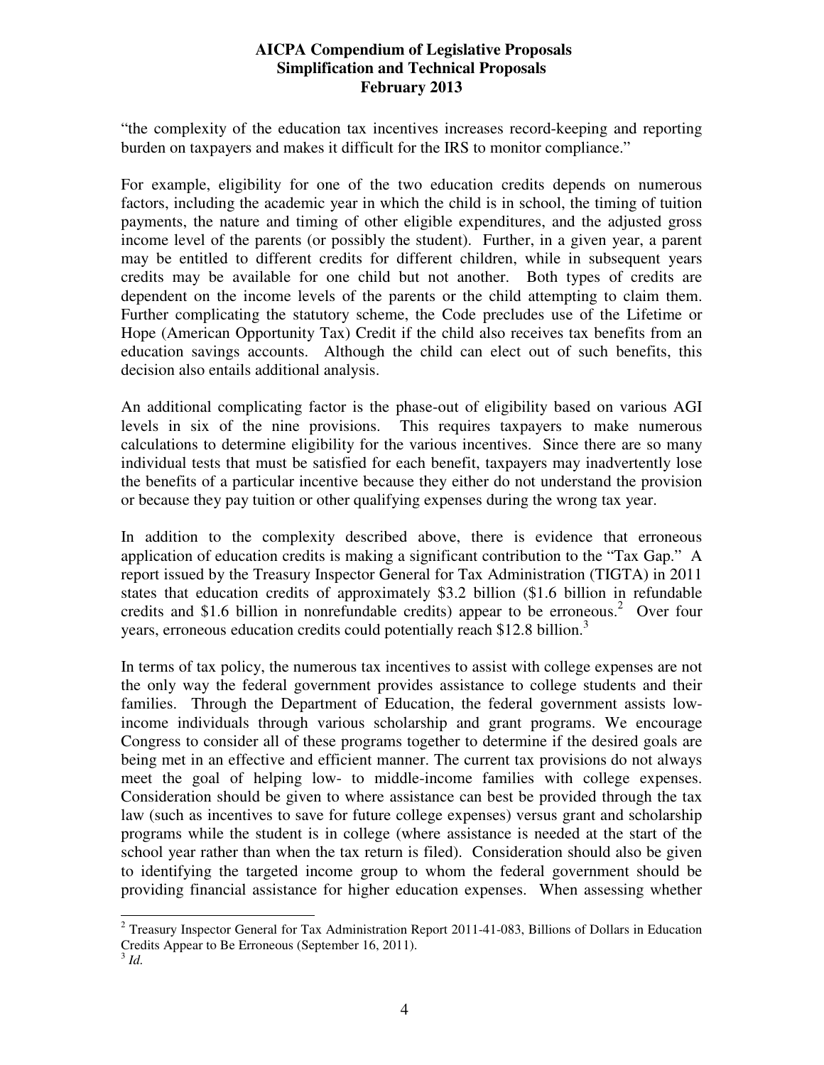"the complexity of the education tax incentives increases record-keeping and reporting burden on taxpayers and makes it difficult for the IRS to monitor compliance."

For example, eligibility for one of the two education credits depends on numerous factors, including the academic year in which the child is in school, the timing of tuition payments, the nature and timing of other eligible expenditures, and the adjusted gross income level of the parents (or possibly the student). Further, in a given year, a parent may be entitled to different credits for different children, while in subsequent years credits may be available for one child but not another. Both types of credits are dependent on the income levels of the parents or the child attempting to claim them. Further complicating the statutory scheme, the Code precludes use of the Lifetime or Hope (American Opportunity Tax) Credit if the child also receives tax benefits from an education savings accounts. Although the child can elect out of such benefits, this decision also entails additional analysis.

An additional complicating factor is the phase-out of eligibility based on various AGI levels in six of the nine provisions. This requires taxpayers to make numerous calculations to determine eligibility for the various incentives. Since there are so many individual tests that must be satisfied for each benefit, taxpayers may inadvertently lose the benefits of a particular incentive because they either do not understand the provision or because they pay tuition or other qualifying expenses during the wrong tax year.

In addition to the complexity described above, there is evidence that erroneous application of education credits is making a significant contribution to the "Tax Gap." A report issued by the Treasury Inspector General for Tax Administration (TIGTA) in 2011 states that education credits of approximately $3.2 billion ($1.6 billion in refundable credits and $1.6 billion in nonrefundable credits) appear to be erroneous.[2] Over four years, erroneous education credits could potentially reach $12.8 billion.[3]

In terms of tax policy, the numerous tax incentives to assist with college expenses are not the only way the federal government provides assistance to college students and their families. Through the Department of Education, the federal government assists low-income individuals through various scholarship and grant programs. We encourage Congress to consider all of these programs together to determine if the desired goals are being met in an effective and efficient manner. The current tax provisions do not always meet the goal of helping low- to middle-income families with college expenses. Consideration should be given to where assistance can best be provided through the tax law (such as incentives to save for future college expenses) versus grant and scholarship programs while the student is in college (where assistance is needed at the start of the school year rather than when the tax return is filed). Consideration should also be given to identifying the targeted income group to whom the federal government should be providing financial assistance for higher education expenses. When assessing whether

---

[2] Treasury Inspector General for Tax Administration Report 2011-41-083, Billions of Dollars in Education Credits Appear to Be Erroneous (September 16, 2011).

[3] *Id.*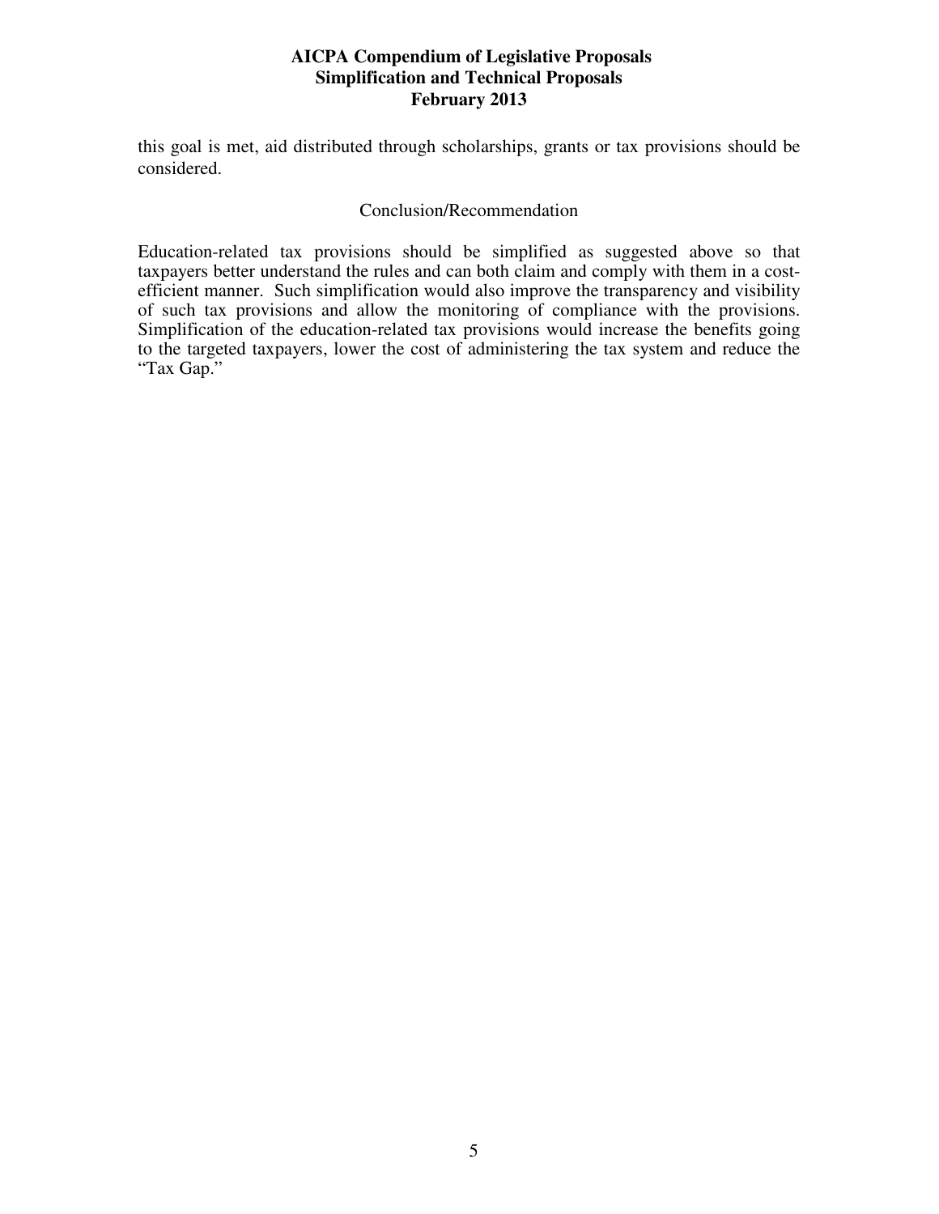this goal is met, aid distributed through scholarships, grants or tax provisions should be considered.

### Conclusion/Recommendation

Education-related tax provisions should be simplified as suggested above so that taxpayers better understand the rules and can both claim and comply with them in a cost-efficient manner. Such simplification would also improve the transparency and visibility of such tax provisions and allow the monitoring of compliance with the provisions. Simplification of the education-related tax provisions would increase the benefits going to the targeted taxpayers, lower the cost of administering the tax system and reduce the "Tax Gap."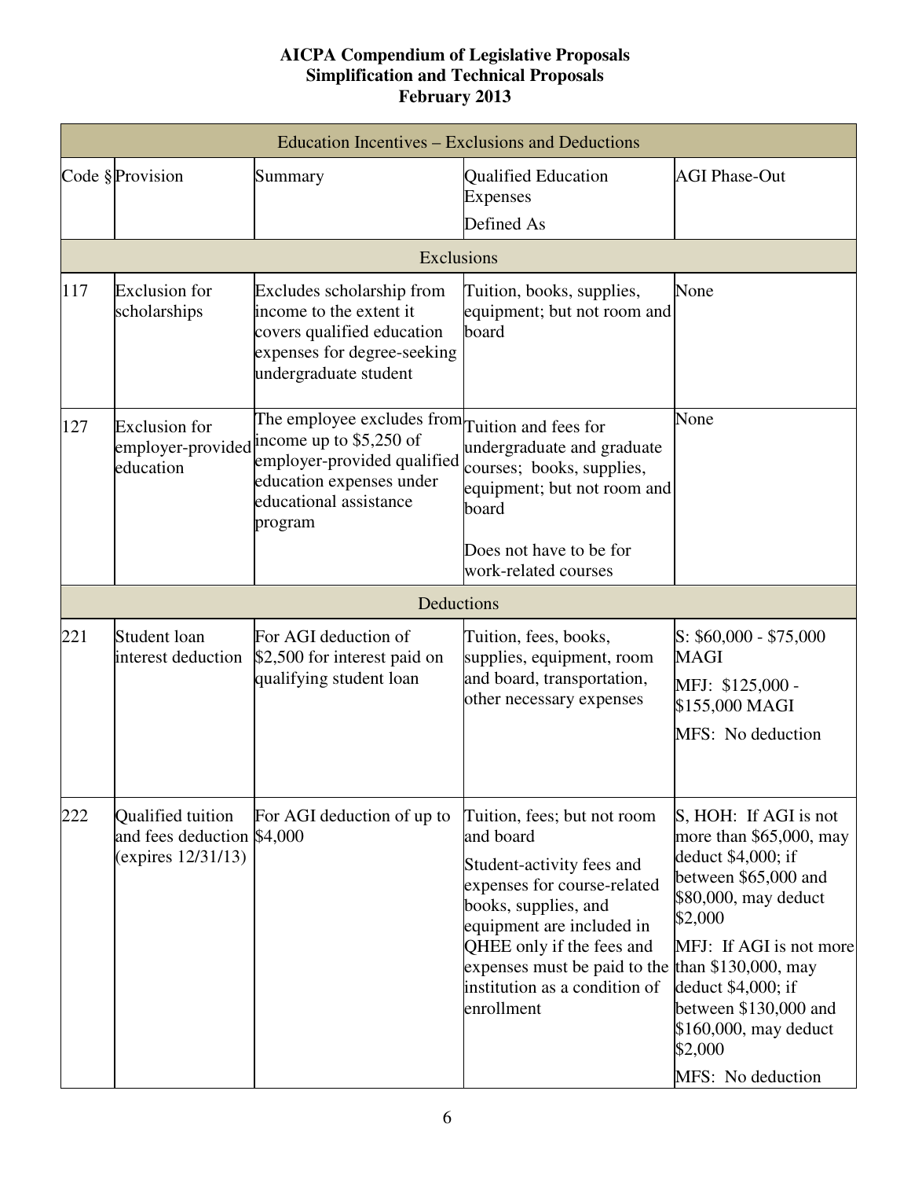# AICPA Compendium of Legislative Proposals
## Simplification and Technical Proposals
## February 2013

| Education Incentives – Exclusions and Deductions | | | | |
|---|---|---|---|---|
| Code § | Provision | Summary | Qualified Education Expenses Defined As | AGI Phase-Out |
| **Exclusions** | | | | |
| 117 | Exclusion for scholarships | Excludes scholarship from income to the extent it covers qualified education expenses for degree-seeking undergraduate student | Tuition, books, supplies, equipment; but not room and board | None |
| 127 | Exclusion for employer-provided education | The employee excludes from income up to $5,250 of employer-provided qualified education expenses under educational assistance program | Tuition and fees for undergraduate and graduate courses; books, supplies, equipment; but not room and board<br><br>Does not have to be for work-related courses | None |
| **Deductions** | | | | |
| 221 | Student loan interest deduction | For AGI deduction of $2,500 for interest paid on qualifying student loan | Tuition, fees, books, supplies, equipment, room and board, transportation, other necessary expenses | S: $60,000 - $75,000 MAGI<br><br>MFJ: $125,000 - $155,000 MAGI<br><br>MFS: No deduction |
| 222 | Qualified tuition and fees deduction (expires 12/31/13) | For AGI deduction of up to $4,000 | Tuition, fees; but not room and board<br><br>Student-activity fees and expenses for course-related books, supplies, and equipment are included in QHEE only if the fees and expenses must be paid to the institution as a condition of enrollment | S, HOH: If AGI is not more than $65,000, may deduct $4,000; if between $65,000 and $80,000, may deduct $2,000<br><br>MFJ: If AGI is not more than $130,000, may deduct $4,000; if between $130,000 and $160,000, may deduct $2,000<br><br>MFS: No deduction |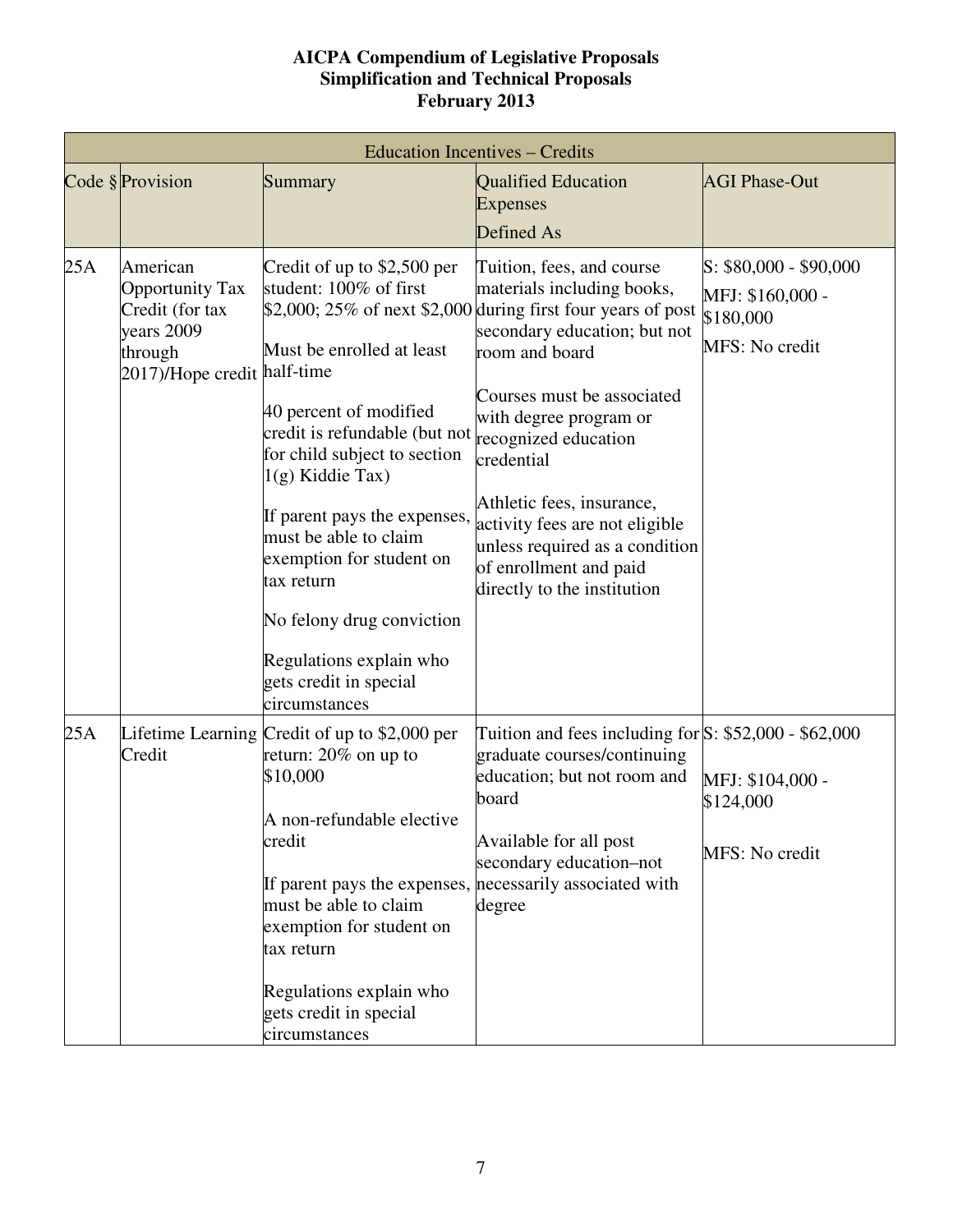**AICPA Compendium of Legislative Proposals**
**Simplification and Technical Proposals**
**February 2013**

| Education Incentives – Credits | | | | |
|---|---|---|---|---|
| Code § | Provision | Summary | Qualified Education Expenses Defined As | AGI Phase-Out |
| 25A | American Opportunity Tax Credit (for tax years 2009 through 2017)/Hope credit | Credit of up to $2,500 per student: 100% of first $2,000; 25% of next $2,000<br><br>Must be enrolled at least half-time<br><br>40 percent of modified credit is refundable (but not for child subject to section 1(g) Kiddie Tax)<br><br>If parent pays the expenses, must be able to claim exemption for student on tax return<br><br>No felony drug conviction<br><br>Regulations explain who gets credit in special circumstances | Tuition, fees, and course materials including books, during first four years of post secondary education; but not room and board<br><br>Courses must be associated with degree program or recognized education credential<br><br>Athletic fees, insurance, activity fees are not eligible unless required as a condition of enrollment and paid directly to the institution | S: $80,000 - $90,000<br>MFJ: $160,000 - $180,000<br>MFS: No credit |
| 25A | Lifetime Learning Credit | Credit of up to $2,000 per return: 20% on up to $10,000<br><br>A non-refundable elective credit<br><br>If parent pays the expenses, must be able to claim exemption for student on tax return<br><br>Regulations explain who gets credit in special circumstances | Tuition and fees including for graduate courses/continuing education; but not room and board<br><br>Available for all post secondary education–not necessarily associated with degree | S: $52,000 - $62,000<br><br>MFJ: $104,000 - $124,000<br><br>MFS: No credit |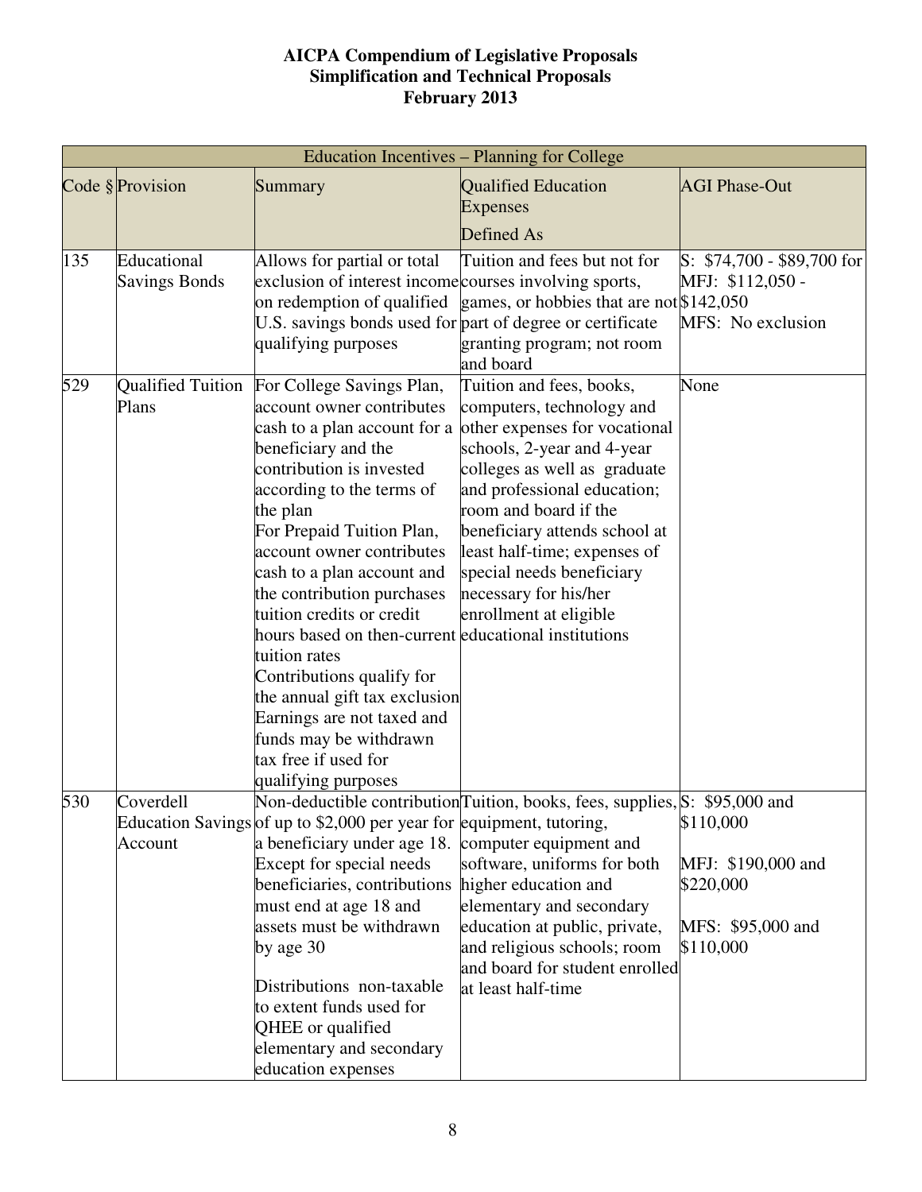# AICPA Compendium of Legislative Proposals
## Simplification and Technical Proposals
### February 2013

| Education Incentives – Planning for College | | | | |
|---|---|---|---|---|
| Code § | Provision | Summary | Qualified Education Expenses Defined As | AGI Phase-Out |
| 135 | Educational Savings Bonds | Allows for partial or total exclusion of interest income on redemption of qualified U.S. savings bonds used for qualifying purposes | Tuition and fees but not for courses involving sports, games, or hobbies that are not part of degree or certificate granting program; not room and board | S: $74,700 - $89,700 for MFJ: $112,050 - $142,050<br>MFS: No exclusion |
| 529 | Qualified Tuition Plans | For College Savings Plan, account owner contributes cash to a plan account for a beneficiary and the contribution is invested according to the terms of the plan<br>For Prepaid Tuition Plan, account owner contributes cash to a plan account and the contribution purchases tuition credits or credit hours based on then-current tuition rates<br>Contributions qualify for the annual gift tax exclusion<br>Earnings are not taxed and funds may be withdrawn tax free if used for qualifying purposes | Tuition and fees, books, computers, technology and other expenses for vocational schools, 2-year and 4-year colleges as well as graduate and professional education; room and board if the beneficiary attends school at least half-time; expenses of special needs beneficiary necessary for his/her enrollment at eligible educational institutions | None |
| 530 | Coverdell Education Savings Account | Non-deductible contribution of up to $2,000 per year for a beneficiary under age 18. Except for special needs beneficiaries, contributions must end at age 18 and assets must be withdrawn by age 30<br><br>Distributions non-taxable to extent funds used for QHEE or qualified elementary and secondary education expenses | Tuition, books, fees, supplies, equipment, tutoring, computer equipment and software, uniforms for both higher education and elementary and secondary education at public, private, and religious schools; room and board for student enrolled at least half-time | S: $95,000 and $110,000<br><br>MFJ: $190,000 and $220,000<br><br>MFS: $95,000 and $110,000 |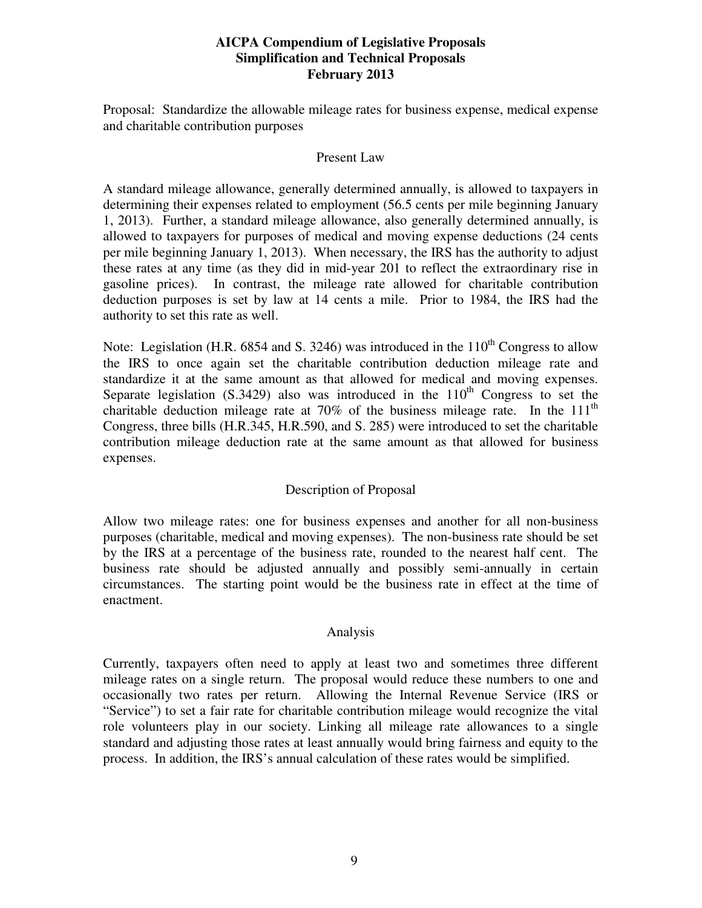**AICPA Compendium of Legislative Proposals**
**Simplification and Technical Proposals**
**February 2013**

Proposal: Standardize the allowable mileage rates for business expense, medical expense and charitable contribution purposes

## Present Law

A standard mileage allowance, generally determined annually, is allowed to taxpayers in determining their expenses related to employment (56.5 cents per mile beginning January 1, 2013). Further, a standard mileage allowance, also generally determined annually, is allowed to taxpayers for purposes of medical and moving expense deductions (24 cents per mile beginning January 1, 2013). When necessary, the IRS has the authority to adjust these rates at any time (as they did in mid-year 201 to reflect the extraordinary rise in gasoline prices). In contrast, the mileage rate allowed for charitable contribution deduction purposes is set by law at 14 cents a mile. Prior to 1984, the IRS had the authority to set this rate as well.

Note: Legislation (H.R. 6854 and S. 3246) was introduced in the 110th Congress to allow the IRS to once again set the charitable contribution deduction mileage rate and standardize it at the same amount as that allowed for medical and moving expenses. Separate legislation (S.3429) also was introduced in the 110th Congress to set the charitable deduction mileage rate at 70% of the business mileage rate. In the 111th Congress, three bills (H.R.345, H.R.590, and S. 285) were introduced to set the charitable contribution mileage deduction rate at the same amount as that allowed for business expenses.

## Description of Proposal

Allow two mileage rates: one for business expenses and another for all non-business purposes (charitable, medical and moving expenses). The non-business rate should be set by the IRS at a percentage of the business rate, rounded to the nearest half cent. The business rate should be adjusted annually and possibly semi-annually in certain circumstances. The starting point would be the business rate in effect at the time of enactment.

## Analysis

Currently, taxpayers often need to apply at least two and sometimes three different mileage rates on a single return. The proposal would reduce these numbers to one and occasionally two rates per return. Allowing the Internal Revenue Service (IRS or "Service") to set a fair rate for charitable contribution mileage would recognize the vital role volunteers play in our society. Linking all mileage rate allowances to a single standard and adjusting those rates at least annually would bring fairness and equity to the process. In addition, the IRS's annual calculation of these rates would be simplified.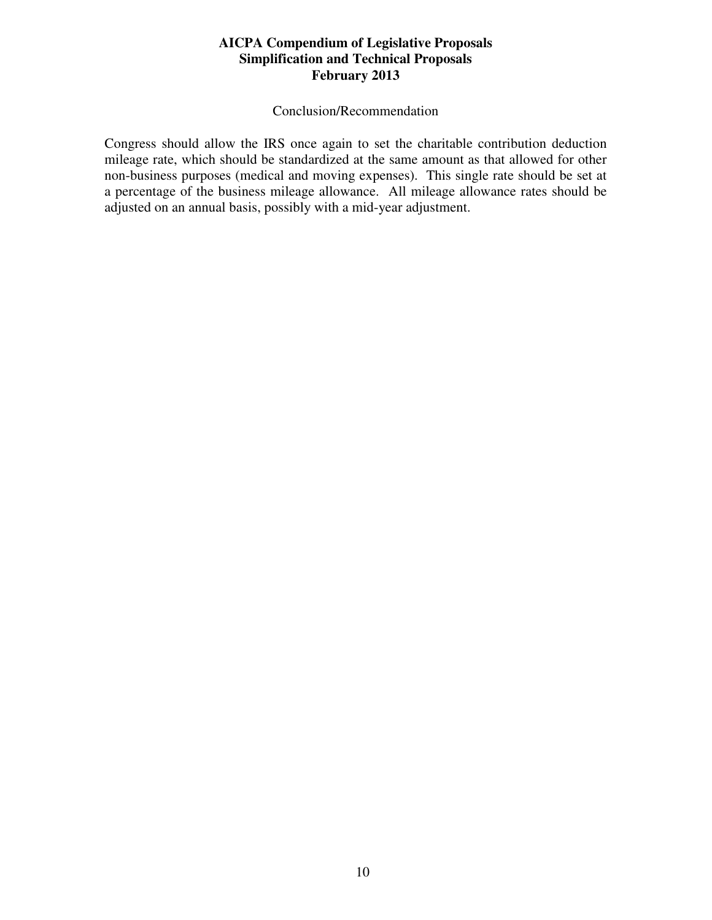Conclusion/Recommendation

Congress should allow the IRS once again to set the charitable contribution deduction mileage rate, which should be standardized at the same amount as that allowed for other non-business purposes (medical and moving expenses). This single rate should be set at a percentage of the business mileage allowance. All mileage allowance rates should be adjusted on an annual basis, possibly with a mid-year adjustment.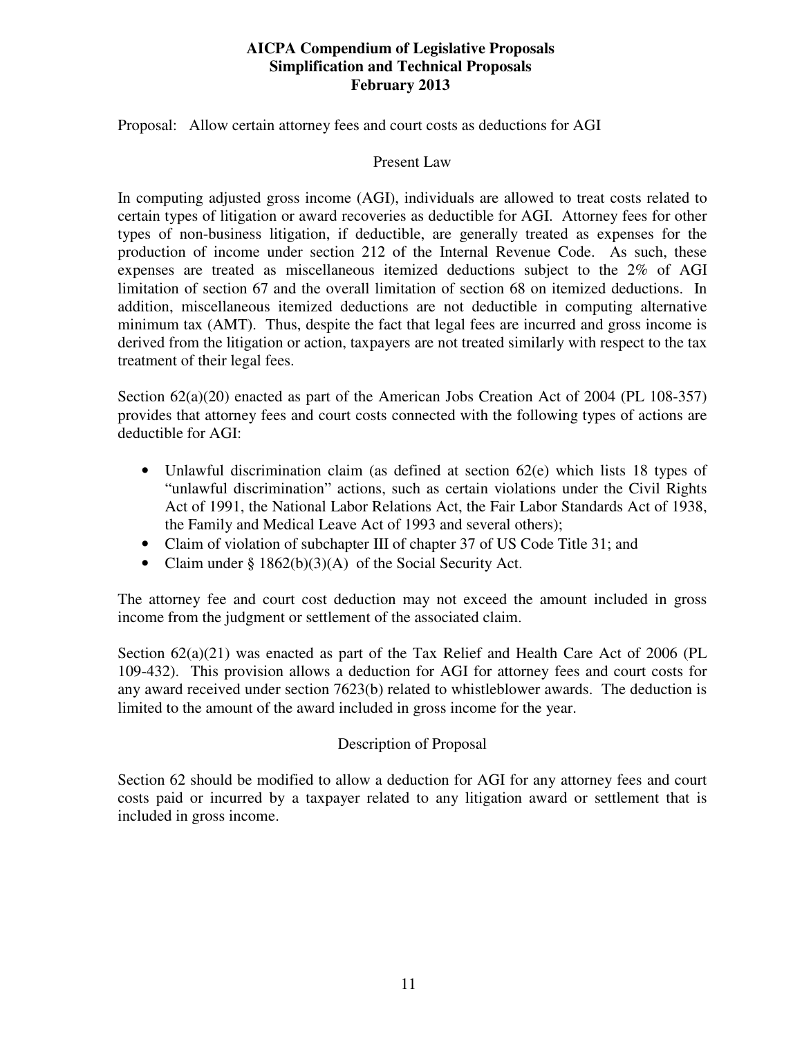# AICPA Compendium of Legislative Proposals
## Simplification and Technical Proposals
### February 2013

Proposal: Allow certain attorney fees and court costs as deductions for AGI

### Present Law

In computing adjusted gross income (AGI), individuals are allowed to treat costs related to certain types of litigation or award recoveries as deductible for AGI. Attorney fees for other types of non-business litigation, if deductible, are generally treated as expenses for the production of income under section 212 of the Internal Revenue Code. As such, these expenses are treated as miscellaneous itemized deductions subject to the 2% of AGI limitation of section 67 and the overall limitation of section 68 on itemized deductions. In addition, miscellaneous itemized deductions are not deductible in computing alternative minimum tax (AMT). Thus, despite the fact that legal fees are incurred and gross income is derived from the litigation or action, taxpayers are not treated similarly with respect to the tax treatment of their legal fees.

Section 62(a)(20) enacted as part of the American Jobs Creation Act of 2004 (PL 108-357) provides that attorney fees and court costs connected with the following types of actions are deductible for AGI:

- Unlawful discrimination claim (as defined at section 62(e) which lists 18 types of "unlawful discrimination" actions, such as certain violations under the Civil Rights Act of 1991, the National Labor Relations Act, the Fair Labor Standards Act of 1938, the Family and Medical Leave Act of 1993 and several others);
- Claim of violation of subchapter III of chapter 37 of US Code Title 31; and
- Claim under § 1862(b)(3)(A) of the Social Security Act.

The attorney fee and court cost deduction may not exceed the amount included in gross income from the judgment or settlement of the associated claim.

Section 62(a)(21) was enacted as part of the Tax Relief and Health Care Act of 2006 (PL 109-432). This provision allows a deduction for AGI for attorney fees and court costs for any award received under section 7623(b) related to whistleblower awards. The deduction is limited to the amount of the award included in gross income for the year.

### Description of Proposal

Section 62 should be modified to allow a deduction for AGI for any attorney fees and court costs paid or incurred by a taxpayer related to any litigation award or settlement that is included in gross income.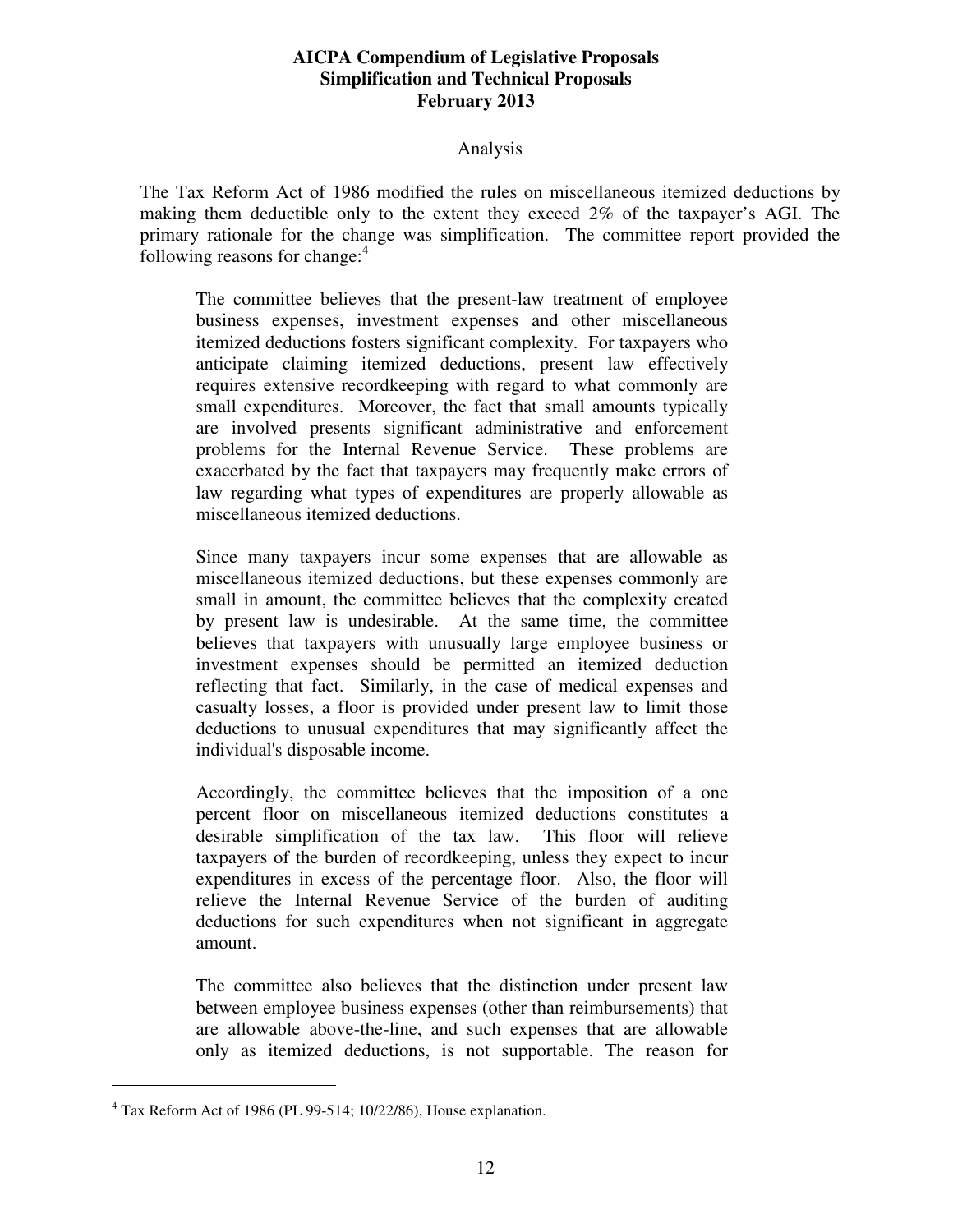Analysis

The Tax Reform Act of 1986 modified the rules on miscellaneous itemized deductions by making them deductible only to the extent they exceed 2% of the taxpayer's AGI. The primary rationale for the change was simplification. The committee report provided the following reasons for change:[4]

> The committee believes that the present-law treatment of employee business expenses, investment expenses and other miscellaneous itemized deductions fosters significant complexity. For taxpayers who anticipate claiming itemized deductions, present law effectively requires extensive recordkeeping with regard to what commonly are small expenditures. Moreover, the fact that small amounts typically are involved presents significant administrative and enforcement problems for the Internal Revenue Service. These problems are exacerbated by the fact that taxpayers may frequently make errors of law regarding what types of expenditures are properly allowable as miscellaneous itemized deductions.
>
> Since many taxpayers incur some expenses that are allowable as miscellaneous itemized deductions, but these expenses commonly are small in amount, the committee believes that the complexity created by present law is undesirable. At the same time, the committee believes that taxpayers with unusually large employee business or investment expenses should be permitted an itemized deduction reflecting that fact. Similarly, in the case of medical expenses and casualty losses, a floor is provided under present law to limit those deductions to unusual expenditures that may significantly affect the individual's disposable income.
>
> Accordingly, the committee believes that the imposition of a one percent floor on miscellaneous itemized deductions constitutes a desirable simplification of the tax law. This floor will relieve taxpayers of the burden of recordkeeping, unless they expect to incur expenditures in excess of the percentage floor. Also, the floor will relieve the Internal Revenue Service of the burden of auditing deductions for such expenditures when not significant in aggregate amount.
>
> The committee also believes that the distinction under present law between employee business expenses (other than reimbursements) that are allowable above-the-line, and such expenses that are allowable only as itemized deductions, is not supportable. The reason for

[4] Tax Reform Act of 1986 (PL 99-514; 10/22/86), House explanation.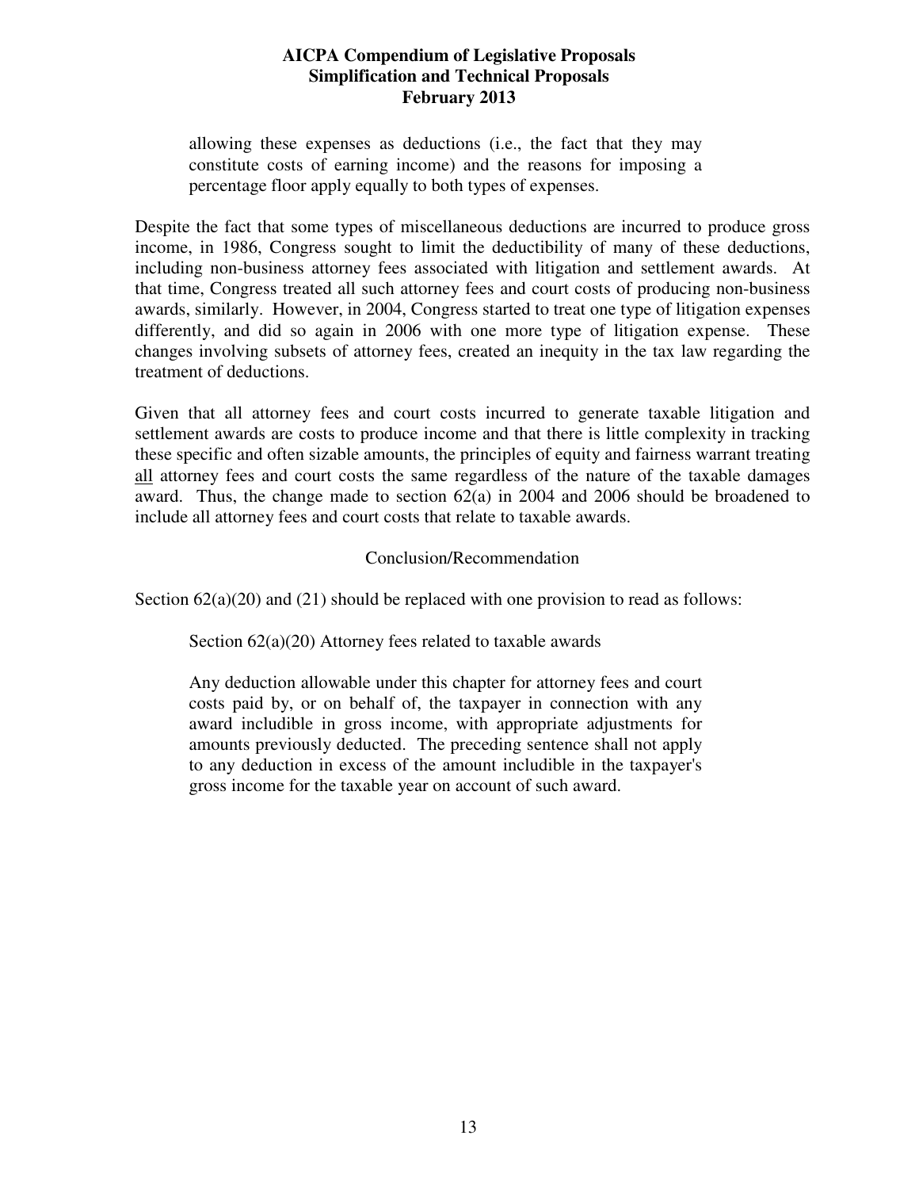> allowing these expenses as deductions (i.e., the fact that they may constitute costs of earning income) and the reasons for imposing a percentage floor apply equally to both types of expenses.

Despite the fact that some types of miscellaneous deductions are incurred to produce gross income, in 1986, Congress sought to limit the deductibility of many of these deductions, including non-business attorney fees associated with litigation and settlement awards. At that time, Congress treated all such attorney fees and court costs of producing non-business awards, similarly. However, in 2004, Congress started to treat one type of litigation expenses differently, and did so again in 2006 with one more type of litigation expense. These changes involving subsets of attorney fees, created an inequity in the tax law regarding the treatment of deductions.

Given that all attorney fees and court costs incurred to generate taxable litigation and settlement awards are costs to produce income and that there is little complexity in tracking these specific and often sizable amounts, the principles of equity and fairness warrant treating <u>all</u> attorney fees and court costs the same regardless of the nature of the taxable damages award. Thus, the change made to section 62(a) in 2004 and 2006 should be broadened to include all attorney fees and court costs that relate to taxable awards.

### Conclusion/Recommendation

Section 62(a)(20) and (21) should be replaced with one provision to read as follows:

> Section 62(a)(20) Attorney fees related to taxable awards
>
> Any deduction allowable under this chapter for attorney fees and court costs paid by, or on behalf of, the taxpayer in connection with any award includible in gross income, with appropriate adjustments for amounts previously deducted. The preceding sentence shall not apply to any deduction in excess of the amount includible in the taxpayer's gross income for the taxable year on account of such award.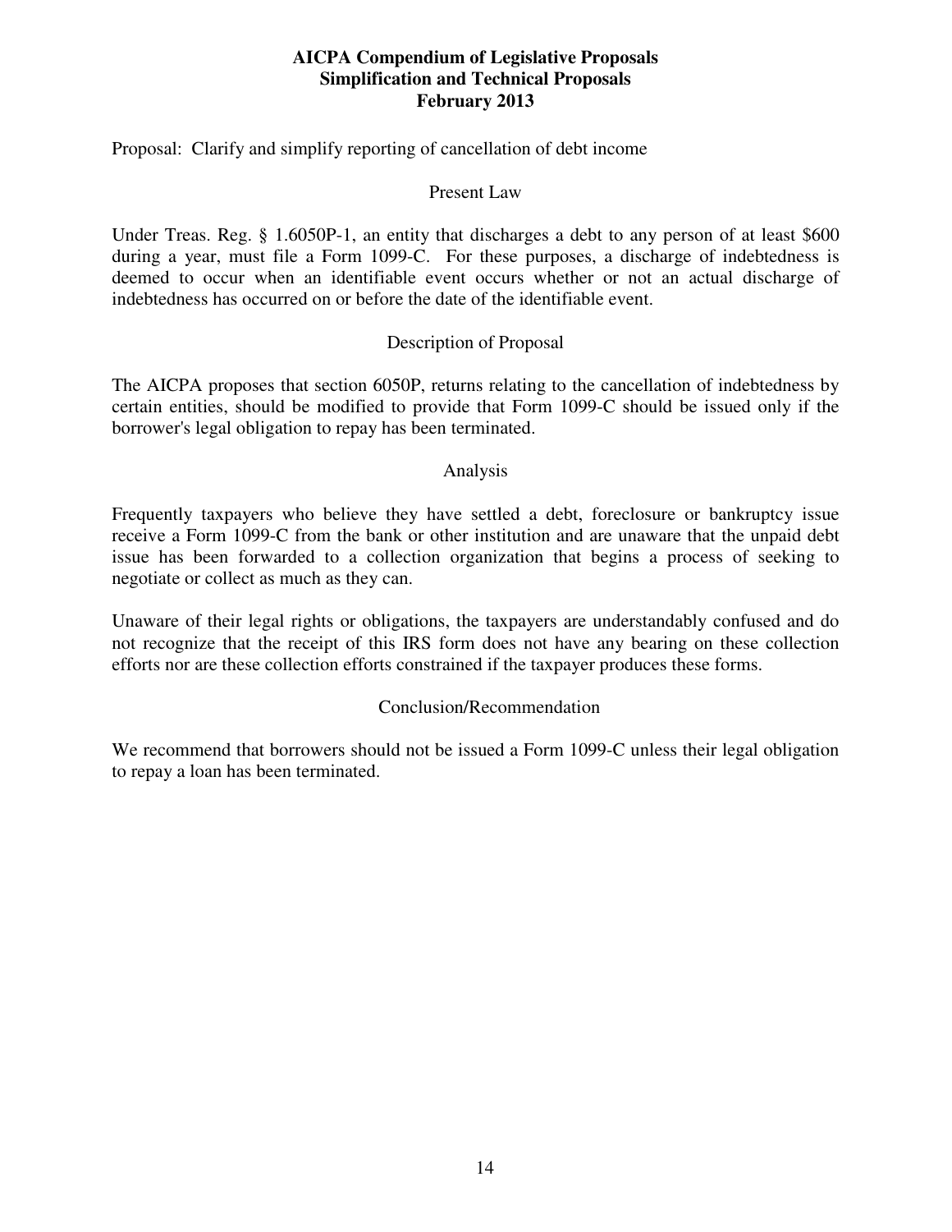**AICPA Compendium of Legislative Proposals**
**Simplification and Technical Proposals**
**February 2013**

Proposal: Clarify and simplify reporting of cancellation of debt income

## Present Law

Under Treas. Reg. § 1.6050P-1, an entity that discharges a debt to any person of at least $600 during a year, must file a Form 1099-C. For these purposes, a discharge of indebtedness is deemed to occur when an identifiable event occurs whether or not an actual discharge of indebtedness has occurred on or before the date of the identifiable event.

## Description of Proposal

The AICPA proposes that section 6050P, returns relating to the cancellation of indebtedness by certain entities, should be modified to provide that Form 1099-C should be issued only if the borrower's legal obligation to repay has been terminated.

## Analysis

Frequently taxpayers who believe they have settled a debt, foreclosure or bankruptcy issue receive a Form 1099-C from the bank or other institution and are unaware that the unpaid debt issue has been forwarded to a collection organization that begins a process of seeking to negotiate or collect as much as they can.

Unaware of their legal rights or obligations, the taxpayers are understandably confused and do not recognize that the receipt of this IRS form does not have any bearing on these collection efforts nor are these collection efforts constrained if the taxpayer produces these forms.

## Conclusion/Recommendation

We recommend that borrowers should not be issued a Form 1099-C unless their legal obligation to repay a loan has been terminated.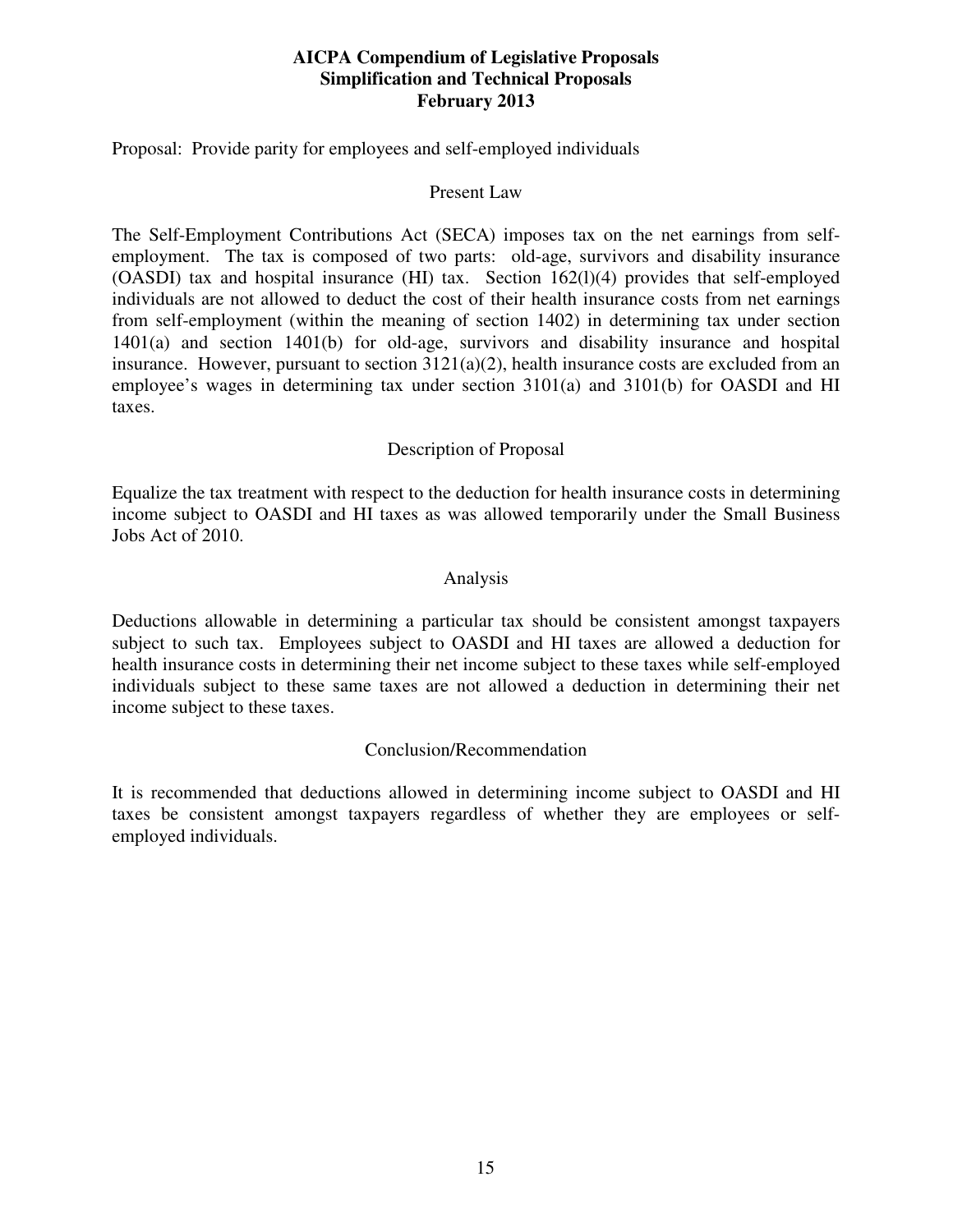**AICPA Compendium of Legislative Proposals**
**Simplification and Technical Proposals**
**February 2013**

Proposal: Provide parity for employees and self-employed individuals

## Present Law

The Self-Employment Contributions Act (SECA) imposes tax on the net earnings from self-employment. The tax is composed of two parts: old-age, survivors and disability insurance (OASDI) tax and hospital insurance (HI) tax. Section 162(l)(4) provides that self-employed individuals are not allowed to deduct the cost of their health insurance costs from net earnings from self-employment (within the meaning of section 1402) in determining tax under section 1401(a) and section 1401(b) for old-age, survivors and disability insurance and hospital insurance. However, pursuant to section 3121(a)(2), health insurance costs are excluded from an employee's wages in determining tax under section 3101(a) and 3101(b) for OASDI and HI taxes.

## Description of Proposal

Equalize the tax treatment with respect to the deduction for health insurance costs in determining income subject to OASDI and HI taxes as was allowed temporarily under the Small Business Jobs Act of 2010.

## Analysis

Deductions allowable in determining a particular tax should be consistent amongst taxpayers subject to such tax. Employees subject to OASDI and HI taxes are allowed a deduction for health insurance costs in determining their net income subject to these taxes while self-employed individuals subject to these same taxes are not allowed a deduction in determining their net income subject to these taxes.

## Conclusion/Recommendation

It is recommended that deductions allowed in determining income subject to OASDI and HI taxes be consistent amongst taxpayers regardless of whether they are employees or self-employed individuals.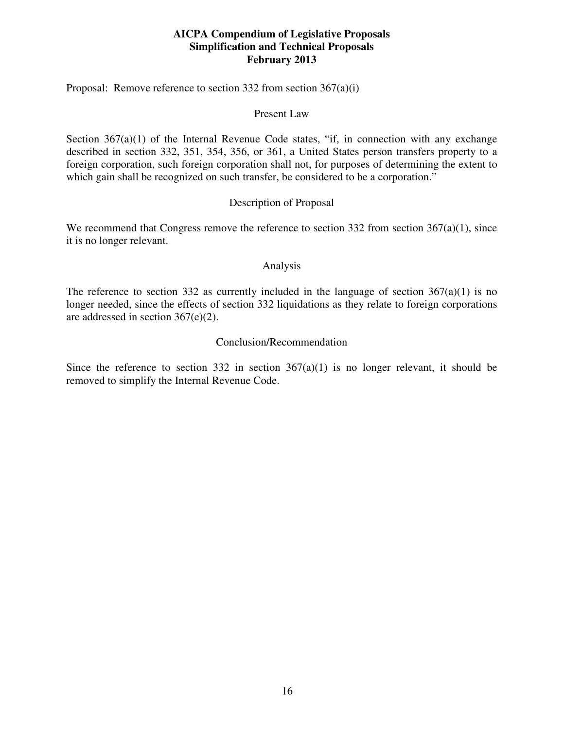**AICPA Compendium of Legislative Proposals**
**Simplification and Technical Proposals**
**February 2013**

Proposal: Remove reference to section 332 from section 367(a)(i)

## Present Law

Section 367(a)(1) of the Internal Revenue Code states, "if, in connection with any exchange described in section 332, 351, 354, 356, or 361, a United States person transfers property to a foreign corporation, such foreign corporation shall not, for purposes of determining the extent to which gain shall be recognized on such transfer, be considered to be a corporation."

## Description of Proposal

We recommend that Congress remove the reference to section 332 from section 367(a)(1), since it is no longer relevant.

## Analysis

The reference to section 332 as currently included in the language of section 367(a)(1) is no longer needed, since the effects of section 332 liquidations as they relate to foreign corporations are addressed in section 367(e)(2).

## Conclusion/Recommendation

Since the reference to section 332 in section 367(a)(1) is no longer relevant, it should be removed to simplify the Internal Revenue Code.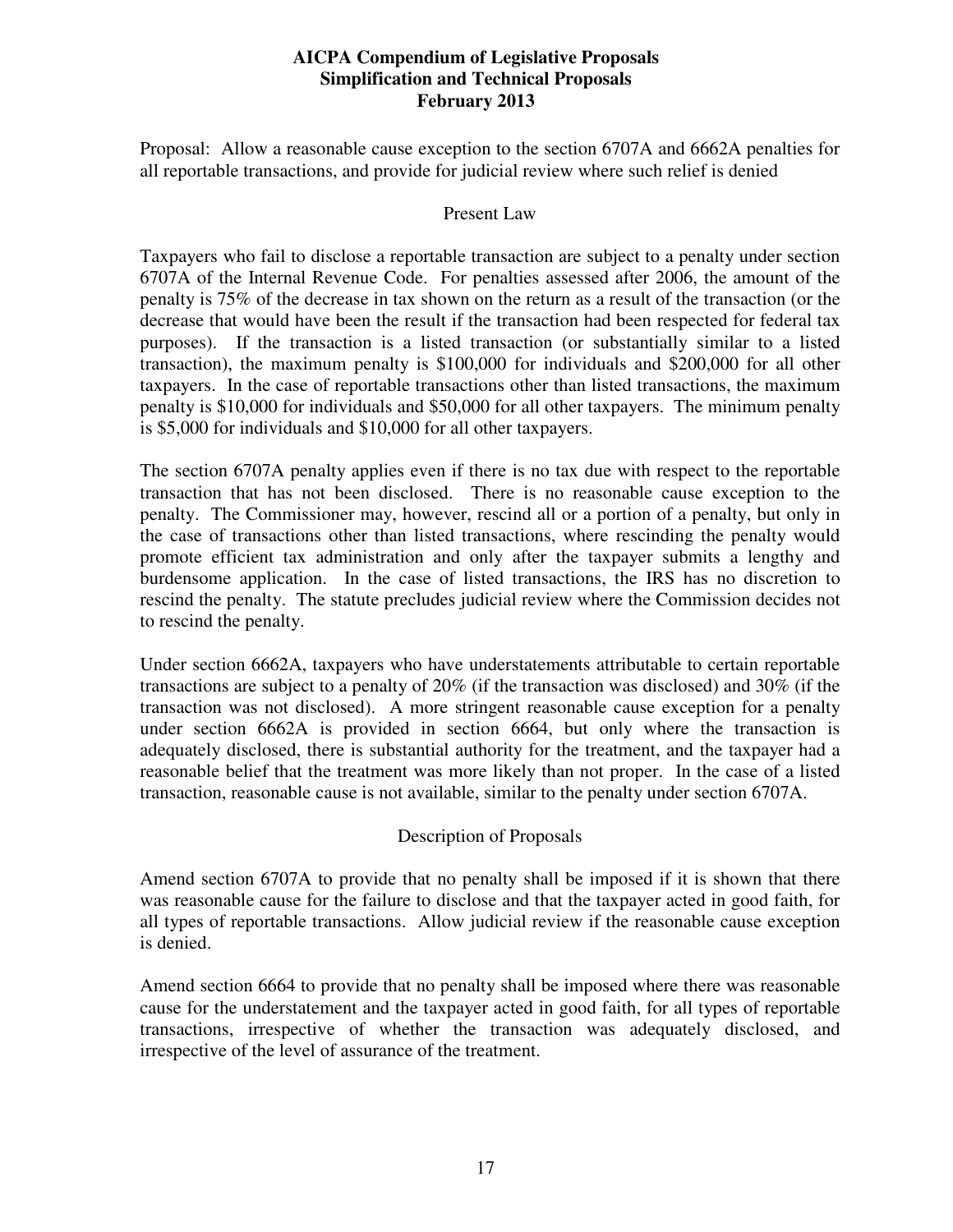Proposal: Allow a reasonable cause exception to the section 6707A and 6662A penalties for all reportable transactions, and provide for judicial review where such relief is denied

## Present Law

Taxpayers who fail to disclose a reportable transaction are subject to a penalty under section 6707A of the Internal Revenue Code. For penalties assessed after 2006, the amount of the penalty is 75% of the decrease in tax shown on the return as a result of the transaction (or the decrease that would have been the result if the transaction had been respected for federal tax purposes). If the transaction is a listed transaction (or substantially similar to a listed transaction), the maximum penalty is $100,000 for individuals and $200,000 for all other taxpayers. In the case of reportable transactions other than listed transactions, the maximum penalty is $10,000 for individuals and $50,000 for all other taxpayers. The minimum penalty is $5,000 for individuals and $10,000 for all other taxpayers.

The section 6707A penalty applies even if there is no tax due with respect to the reportable transaction that has not been disclosed. There is no reasonable cause exception to the penalty. The Commissioner may, however, rescind all or a portion of a penalty, but only in the case of transactions other than listed transactions, where rescinding the penalty would promote efficient tax administration and only after the taxpayer submits a lengthy and burdensome application. In the case of listed transactions, the IRS has no discretion to rescind the penalty. The statute precludes judicial review where the Commission decides not to rescind the penalty.

Under section 6662A, taxpayers who have understatements attributable to certain reportable transactions are subject to a penalty of 20% (if the transaction was disclosed) and 30% (if the transaction was not disclosed). A more stringent reasonable cause exception for a penalty under section 6662A is provided in section 6664, but only where the transaction is adequately disclosed, there is substantial authority for the treatment, and the taxpayer had a reasonable belief that the treatment was more likely than not proper. In the case of a listed transaction, reasonable cause is not available, similar to the penalty under section 6707A.

## Description of Proposals

Amend section 6707A to provide that no penalty shall be imposed if it is shown that there was reasonable cause for the failure to disclose and that the taxpayer acted in good faith, for all types of reportable transactions. Allow judicial review if the reasonable cause exception is denied.

Amend section 6664 to provide that no penalty shall be imposed where there was reasonable cause for the understatement and the taxpayer acted in good faith, for all types of reportable transactions, irrespective of whether the transaction was adequately disclosed, and irrespective of the level of assurance of the treatment.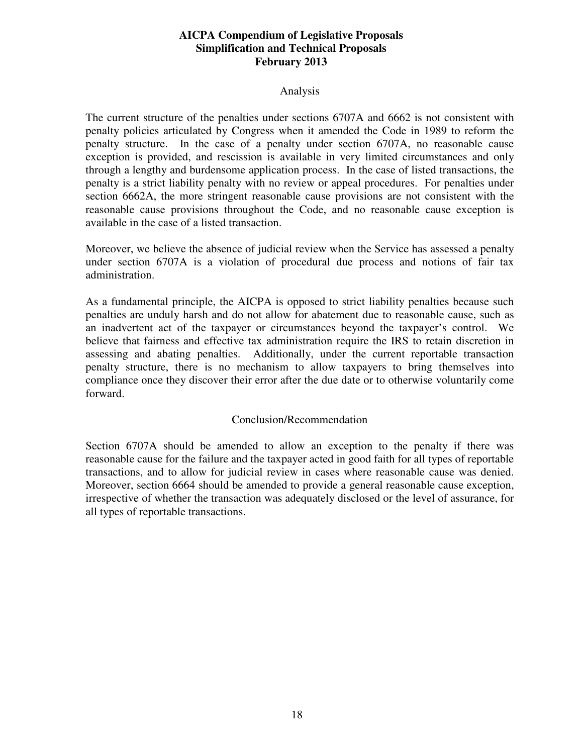### Analysis

The current structure of the penalties under sections 6707A and 6662 is not consistent with penalty policies articulated by Congress when it amended the Code in 1989 to reform the penalty structure. In the case of a penalty under section 6707A, no reasonable cause exception is provided, and rescission is available in very limited circumstances and only through a lengthy and burdensome application process. In the case of listed transactions, the penalty is a strict liability penalty with no review or appeal procedures. For penalties under section 6662A, the more stringent reasonable cause provisions are not consistent with the reasonable cause provisions throughout the Code, and no reasonable cause exception is available in the case of a listed transaction.

Moreover, we believe the absence of judicial review when the Service has assessed a penalty under section 6707A is a violation of procedural due process and notions of fair tax administration.

As a fundamental principle, the AICPA is opposed to strict liability penalties because such penalties are unduly harsh and do not allow for abatement due to reasonable cause, such as an inadvertent act of the taxpayer or circumstances beyond the taxpayer's control. We believe that fairness and effective tax administration require the IRS to retain discretion in assessing and abating penalties. Additionally, under the current reportable transaction penalty structure, there is no mechanism to allow taxpayers to bring themselves into compliance once they discover their error after the due date or to otherwise voluntarily come forward.

### Conclusion/Recommendation

Section 6707A should be amended to allow an exception to the penalty if there was reasonable cause for the failure and the taxpayer acted in good faith for all types of reportable transactions, and to allow for judicial review in cases where reasonable cause was denied. Moreover, section 6664 should be amended to provide a general reasonable cause exception, irrespective of whether the transaction was adequately disclosed or the level of assurance, for all types of reportable transactions.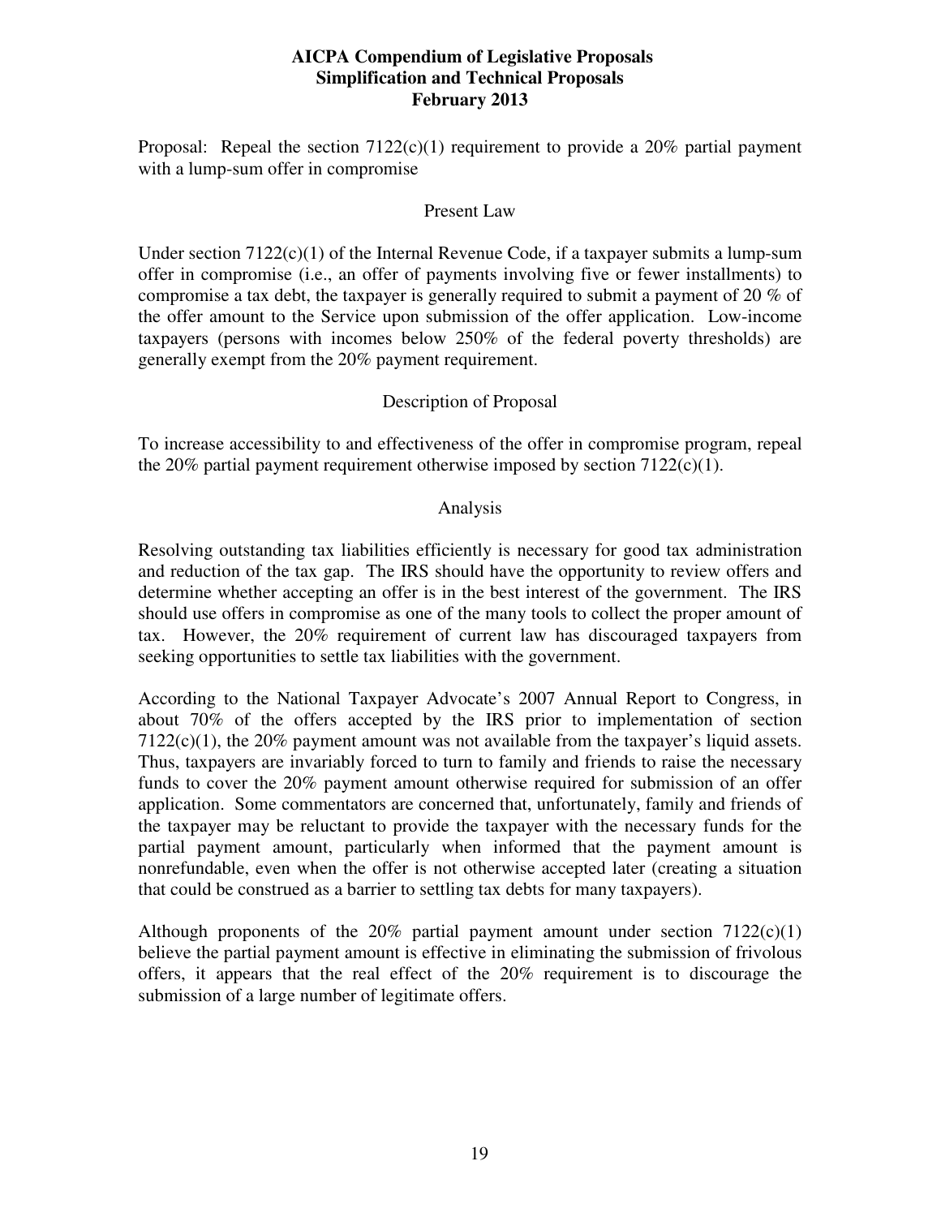Proposal: Repeal the section 7122(c)(1) requirement to provide a 20% partial payment with a lump-sum offer in compromise

## Present Law

Under section 7122(c)(1) of the Internal Revenue Code, if a taxpayer submits a lump-sum offer in compromise (i.e., an offer of payments involving five or fewer installments) to compromise a tax debt, the taxpayer is generally required to submit a payment of 20 % of the offer amount to the Service upon submission of the offer application. Low-income taxpayers (persons with incomes below 250% of the federal poverty thresholds) are generally exempt from the 20% payment requirement.

## Description of Proposal

To increase accessibility to and effectiveness of the offer in compromise program, repeal the 20% partial payment requirement otherwise imposed by section 7122(c)(1).

## Analysis

Resolving outstanding tax liabilities efficiently is necessary for good tax administration and reduction of the tax gap. The IRS should have the opportunity to review offers and determine whether accepting an offer is in the best interest of the government. The IRS should use offers in compromise as one of the many tools to collect the proper amount of tax. However, the 20% requirement of current law has discouraged taxpayers from seeking opportunities to settle tax liabilities with the government.

According to the National Taxpayer Advocate's 2007 Annual Report to Congress, in about 70% of the offers accepted by the IRS prior to implementation of section 7122(c)(1), the 20% payment amount was not available from the taxpayer's liquid assets. Thus, taxpayers are invariably forced to turn to family and friends to raise the necessary funds to cover the 20% payment amount otherwise required for submission of an offer application. Some commentators are concerned that, unfortunately, family and friends of the taxpayer may be reluctant to provide the taxpayer with the necessary funds for the partial payment amount, particularly when informed that the payment amount is nonrefundable, even when the offer is not otherwise accepted later (creating a situation that could be construed as a barrier to settling tax debts for many taxpayers).

Although proponents of the 20% partial payment amount under section 7122(c)(1) believe the partial payment amount is effective in eliminating the submission of frivolous offers, it appears that the real effect of the 20% requirement is to discourage the submission of a large number of legitimate offers.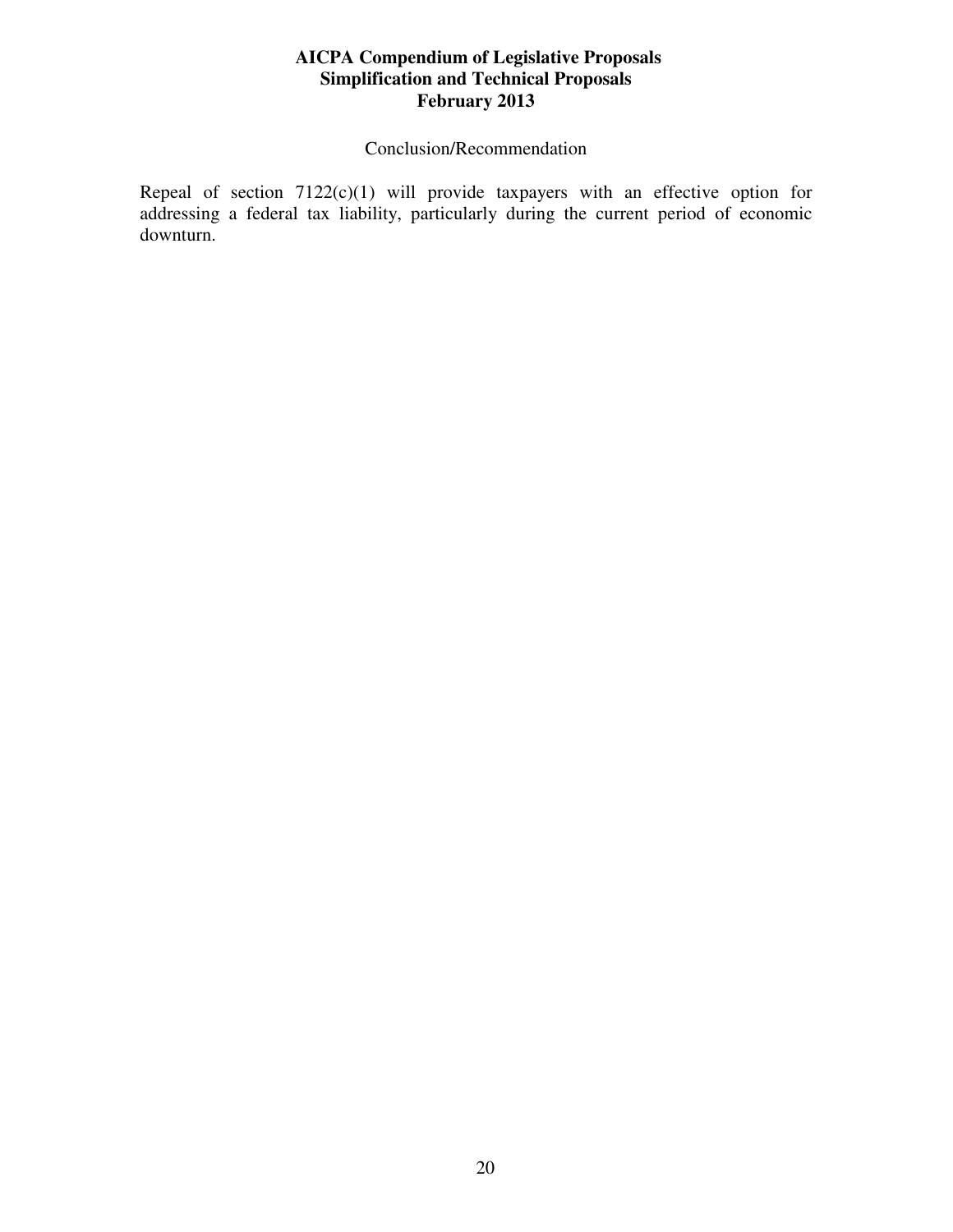Conclusion/Recommendation

Repeal of section 7122(c)(1) will provide taxpayers with an effective option for addressing a federal tax liability, particularly during the current period of economic downturn.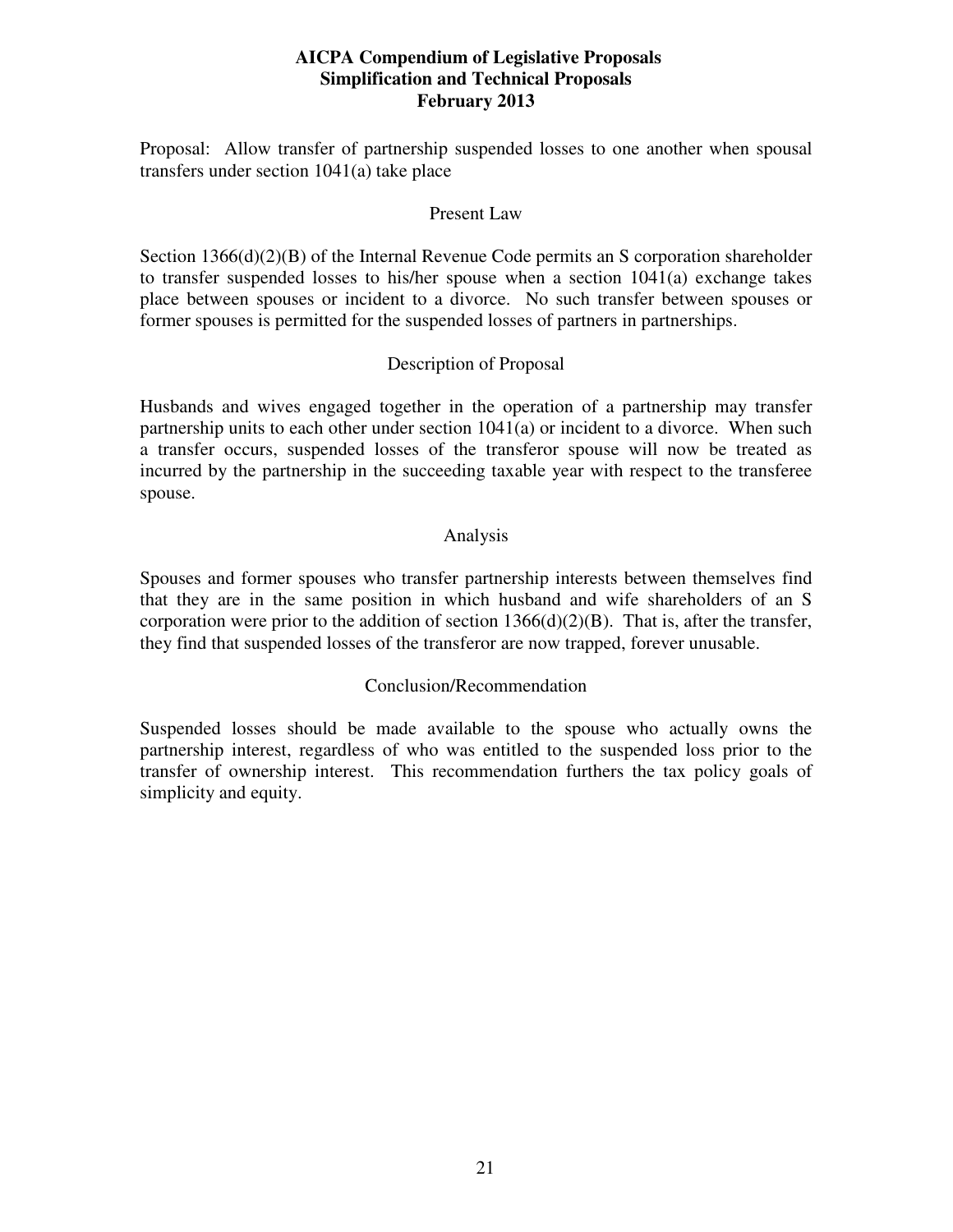Proposal: Allow transfer of partnership suspended losses to one another when spousal transfers under section 1041(a) take place

## Present Law

Section 1366(d)(2)(B) of the Internal Revenue Code permits an S corporation shareholder to transfer suspended losses to his/her spouse when a section 1041(a) exchange takes place between spouses or incident to a divorce. No such transfer between spouses or former spouses is permitted for the suspended losses of partners in partnerships.

## Description of Proposal

Husbands and wives engaged together in the operation of a partnership may transfer partnership units to each other under section 1041(a) or incident to a divorce. When such a transfer occurs, suspended losses of the transferor spouse will now be treated as incurred by the partnership in the succeeding taxable year with respect to the transferee spouse.

## Analysis

Spouses and former spouses who transfer partnership interests between themselves find that they are in the same position in which husband and wife shareholders of an S corporation were prior to the addition of section 1366(d)(2)(B). That is, after the transfer, they find that suspended losses of the transferor are now trapped, forever unusable.

## Conclusion/Recommendation

Suspended losses should be made available to the spouse who actually owns the partnership interest, regardless of who was entitled to the suspended loss prior to the transfer of ownership interest. This recommendation furthers the tax policy goals of simplicity and equity.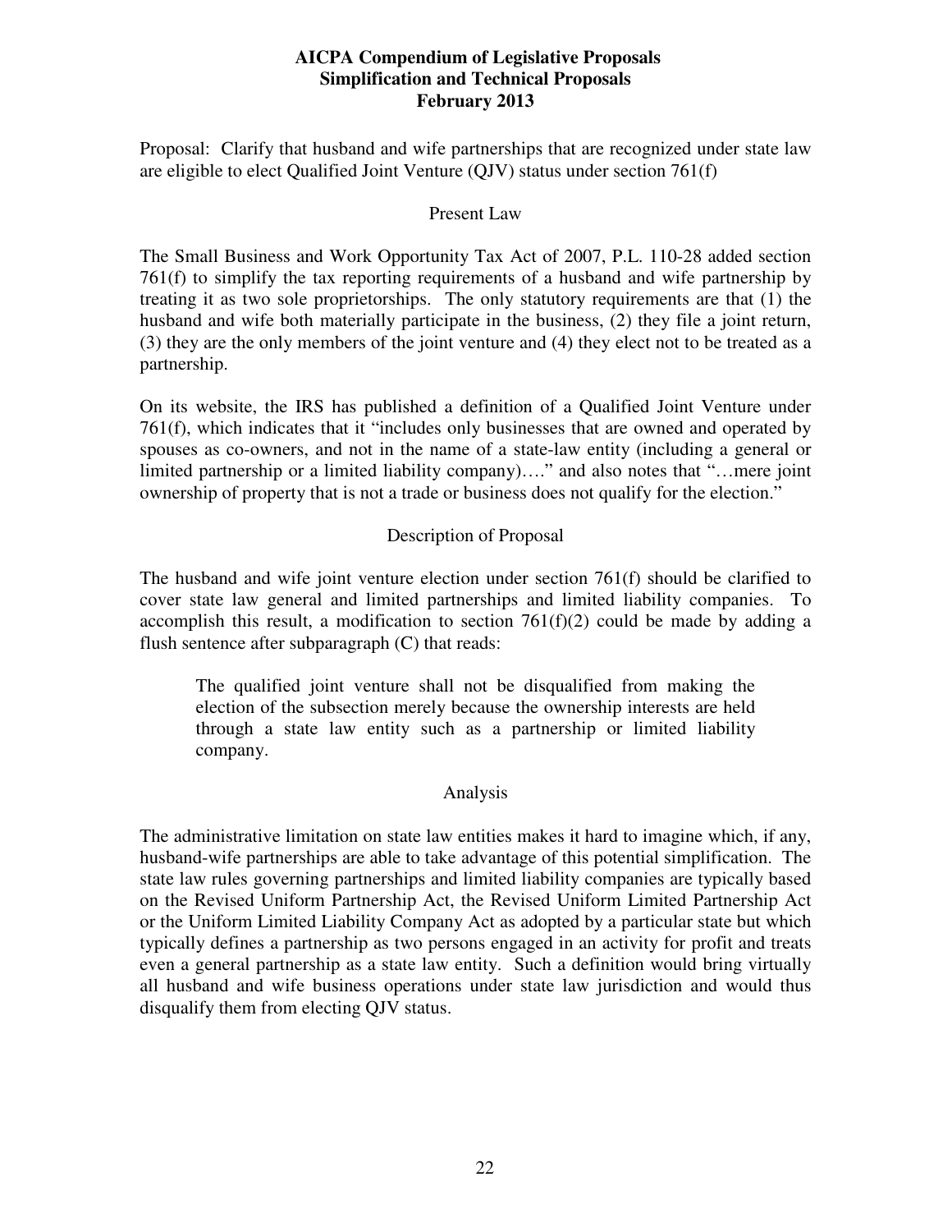Proposal: Clarify that husband and wife partnerships that are recognized under state law are eligible to elect Qualified Joint Venture (QJV) status under section 761(f)

## Present Law

The Small Business and Work Opportunity Tax Act of 2007, P.L. 110-28 added section 761(f) to simplify the tax reporting requirements of a husband and wife partnership by treating it as two sole proprietorships. The only statutory requirements are that (1) the husband and wife both materially participate in the business, (2) they file a joint return, (3) they are the only members of the joint venture and (4) they elect not to be treated as a partnership.

On its website, the IRS has published a definition of a Qualified Joint Venture under 761(f), which indicates that it "includes only businesses that are owned and operated by spouses as co-owners, and not in the name of a state-law entity (including a general or limited partnership or a limited liability company)…." and also notes that "…mere joint ownership of property that is not a trade or business does not qualify for the election."

## Description of Proposal

The husband and wife joint venture election under section 761(f) should be clarified to cover state law general and limited partnerships and limited liability companies. To accomplish this result, a modification to section 761(f)(2) could be made by adding a flush sentence after subparagraph (C) that reads:

> The qualified joint venture shall not be disqualified from making the election of the subsection merely because the ownership interests are held through a state law entity such as a partnership or limited liability company.

## Analysis

The administrative limitation on state law entities makes it hard to imagine which, if any, husband-wife partnerships are able to take advantage of this potential simplification. The state law rules governing partnerships and limited liability companies are typically based on the Revised Uniform Partnership Act, the Revised Uniform Limited Partnership Act or the Uniform Limited Liability Company Act as adopted by a particular state but which typically defines a partnership as two persons engaged in an activity for profit and treats even a general partnership as a state law entity. Such a definition would bring virtually all husband and wife business operations under state law jurisdiction and would thus disqualify them from electing QJV status.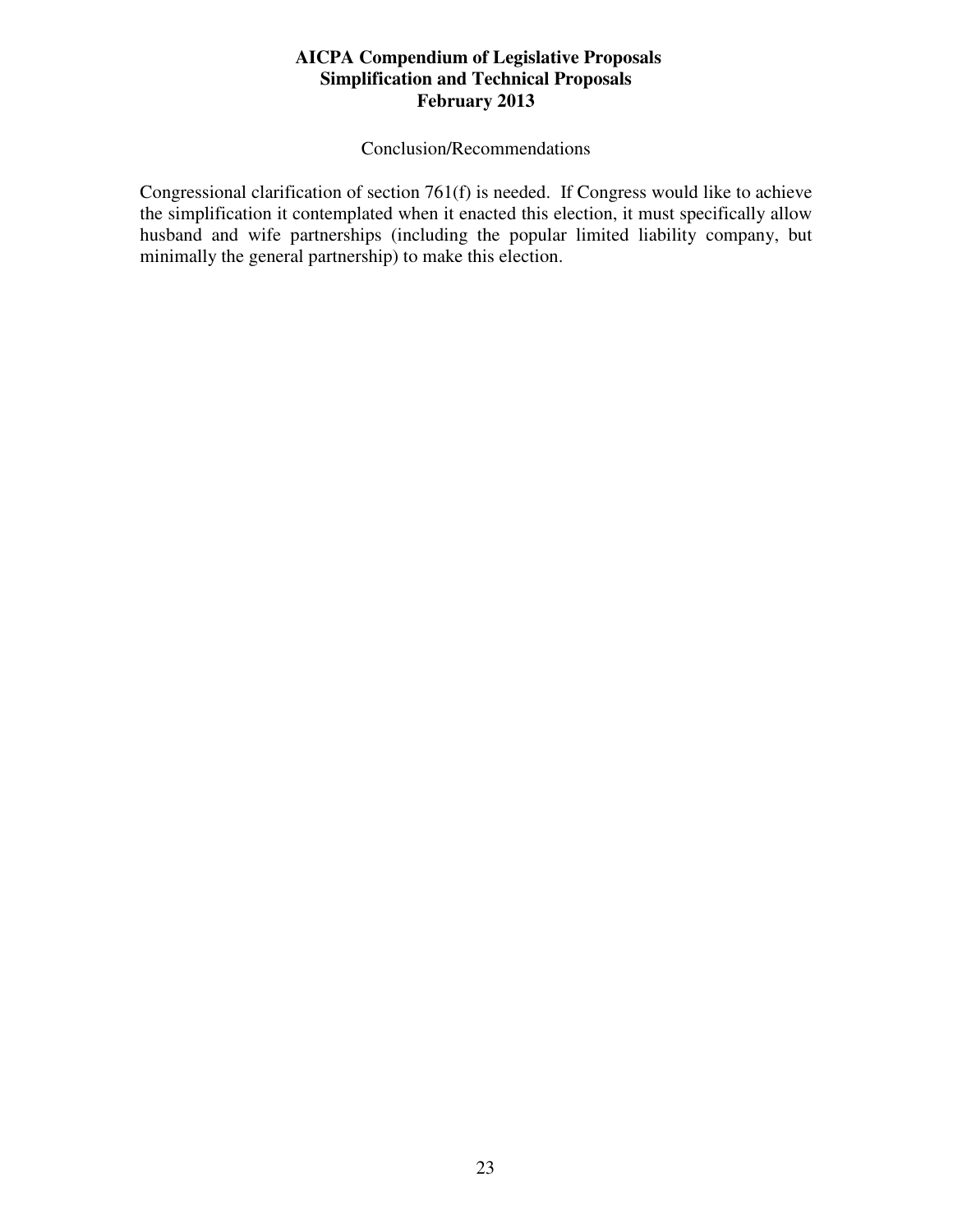Conclusion/Recommendations

Congressional clarification of section 761(f) is needed. If Congress would like to achieve the simplification it contemplated when it enacted this election, it must specifically allow husband and wife partnerships (including the popular limited liability company, but minimally the general partnership) to make this election.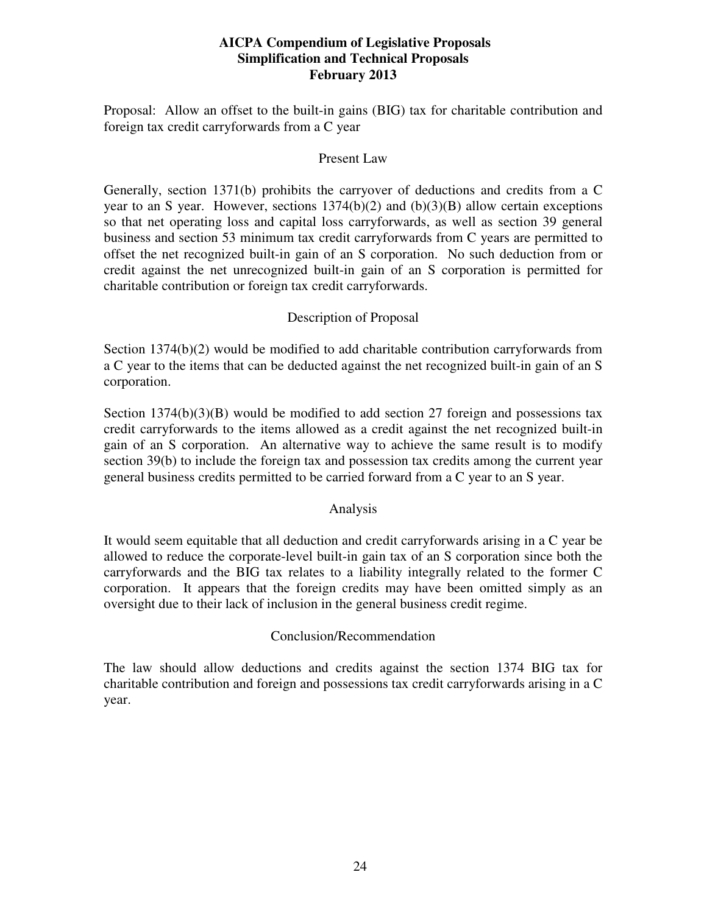Proposal: Allow an offset to the built-in gains (BIG) tax for charitable contribution and foreign tax credit carryforwards from a C year

## Present Law

Generally, section 1371(b) prohibits the carryover of deductions and credits from a C year to an S year. However, sections 1374(b)(2) and (b)(3)(B) allow certain exceptions so that net operating loss and capital loss carryforwards, as well as section 39 general business and section 53 minimum tax credit carryforwards from C years are permitted to offset the net recognized built-in gain of an S corporation. No such deduction from or credit against the net unrecognized built-in gain of an S corporation is permitted for charitable contribution or foreign tax credit carryforwards.

## Description of Proposal

Section 1374(b)(2) would be modified to add charitable contribution carryforwards from a C year to the items that can be deducted against the net recognized built-in gain of an S corporation.

Section 1374(b)(3)(B) would be modified to add section 27 foreign and possessions tax credit carryforwards to the items allowed as a credit against the net recognized built-in gain of an S corporation. An alternative way to achieve the same result is to modify section 39(b) to include the foreign tax and possession tax credits among the current year general business credits permitted to be carried forward from a C year to an S year.

## Analysis

It would seem equitable that all deduction and credit carryforwards arising in a C year be allowed to reduce the corporate-level built-in gain tax of an S corporation since both the carryforwards and the BIG tax relates to a liability integrally related to the former C corporation. It appears that the foreign credits may have been omitted simply as an oversight due to their lack of inclusion in the general business credit regime.

## Conclusion/Recommendation

The law should allow deductions and credits against the section 1374 BIG tax for charitable contribution and foreign and possessions tax credit carryforwards arising in a C year.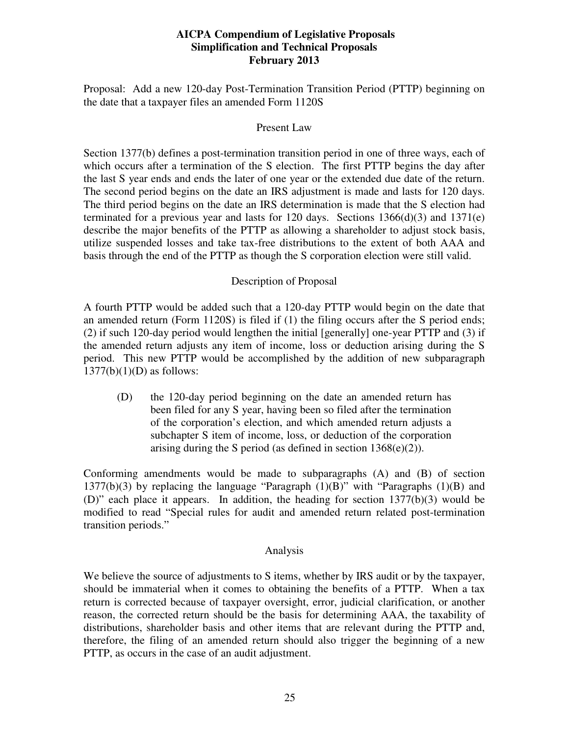**AICPA Compendium of Legislative Proposals**
**Simplification and Technical Proposals**
**February 2013**

Proposal: Add a new 120-day Post-Termination Transition Period (PTTP) beginning on the date that a taxpayer files an amended Form 1120S

## Present Law

Section 1377(b) defines a post-termination transition period in one of three ways, each of which occurs after a termination of the S election. The first PTTP begins the day after the last S year ends and ends the later of one year or the extended due date of the return. The second period begins on the date an IRS adjustment is made and lasts for 120 days. The third period begins on the date an IRS determination is made that the S election had terminated for a previous year and lasts for 120 days. Sections 1366(d)(3) and 1371(e) describe the major benefits of the PTTP as allowing a shareholder to adjust stock basis, utilize suspended losses and take tax-free distributions to the extent of both AAA and basis through the end of the PTTP as though the S corporation election were still valid.

## Description of Proposal

A fourth PTTP would be added such that a 120-day PTTP would begin on the date that an amended return (Form 1120S) is filed if (1) the filing occurs after the S period ends; (2) if such 120-day period would lengthen the initial [generally] one-year PTTP and (3) if the amended return adjusts any item of income, loss or deduction arising during the S period. This new PTTP would be accomplished by the addition of new subparagraph 1377(b)(1)(D) as follows:

> (D) the 120-day period beginning on the date an amended return has been filed for any S year, having been so filed after the termination of the corporation's election, and which amended return adjusts a subchapter S item of income, loss, or deduction of the corporation arising during the S period (as defined in section 1368(e)(2)).

Conforming amendments would be made to subparagraphs (A) and (B) of section 1377(b)(3) by replacing the language "Paragraph (1)(B)" with "Paragraphs (1)(B) and (D)" each place it appears. In addition, the heading for section 1377(b)(3) would be modified to read "Special rules for audit and amended return related post-termination transition periods."

## Analysis

We believe the source of adjustments to S items, whether by IRS audit or by the taxpayer, should be immaterial when it comes to obtaining the benefits of a PTTP. When a tax return is corrected because of taxpayer oversight, error, judicial clarification, or another reason, the corrected return should be the basis for determining AAA, the taxability of distributions, shareholder basis and other items that are relevant during the PTTP and, therefore, the filing of an amended return should also trigger the beginning of a new PTTP, as occurs in the case of an audit adjustment.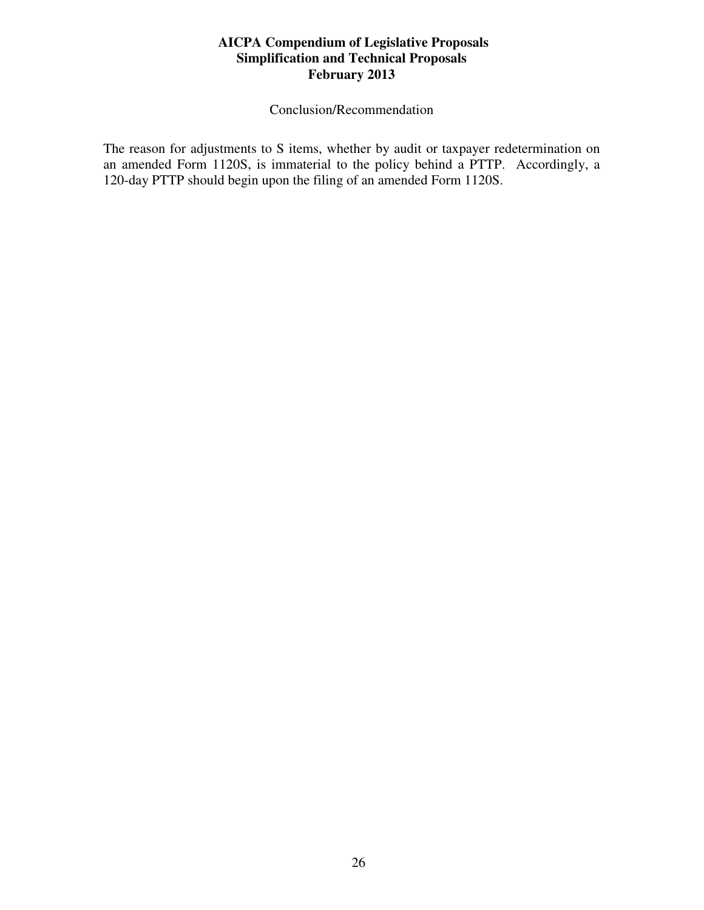Conclusion/Recommendation

The reason for adjustments to S items, whether by audit or taxpayer redetermination on an amended Form 1120S, is immaterial to the policy behind a PTTP. Accordingly, a 120-day PTTP should begin upon the filing of an amended Form 1120S.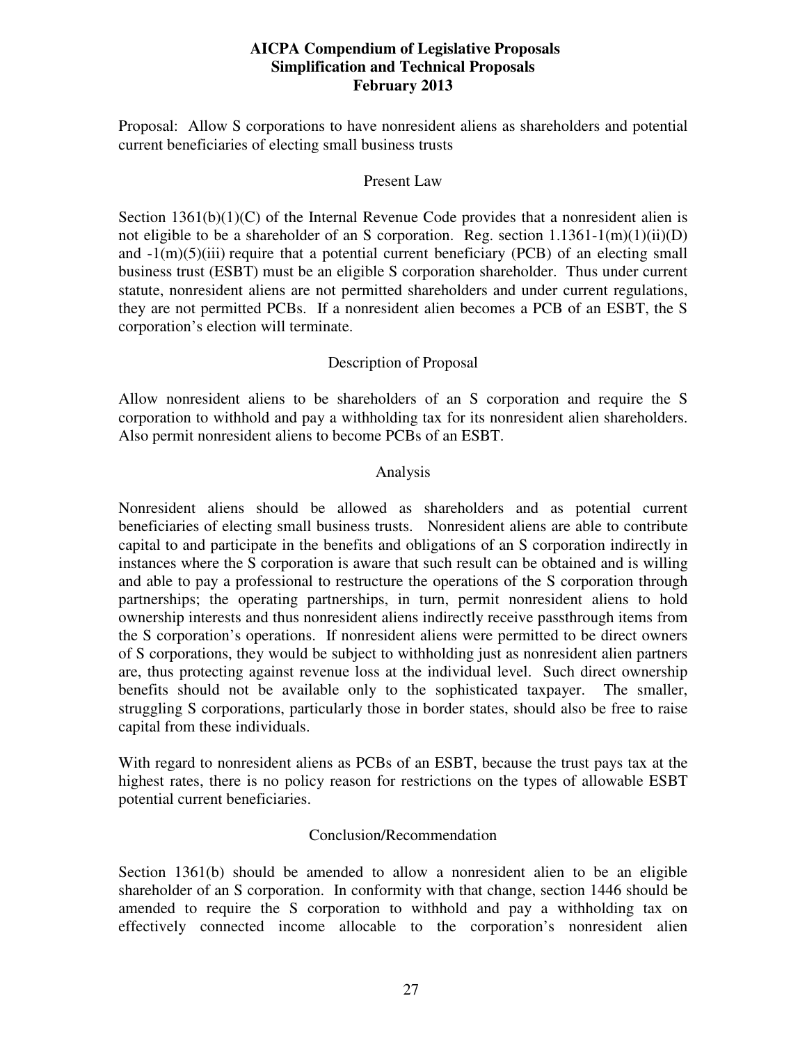Proposal: Allow S corporations to have nonresident aliens as shareholders and potential current beneficiaries of electing small business trusts

## Present Law

Section 1361(b)(1)(C) of the Internal Revenue Code provides that a nonresident alien is not eligible to be a shareholder of an S corporation. Reg. section 1.1361-1(m)(1)(ii)(D) and -1(m)(5)(iii) require that a potential current beneficiary (PCB) of an electing small business trust (ESBT) must be an eligible S corporation shareholder. Thus under current statute, nonresident aliens are not permitted shareholders and under current regulations, they are not permitted PCBs. If a nonresident alien becomes a PCB of an ESBT, the S corporation's election will terminate.

## Description of Proposal

Allow nonresident aliens to be shareholders of an S corporation and require the S corporation to withhold and pay a withholding tax for its nonresident alien shareholders. Also permit nonresident aliens to become PCBs of an ESBT.

## Analysis

Nonresident aliens should be allowed as shareholders and as potential current beneficiaries of electing small business trusts. Nonresident aliens are able to contribute capital to and participate in the benefits and obligations of an S corporation indirectly in instances where the S corporation is aware that such result can be obtained and is willing and able to pay a professional to restructure the operations of the S corporation through partnerships; the operating partnerships, in turn, permit nonresident aliens to hold ownership interests and thus nonresident aliens indirectly receive passthrough items from the S corporation's operations. If nonresident aliens were permitted to be direct owners of S corporations, they would be subject to withholding just as nonresident alien partners are, thus protecting against revenue loss at the individual level. Such direct ownership benefits should not be available only to the sophisticated taxpayer. The smaller, struggling S corporations, particularly those in border states, should also be free to raise capital from these individuals.

With regard to nonresident aliens as PCBs of an ESBT, because the trust pays tax at the highest rates, there is no policy reason for restrictions on the types of allowable ESBT potential current beneficiaries.

## Conclusion/Recommendation

Section 1361(b) should be amended to allow a nonresident alien to be an eligible shareholder of an S corporation. In conformity with that change, section 1446 should be amended to require the S corporation to withhold and pay a withholding tax on effectively connected income allocable to the corporation's nonresident alien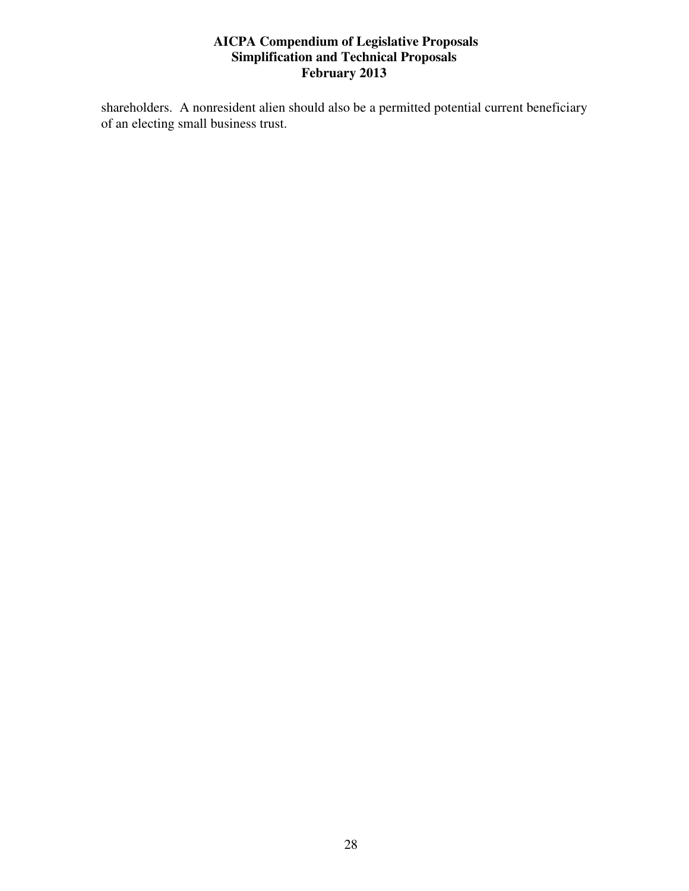shareholders.  A nonresident alien should also be a permitted potential current beneficiary of an electing small business trust.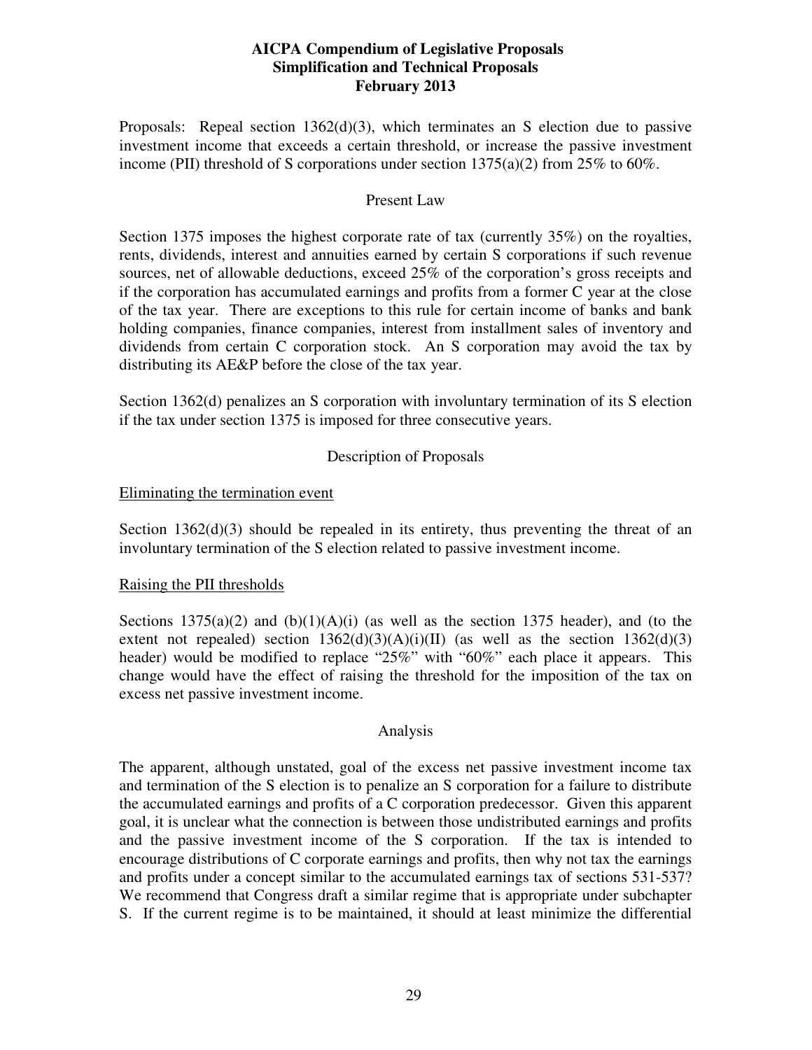Proposals: Repeal section 1362(d)(3), which terminates an S election due to passive investment income that exceeds a certain threshold, or increase the passive investment income (PII) threshold of S corporations under section 1375(a)(2) from 25% to 60%.

## Present Law

Section 1375 imposes the highest corporate rate of tax (currently 35%) on the royalties, rents, dividends, interest and annuities earned by certain S corporations if such revenue sources, net of allowable deductions, exceed 25% of the corporation's gross receipts and if the corporation has accumulated earnings and profits from a former C year at the close of the tax year. There are exceptions to this rule for certain income of banks and bank holding companies, finance companies, interest from installment sales of inventory and dividends from certain C corporation stock. An S corporation may avoid the tax by distributing its AE&P before the close of the tax year.

Section 1362(d) penalizes an S corporation with involuntary termination of its S election if the tax under section 1375 is imposed for three consecutive years.

## Description of Proposals

### Eliminating the termination event

Section 1362(d)(3) should be repealed in its entirety, thus preventing the threat of an involuntary termination of the S election related to passive investment income.

### Raising the PII thresholds

Sections 1375(a)(2) and (b)(1)(A)(i) (as well as the section 1375 header), and (to the extent not repealed) section 1362(d)(3)(A)(i)(II) (as well as the section 1362(d)(3) header) would be modified to replace "25%" with "60%" each place it appears. This change would have the effect of raising the threshold for the imposition of the tax on excess net passive investment income.

## Analysis

The apparent, although unstated, goal of the excess net passive investment income tax and termination of the S election is to penalize an S corporation for a failure to distribute the accumulated earnings and profits of a C corporation predecessor. Given this apparent goal, it is unclear what the connection is between those undistributed earnings and profits and the passive investment income of the S corporation. If the tax is intended to encourage distributions of C corporate earnings and profits, then why not tax the earnings and profits under a concept similar to the accumulated earnings tax of sections 531-537? We recommend that Congress draft a similar regime that is appropriate under subchapter S. If the current regime is to be maintained, it should at least minimize the differential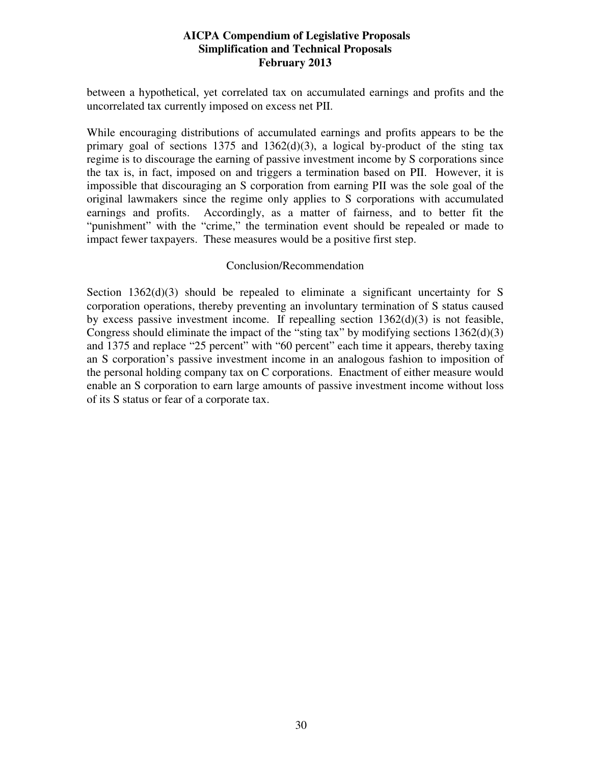between a hypothetical, yet correlated tax on accumulated earnings and profits and the uncorrelated tax currently imposed on excess net PII.

While encouraging distributions of accumulated earnings and profits appears to be the primary goal of sections 1375 and 1362(d)(3), a logical by-product of the sting tax regime is to discourage the earning of passive investment income by S corporations since the tax is, in fact, imposed on and triggers a termination based on PII. However, it is impossible that discouraging an S corporation from earning PII was the sole goal of the original lawmakers since the regime only applies to S corporations with accumulated earnings and profits. Accordingly, as a matter of fairness, and to better fit the "punishment" with the "crime," the termination event should be repealed or made to impact fewer taxpayers. These measures would be a positive first step.

### Conclusion/Recommendation

Section 1362(d)(3) should be repealed to eliminate a significant uncertainty for S corporation operations, thereby preventing an involuntary termination of S status caused by excess passive investment income. If repealling section 1362(d)(3) is not feasible, Congress should eliminate the impact of the "sting tax" by modifying sections 1362(d)(3) and 1375 and replace "25 percent" with "60 percent" each time it appears, thereby taxing an S corporation's passive investment income in an analogous fashion to imposition of the personal holding company tax on C corporations. Enactment of either measure would enable an S corporation to earn large amounts of passive investment income without loss of its S status or fear of a corporate tax.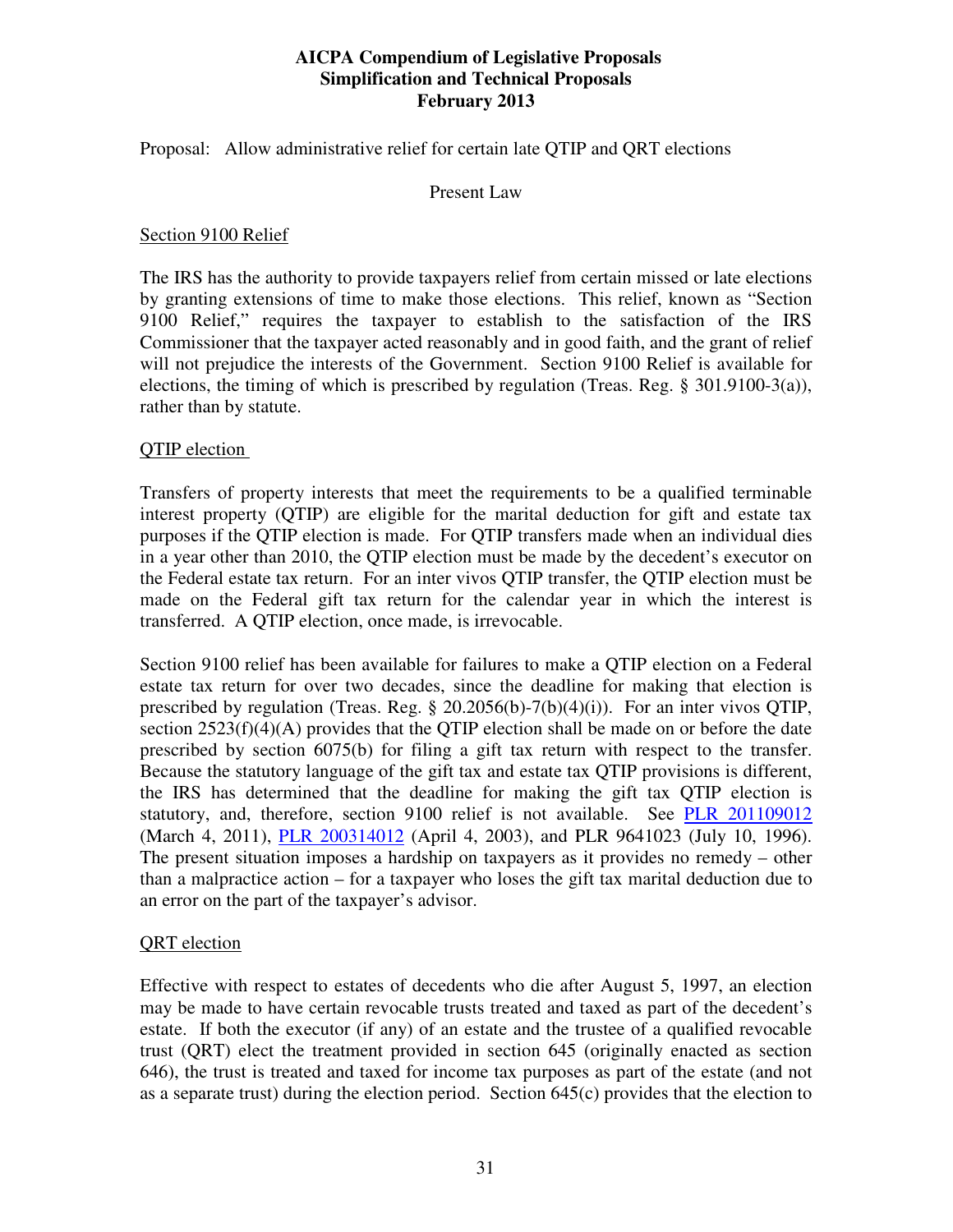Proposal: Allow administrative relief for certain late QTIP and QRT elections

Present Law

Section 9100 Relief

The IRS has the authority to provide taxpayers relief from certain missed or late elections by granting extensions of time to make those elections. This relief, known as "Section 9100 Relief," requires the taxpayer to establish to the satisfaction of the IRS Commissioner that the taxpayer acted reasonably and in good faith, and the grant of relief will not prejudice the interests of the Government. Section 9100 Relief is available for elections, the timing of which is prescribed by regulation (Treas. Reg. § 301.9100-3(a)), rather than by statute.

QTIP election

Transfers of property interests that meet the requirements to be a qualified terminable interest property (QTIP) are eligible for the marital deduction for gift and estate tax purposes if the QTIP election is made. For QTIP transfers made when an individual dies in a year other than 2010, the QTIP election must be made by the decedent's executor on the Federal estate tax return. For an inter vivos QTIP transfer, the QTIP election must be made on the Federal gift tax return for the calendar year in which the interest is transferred. A QTIP election, once made, is irrevocable.

Section 9100 relief has been available for failures to make a QTIP election on a Federal estate tax return for over two decades, since the deadline for making that election is prescribed by regulation (Treas. Reg. § 20.2056(b)-7(b)(4)(i)). For an inter vivos QTIP, section 2523(f)(4)(A) provides that the QTIP election shall be made on or before the date prescribed by section 6075(b) for filing a gift tax return with respect to the transfer. Because the statutory language of the gift tax and estate tax QTIP provisions is different, the IRS has determined that the deadline for making the gift tax QTIP election is statutory, and, therefore, section 9100 relief is not available. See PLR 201109012 (March 4, 2011), PLR 200314012 (April 4, 2003), and PLR 9641023 (July 10, 1996). The present situation imposes a hardship on taxpayers as it provides no remedy – other than a malpractice action – for a taxpayer who loses the gift tax marital deduction due to an error on the part of the taxpayer's advisor.

QRT election

Effective with respect to estates of decedents who die after August 5, 1997, an election may be made to have certain revocable trusts treated and taxed as part of the decedent's estate. If both the executor (if any) of an estate and the trustee of a qualified revocable trust (QRT) elect the treatment provided in section 645 (originally enacted as section 646), the trust is treated and taxed for income tax purposes as part of the estate (and not as a separate trust) during the election period. Section 645(c) provides that the election to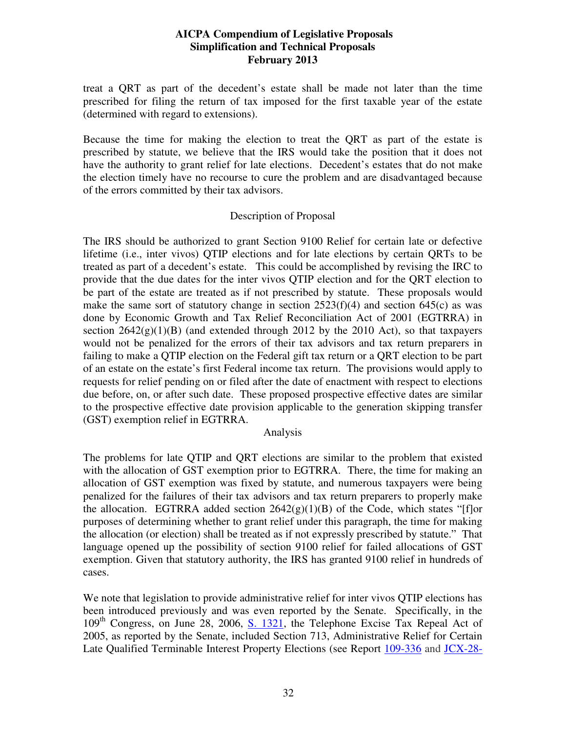treat a QRT as part of the decedent's estate shall be made not later than the time prescribed for filing the return of tax imposed for the first taxable year of the estate (determined with regard to extensions).

Because the time for making the election to treat the QRT as part of the estate is prescribed by statute, we believe that the IRS would take the position that it does not have the authority to grant relief for late elections. Decedent's estates that do not make the election timely have no recourse to cure the problem and are disadvantaged because of the errors committed by their tax advisors.

Description of Proposal

The IRS should be authorized to grant Section 9100 Relief for certain late or defective lifetime (i.e., inter vivos) QTIP elections and for late elections by certain QRTs to be treated as part of a decedent's estate. This could be accomplished by revising the IRC to provide that the due dates for the inter vivos QTIP election and for the QRT election to be part of the estate are treated as if not prescribed by statute. These proposals would make the same sort of statutory change in section 2523(f)(4) and section 645(c) as was done by Economic Growth and Tax Relief Reconciliation Act of 2001 (EGTRRA) in section 2642(g)(1)(B) (and extended through 2012 by the 2010 Act), so that taxpayers would not be penalized for the errors of their tax advisors and tax return preparers in failing to make a QTIP election on the Federal gift tax return or a QRT election to be part of an estate on the estate's first Federal income tax return. The provisions would apply to requests for relief pending on or filed after the date of enactment with respect to elections due before, on, or after such date. These proposed prospective effective dates are similar to the prospective effective date provision applicable to the generation skipping transfer (GST) exemption relief in EGTRRA.

Analysis

The problems for late QTIP and QRT elections are similar to the problem that existed with the allocation of GST exemption prior to EGTRRA. There, the time for making an allocation of GST exemption was fixed by statute, and numerous taxpayers were being penalized for the failures of their tax advisors and tax return preparers to properly make the allocation. EGTRRA added section 2642(g)(1)(B) of the Code, which states "[f]or purposes of determining whether to grant relief under this paragraph, the time for making the allocation (or election) shall be treated as if not expressly prescribed by statute." That language opened up the possibility of section 9100 relief for failed allocations of GST exemption. Given that statutory authority, the IRS has granted 9100 relief in hundreds of cases.

We note that legislation to provide administrative relief for inter vivos QTIP elections has been introduced previously and was even reported by the Senate. Specifically, in the 109th Congress, on June 28, 2006, S. 1321, the Telephone Excise Tax Repeal Act of 2005, as reported by the Senate, included Section 713, Administrative Relief for Certain Late Qualified Terminable Interest Property Elections (see Report 109-336 and JCX-28-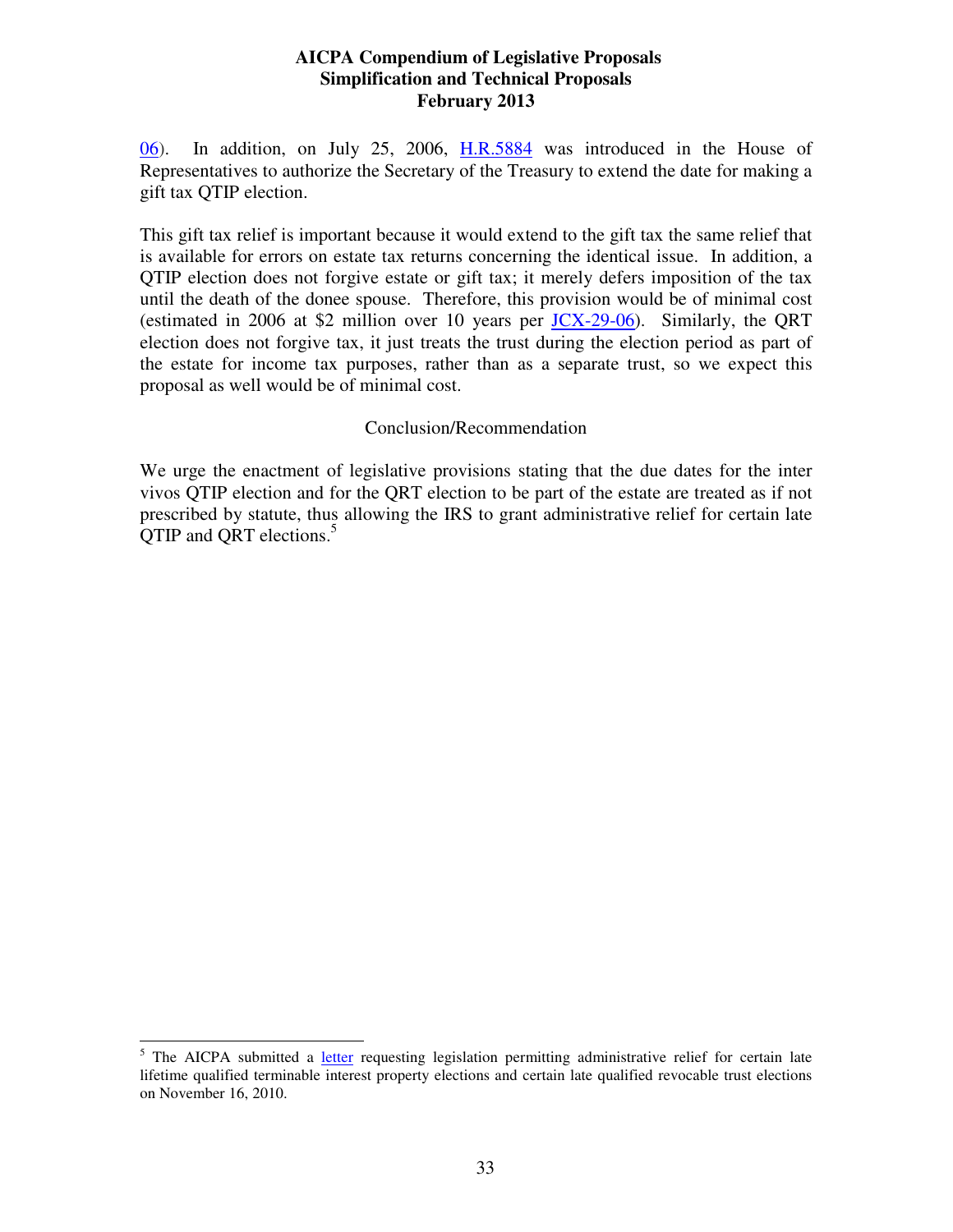06). In addition, on July 25, 2006, H.R.5884 was introduced in the House of Representatives to authorize the Secretary of the Treasury to extend the date for making a gift tax QTIP election.

This gift tax relief is important because it would extend to the gift tax the same relief that is available for errors on estate tax returns concerning the identical issue. In addition, a QTIP election does not forgive estate or gift tax; it merely defers imposition of the tax until the death of the donee spouse. Therefore, this provision would be of minimal cost (estimated in 2006 at $2 million over 10 years per JCX-29-06). Similarly, the QRT election does not forgive tax, it just treats the trust during the election period as part of the estate for income tax purposes, rather than as a separate trust, so we expect this proposal as well would be of minimal cost.

Conclusion/Recommendation

We urge the enactment of legislative provisions stating that the due dates for the inter vivos QTIP election and for the QRT election to be part of the estate are treated as if not prescribed by statute, thus allowing the IRS to grant administrative relief for certain late QTIP and QRT elections.[5]

[5] The AICPA submitted a letter requesting legislation permitting administrative relief for certain late lifetime qualified terminable interest property elections and certain late qualified revocable trust elections on November 16, 2010.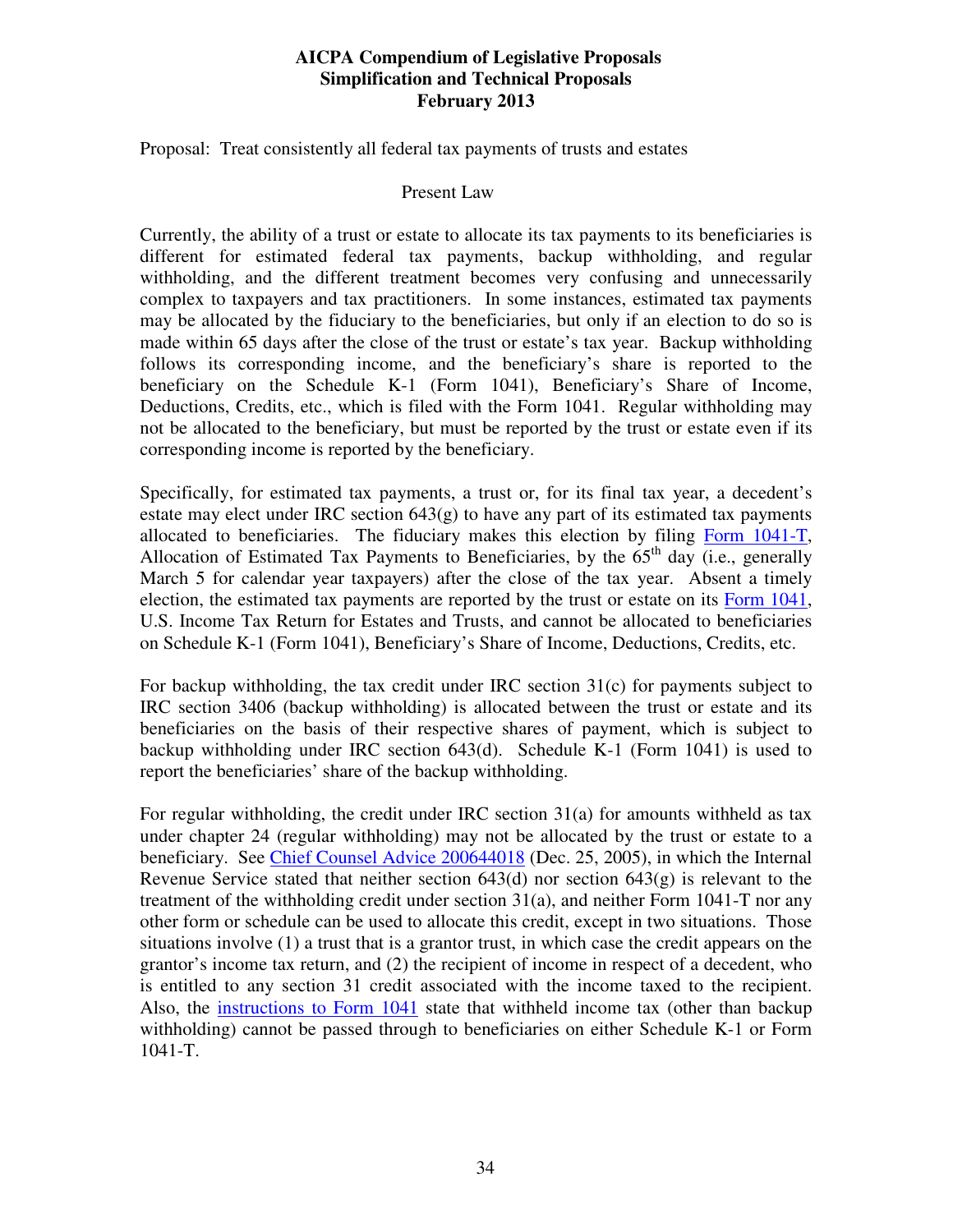**AICPA Compendium of Legislative Proposals**
**Simplification and Technical Proposals**
**February 2013**

Proposal: Treat consistently all federal tax payments of trusts and estates

Present Law

Currently, the ability of a trust or estate to allocate its tax payments to its beneficiaries is different for estimated federal tax payments, backup withholding, and regular withholding, and the different treatment becomes very confusing and unnecessarily complex to taxpayers and tax practitioners. In some instances, estimated tax payments may be allocated by the fiduciary to the beneficiaries, but only if an election to do so is made within 65 days after the close of the trust or estate's tax year. Backup withholding follows its corresponding income, and the beneficiary's share is reported to the beneficiary on the Schedule K-1 (Form 1041), Beneficiary's Share of Income, Deductions, Credits, etc., which is filed with the Form 1041. Regular withholding may not be allocated to the beneficiary, but must be reported by the trust or estate even if its corresponding income is reported by the beneficiary.

Specifically, for estimated tax payments, a trust or, for its final tax year, a decedent's estate may elect under IRC section 643(g) to have any part of its estimated tax payments allocated to beneficiaries. The fiduciary makes this election by filing Form 1041-T, Allocation of Estimated Tax Payments to Beneficiaries, by the 65th day (i.e., generally March 5 for calendar year taxpayers) after the close of the tax year. Absent a timely election, the estimated tax payments are reported by the trust or estate on its Form 1041, U.S. Income Tax Return for Estates and Trusts, and cannot be allocated to beneficiaries on Schedule K-1 (Form 1041), Beneficiary's Share of Income, Deductions, Credits, etc.

For backup withholding, the tax credit under IRC section 31(c) for payments subject to IRC section 3406 (backup withholding) is allocated between the trust or estate and its beneficiaries on the basis of their respective shares of payment, which is subject to backup withholding under IRC section 643(d). Schedule K-1 (Form 1041) is used to report the beneficiaries' share of the backup withholding.

For regular withholding, the credit under IRC section 31(a) for amounts withheld as tax under chapter 24 (regular withholding) may not be allocated by the trust or estate to a beneficiary. See Chief Counsel Advice 200644018 (Dec. 25, 2005), in which the Internal Revenue Service stated that neither section 643(d) nor section 643(g) is relevant to the treatment of the withholding credit under section 31(a), and neither Form 1041-T nor any other form or schedule can be used to allocate this credit, except in two situations. Those situations involve (1) a trust that is a grantor trust, in which case the credit appears on the grantor's income tax return, and (2) the recipient of income in respect of a decedent, who is entitled to any section 31 credit associated with the income taxed to the recipient. Also, the instructions to Form 1041 state that withheld income tax (other than backup withholding) cannot be passed through to beneficiaries on either Schedule K-1 or Form 1041-T.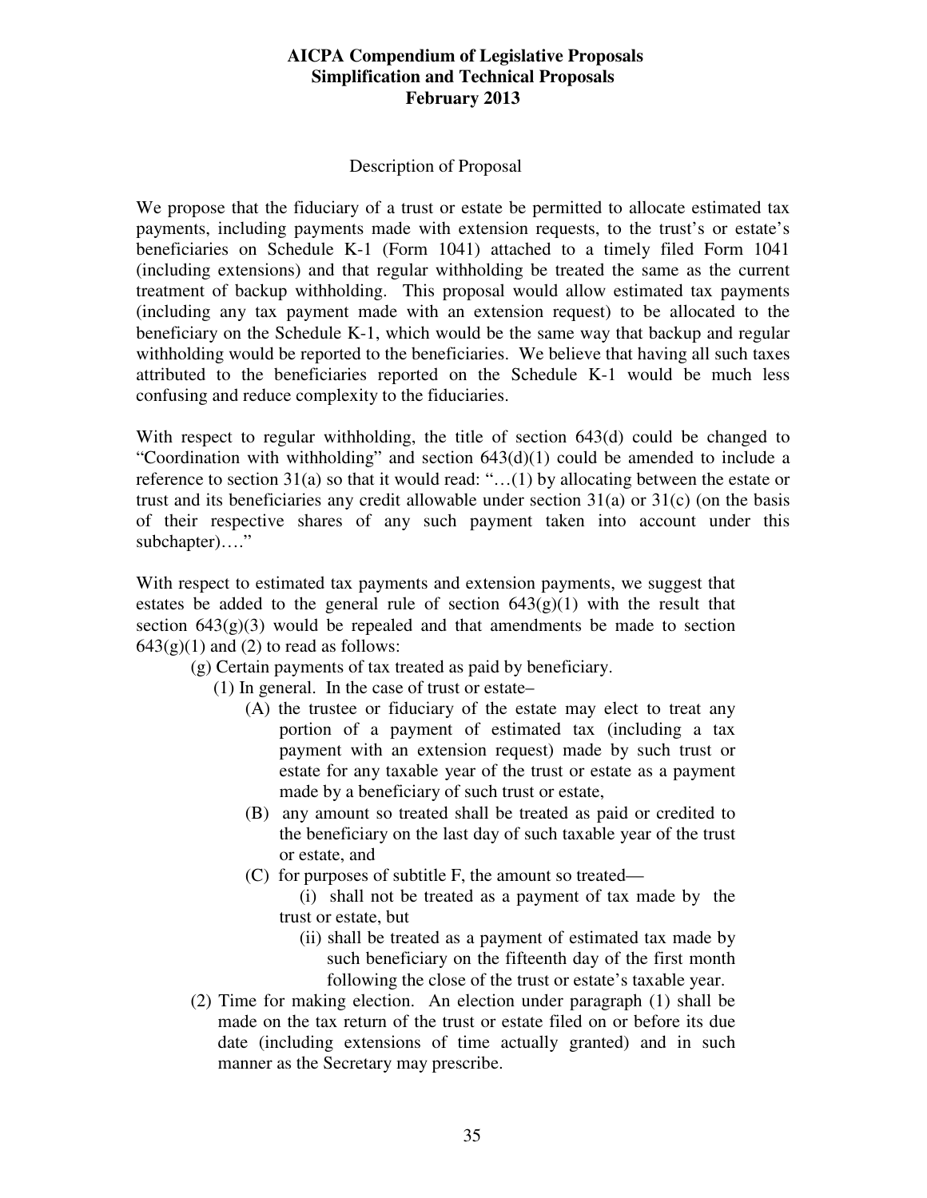Description of Proposal

We propose that the fiduciary of a trust or estate be permitted to allocate estimated tax payments, including payments made with extension requests, to the trust's or estate's beneficiaries on Schedule K-1 (Form 1041) attached to a timely filed Form 1041 (including extensions) and that regular withholding be treated the same as the current treatment of backup withholding. This proposal would allow estimated tax payments (including any tax payment made with an extension request) to be allocated to the beneficiary on the Schedule K-1, which would be the same way that backup and regular withholding would be reported to the beneficiaries. We believe that having all such taxes attributed to the beneficiaries reported on the Schedule K-1 would be much less confusing and reduce complexity to the fiduciaries.

With respect to regular withholding, the title of section 643(d) could be changed to "Coordination with withholding" and section 643(d)(1) could be amended to include a reference to section 31(a) so that it would read: "…(1) by allocating between the estate or trust and its beneficiaries any credit allowable under section 31(a) or 31(c) (on the basis of their respective shares of any such payment taken into account under this subchapter)…."

With respect to estimated tax payments and extension payments, we suggest that estates be added to the general rule of section 643(g)(1) with the result that section 643(g)(3) would be repealed and that amendments be made to section 643(g)(1) and (2) to read as follows:

> (g) Certain payments of tax treated as paid by beneficiary.
>
> (1) In general. In the case of trust or estate–
>
> (A) the trustee or fiduciary of the estate may elect to treat any portion of a payment of estimated tax (including a tax payment with an extension request) made by such trust or estate for any taxable year of the trust or estate as a payment made by a beneficiary of such trust or estate,
>
> (B) any amount so treated shall be treated as paid or credited to the beneficiary on the last day of such taxable year of the trust or estate, and
>
> (C) for purposes of subtitle F, the amount so treated—
>
> (i) shall not be treated as a payment of tax made by the trust or estate, but
>
> (ii) shall be treated as a payment of estimated tax made by such beneficiary on the fifteenth day of the first month following the close of the trust or estate's taxable year.
>
> (2) Time for making election. An election under paragraph (1) shall be made on the tax return of the trust or estate filed on or before its due date (including extensions of time actually granted) and in such manner as the Secretary may prescribe.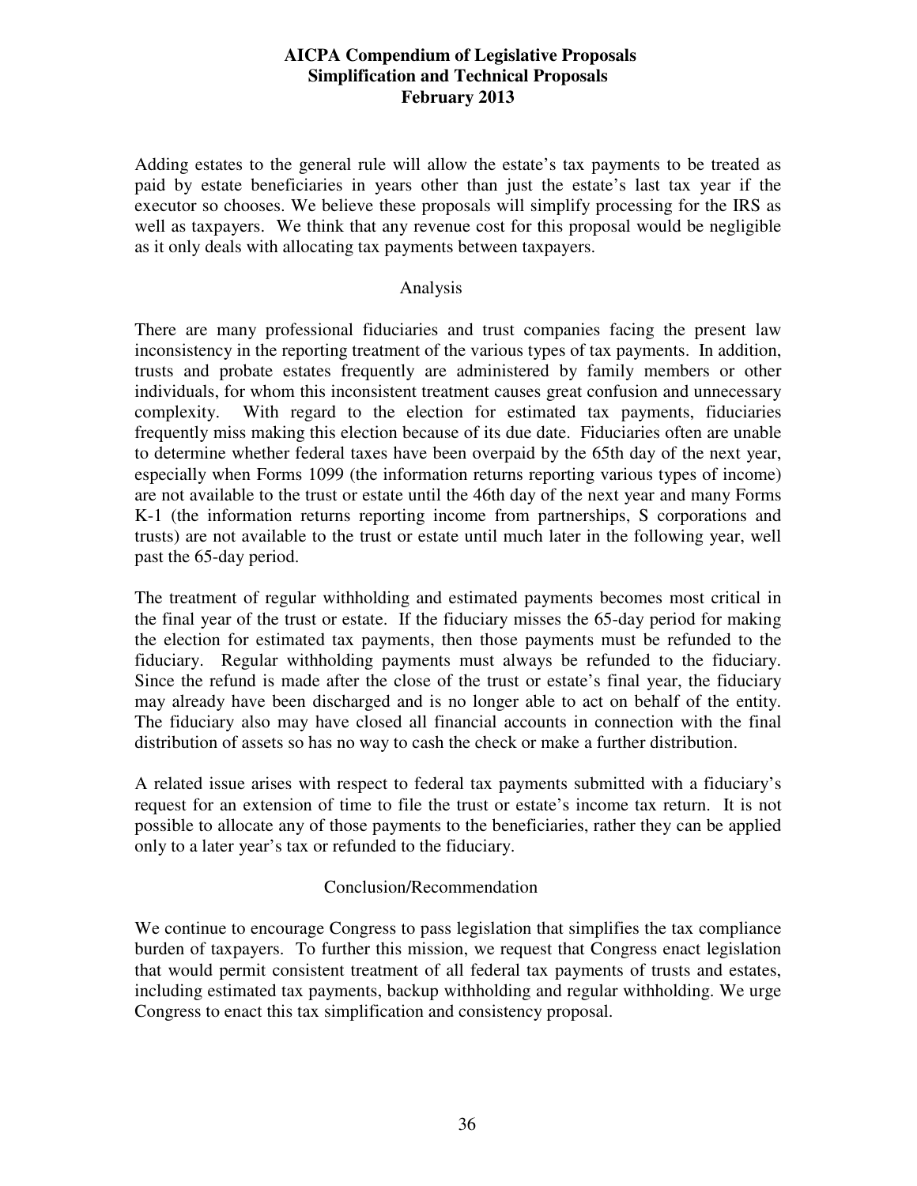Adding estates to the general rule will allow the estate's tax payments to be treated as paid by estate beneficiaries in years other than just the estate's last tax year if the executor so chooses. We believe these proposals will simplify processing for the IRS as well as taxpayers. We think that any revenue cost for this proposal would be negligible as it only deals with allocating tax payments between taxpayers.

## Analysis

There are many professional fiduciaries and trust companies facing the present law inconsistency in the reporting treatment of the various types of tax payments. In addition, trusts and probate estates frequently are administered by family members or other individuals, for whom this inconsistent treatment causes great confusion and unnecessary complexity. With regard to the election for estimated tax payments, fiduciaries frequently miss making this election because of its due date. Fiduciaries often are unable to determine whether federal taxes have been overpaid by the 65th day of the next year, especially when Forms 1099 (the information returns reporting various types of income) are not available to the trust or estate until the 46th day of the next year and many Forms K-1 (the information returns reporting income from partnerships, S corporations and trusts) are not available to the trust or estate until much later in the following year, well past the 65-day period.

The treatment of regular withholding and estimated payments becomes most critical in the final year of the trust or estate. If the fiduciary misses the 65-day period for making the election for estimated tax payments, then those payments must be refunded to the fiduciary. Regular withholding payments must always be refunded to the fiduciary. Since the refund is made after the close of the trust or estate's final year, the fiduciary may already have been discharged and is no longer able to act on behalf of the entity. The fiduciary also may have closed all financial accounts in connection with the final distribution of assets so has no way to cash the check or make a further distribution.

A related issue arises with respect to federal tax payments submitted with a fiduciary's request for an extension of time to file the trust or estate's income tax return. It is not possible to allocate any of those payments to the beneficiaries, rather they can be applied only to a later year's tax or refunded to the fiduciary.

## Conclusion/Recommendation

We continue to encourage Congress to pass legislation that simplifies the tax compliance burden of taxpayers. To further this mission, we request that Congress enact legislation that would permit consistent treatment of all federal tax payments of trusts and estates, including estimated tax payments, backup withholding and regular withholding. We urge Congress to enact this tax simplification and consistency proposal.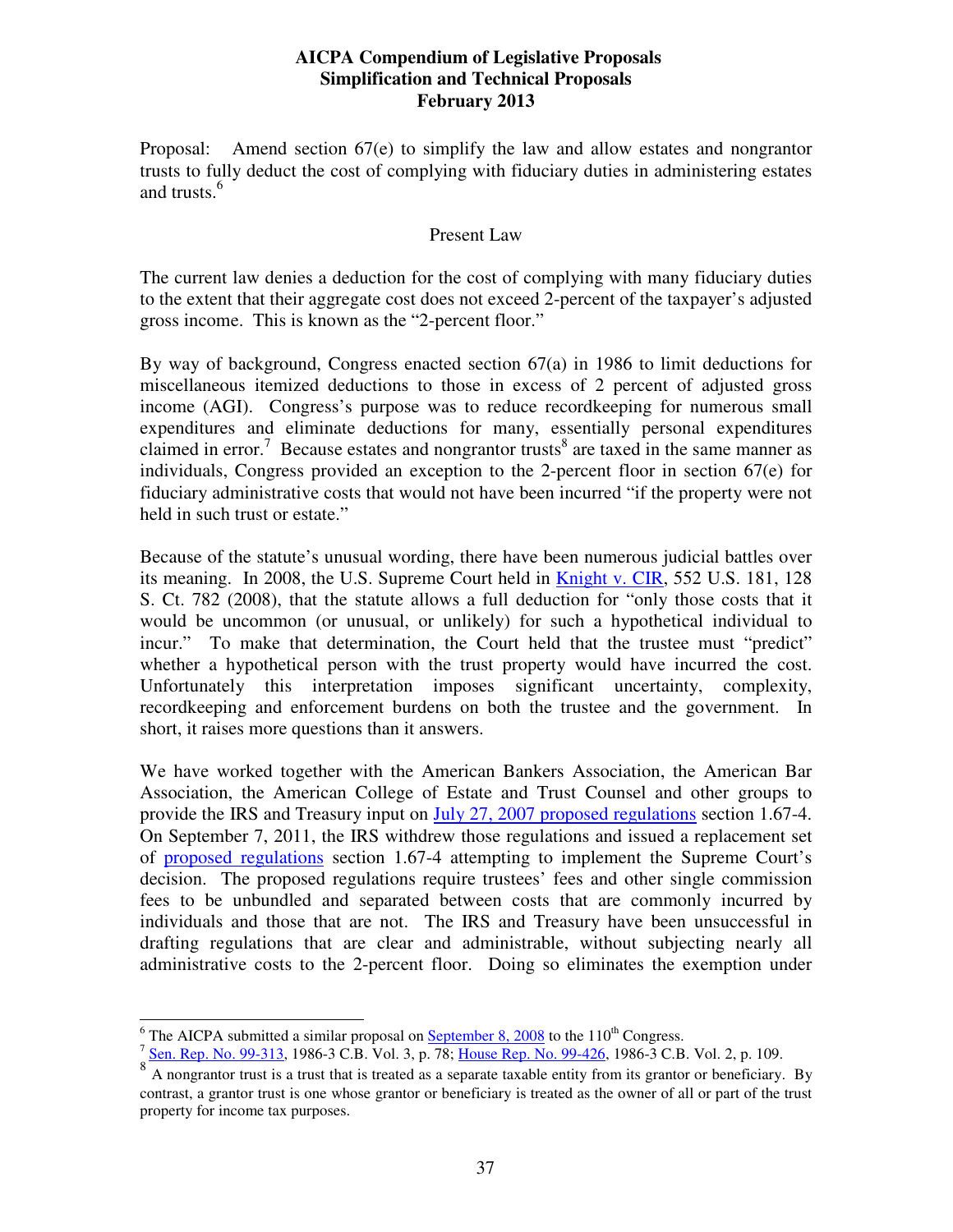Proposal: Amend section 67(e) to simplify the law and allow estates and nongrantor trusts to fully deduct the cost of complying with fiduciary duties in administering estates and trusts.[6]

Present Law

The current law denies a deduction for the cost of complying with many fiduciary duties to the extent that their aggregate cost does not exceed 2-percent of the taxpayer's adjusted gross income. This is known as the "2-percent floor."

By way of background, Congress enacted section 67(a) in 1986 to limit deductions for miscellaneous itemized deductions to those in excess of 2 percent of adjusted gross income (AGI). Congress's purpose was to reduce recordkeeping for numerous small expenditures and eliminate deductions for many, essentially personal expenditures claimed in error.[7] Because estates and nongrantor trusts[8] are taxed in the same manner as individuals, Congress provided an exception to the 2-percent floor in section 67(e) for fiduciary administrative costs that would not have been incurred "if the property were not held in such trust or estate."

Because of the statute's unusual wording, there have been numerous judicial battles over its meaning. In 2008, the U.S. Supreme Court held in Knight v. CIR, 552 U.S. 181, 128 S. Ct. 782 (2008), that the statute allows a full deduction for "only those costs that it would be uncommon (or unusual, or unlikely) for such a hypothetical individual to incur." To make that determination, the Court held that the trustee must "predict" whether a hypothetical person with the trust property would have incurred the cost. Unfortunately this interpretation imposes significant uncertainty, complexity, recordkeeping and enforcement burdens on both the trustee and the government. In short, it raises more questions than it answers.

We have worked together with the American Bankers Association, the American Bar Association, the American College of Estate and Trust Counsel and other groups to provide the IRS and Treasury input on July 27, 2007 proposed regulations section 1.67-4. On September 7, 2011, the IRS withdrew those regulations and issued a replacement set of proposed regulations section 1.67-4 attempting to implement the Supreme Court's decision. The proposed regulations require trustees' fees and other single commission fees to be unbundled and separated between costs that are commonly incurred by individuals and those that are not. The IRS and Treasury have been unsuccessful in drafting regulations that are clear and administrable, without subjecting nearly all administrative costs to the 2-percent floor. Doing so eliminates the exemption under

---

[6] The AICPA submitted a similar proposal on September 8, 2008 to the 110th Congress.

[7] Sen. Rep. No. 99-313, 1986-3 C.B. Vol. 3, p. 78; House Rep. No. 99-426, 1986-3 C.B. Vol. 2, p. 109.

[8] A nongrantor trust is a trust that is treated as a separate taxable entity from its grantor or beneficiary. By contrast, a grantor trust is one whose grantor or beneficiary is treated as the owner of all or part of the trust property for income tax purposes.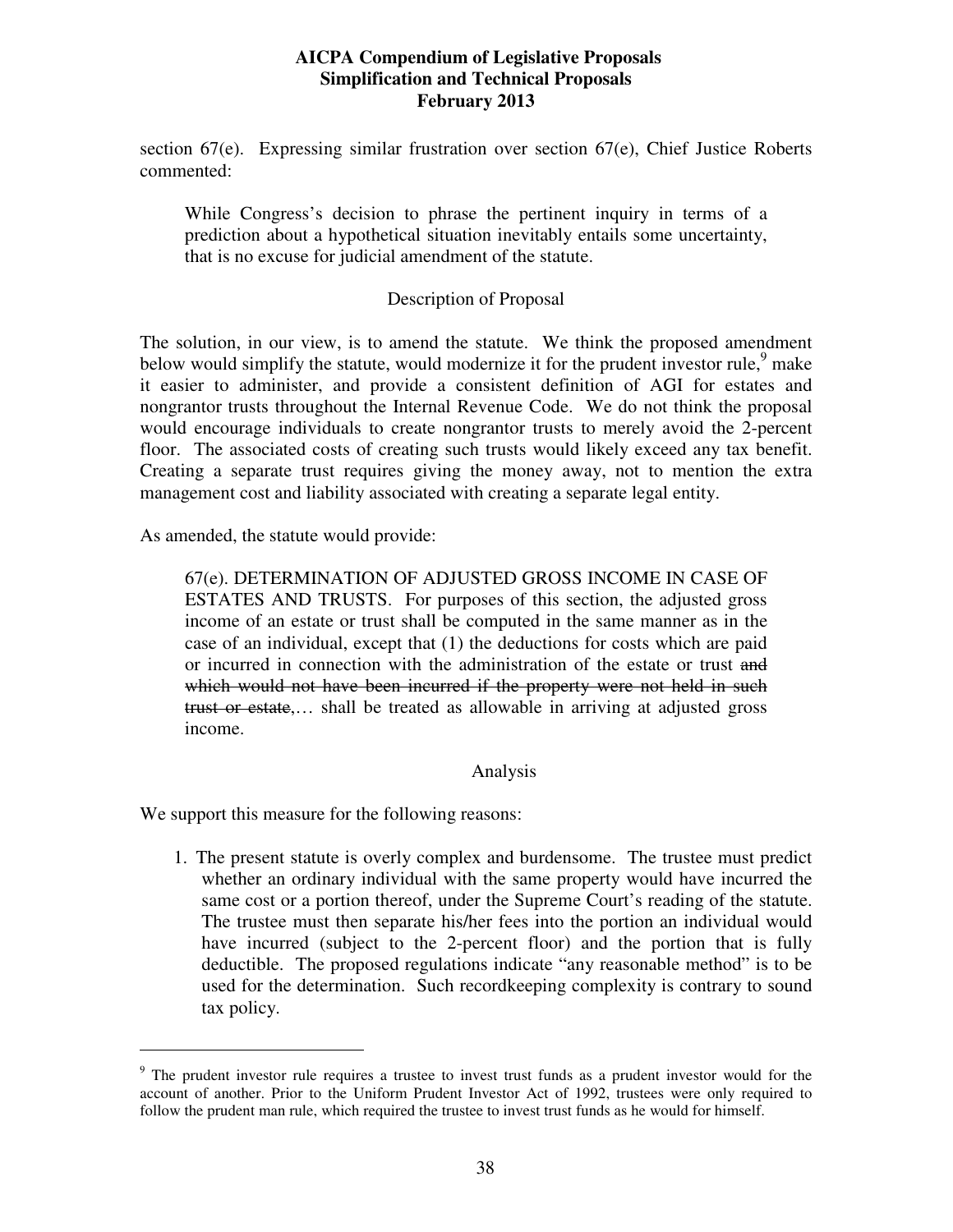section 67(e). Expressing similar frustration over section 67(e), Chief Justice Roberts commented:

> While Congress's decision to phrase the pertinent inquiry in terms of a prediction about a hypothetical situation inevitably entails some uncertainty, that is no excuse for judicial amendment of the statute.

### Description of Proposal

The solution, in our view, is to amend the statute. We think the proposed amendment below would simplify the statute, would modernize it for the prudent investor rule,[9] make it easier to administer, and provide a consistent definition of AGI for estates and nongrantor trusts throughout the Internal Revenue Code. We do not think the proposal would encourage individuals to create nongrantor trusts to merely avoid the 2-percent floor. The associated costs of creating such trusts would likely exceed any tax benefit. Creating a separate trust requires giving the money away, not to mention the extra management cost and liability associated with creating a separate legal entity.

As amended, the statute would provide:

> 67(e). DETERMINATION OF ADJUSTED GROSS INCOME IN CASE OF ESTATES AND TRUSTS. For purposes of this section, the adjusted gross income of an estate or trust shall be computed in the same manner as in the case of an individual, except that (1) the deductions for costs which are paid or incurred in connection with the administration of the estate or trust ~~and which would not have been incurred if the property were not held in such trust or estate~~,… shall be treated as allowable in arriving at adjusted gross income.

### Analysis

We support this measure for the following reasons:

1. The present statute is overly complex and burdensome. The trustee must predict whether an ordinary individual with the same property would have incurred the same cost or a portion thereof, under the Supreme Court's reading of the statute. The trustee must then separate his/her fees into the portion an individual would have incurred (subject to the 2-percent floor) and the portion that is fully deductible. The proposed regulations indicate "any reasonable method" is to be used for the determination. Such recordkeeping complexity is contrary to sound tax policy.

---

[9] The prudent investor rule requires a trustee to invest trust funds as a prudent investor would for the account of another. Prior to the Uniform Prudent Investor Act of 1992, trustees were only required to follow the prudent man rule, which required the trustee to invest trust funds as he would for himself.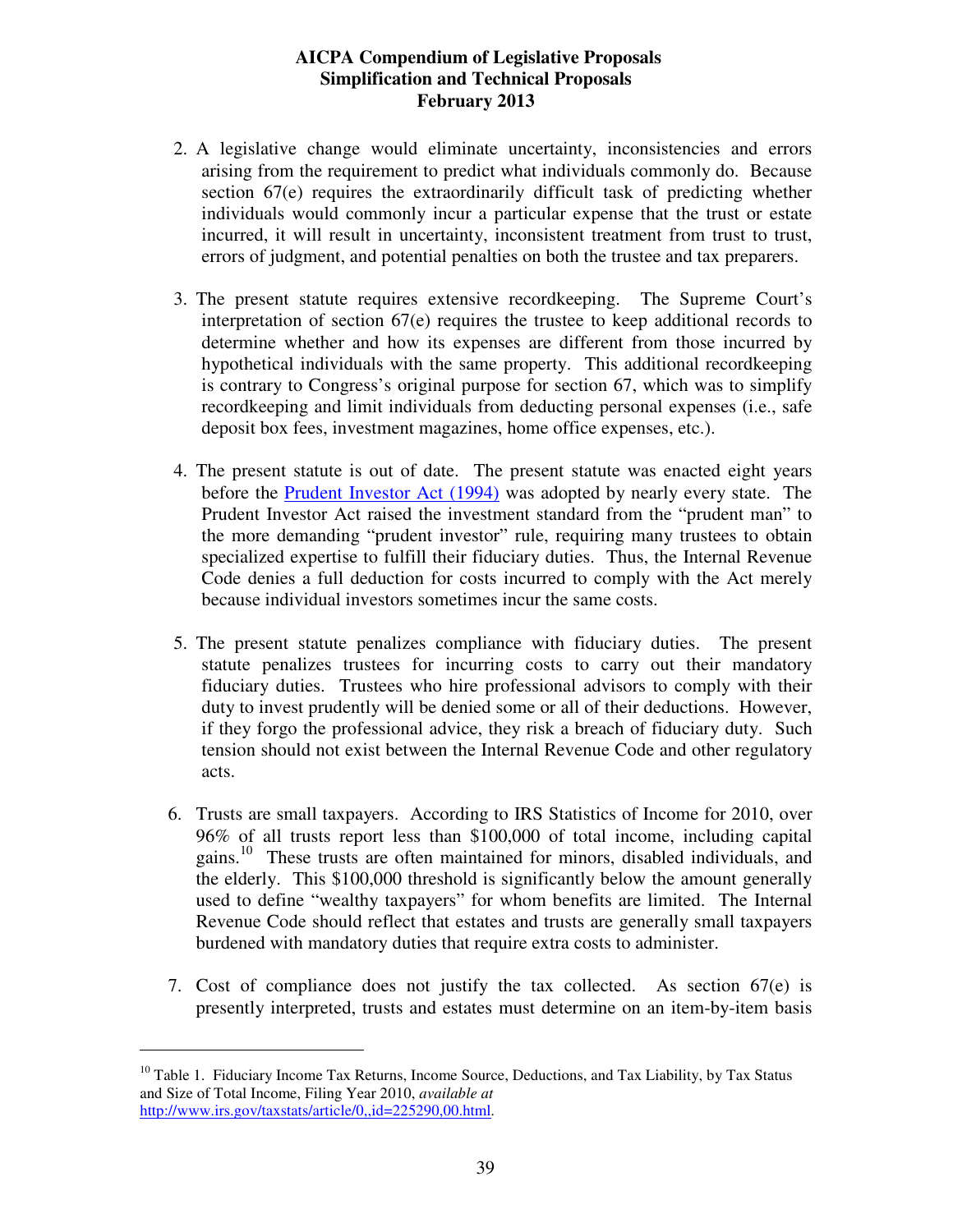2. A legislative change would eliminate uncertainty, inconsistencies and errors arising from the requirement to predict what individuals commonly do. Because section 67(e) requires the extraordinarily difficult task of predicting whether individuals would commonly incur a particular expense that the trust or estate incurred, it will result in uncertainty, inconsistent treatment from trust to trust, errors of judgment, and potential penalties on both the trustee and tax preparers.

3. The present statute requires extensive recordkeeping. The Supreme Court's interpretation of section 67(e) requires the trustee to keep additional records to determine whether and how its expenses are different from those incurred by hypothetical individuals with the same property. This additional recordkeeping is contrary to Congress's original purpose for section 67, which was to simplify recordkeeping and limit individuals from deducting personal expenses (i.e., safe deposit box fees, investment magazines, home office expenses, etc.).

4. The present statute is out of date. The present statute was enacted eight years before the [Prudent Investor Act (1994)] was adopted by nearly every state. The Prudent Investor Act raised the investment standard from the "prudent man" to the more demanding "prudent investor" rule, requiring many trustees to obtain specialized expertise to fulfill their fiduciary duties. Thus, the Internal Revenue Code denies a full deduction for costs incurred to comply with the Act merely because individual investors sometimes incur the same costs.

5. The present statute penalizes compliance with fiduciary duties. The present statute penalizes trustees for incurring costs to carry out their mandatory fiduciary duties. Trustees who hire professional advisors to comply with their duty to invest prudently will be denied some or all of their deductions. However, if they forgo the professional advice, they risk a breach of fiduciary duty. Such tension should not exist between the Internal Revenue Code and other regulatory acts.

6. Trusts are small taxpayers. According to IRS Statistics of Income for 2010, over 96% of all trusts report less than $100,000 of total income, including capital gains.[10] These trusts are often maintained for minors, disabled individuals, and the elderly. This $100,000 threshold is significantly below the amount generally used to define "wealthy taxpayers" for whom benefits are limited. The Internal Revenue Code should reflect that estates and trusts are generally small taxpayers burdened with mandatory duties that require extra costs to administer.

7. Cost of compliance does not justify the tax collected. As section 67(e) is presently interpreted, trusts and estates must determine on an item-by-item basis

---

[10] Table 1. Fiduciary Income Tax Returns, Income Source, Deductions, and Tax Liability, by Tax Status and Size of Total Income, Filing Year 2010, *available at* http://www.irs.gov/taxstats/article/0,,id=225290,00.html.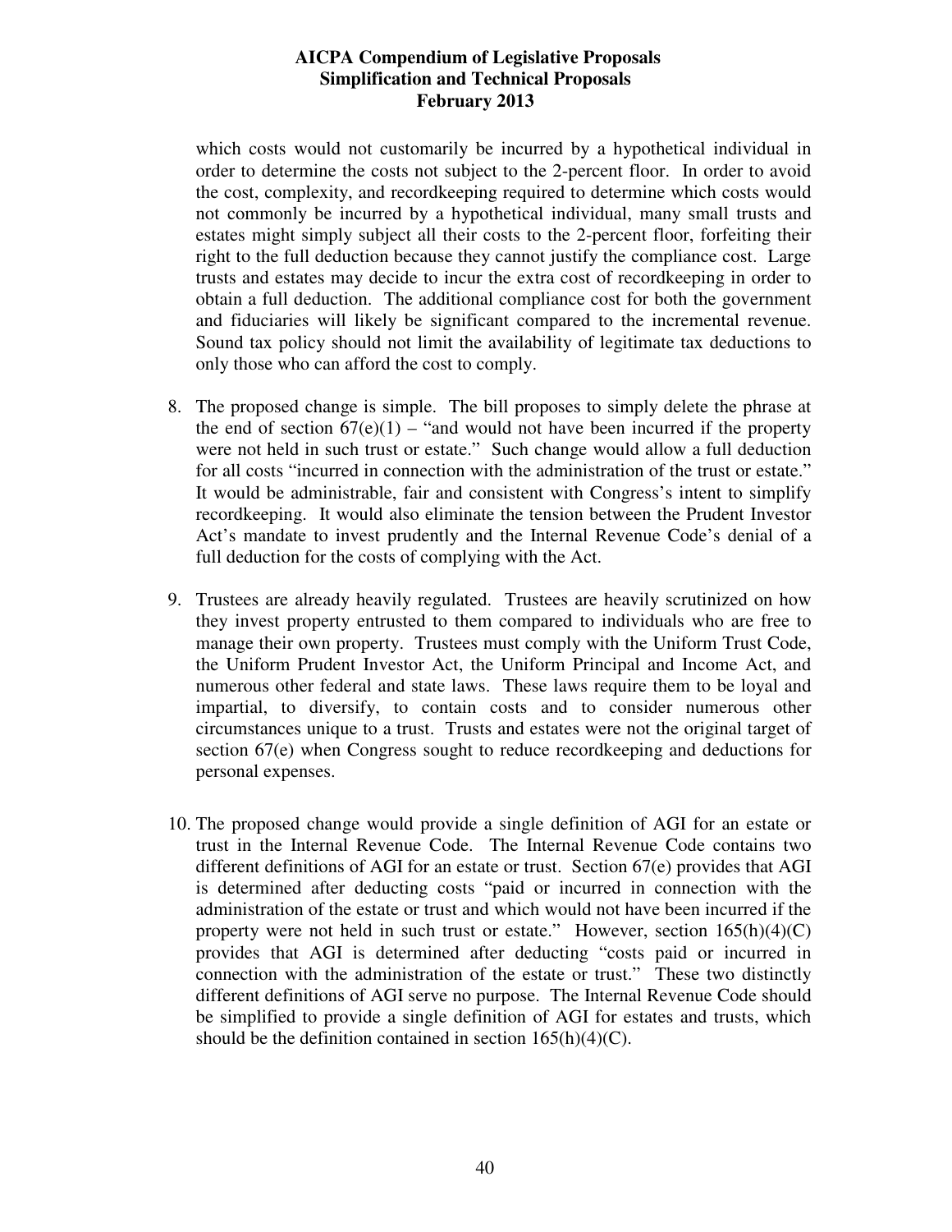which costs would not customarily be incurred by a hypothetical individual in order to determine the costs not subject to the 2-percent floor. In order to avoid the cost, complexity, and recordkeeping required to determine which costs would not commonly be incurred by a hypothetical individual, many small trusts and estates might simply subject all their costs to the 2-percent floor, forfeiting their right to the full deduction because they cannot justify the compliance cost. Large trusts and estates may decide to incur the extra cost of recordkeeping in order to obtain a full deduction. The additional compliance cost for both the government and fiduciaries will likely be significant compared to the incremental revenue. Sound tax policy should not limit the availability of legitimate tax deductions to only those who can afford the cost to comply.

8. The proposed change is simple. The bill proposes to simply delete the phrase at the end of section 67(e)(1) – "and would not have been incurred if the property were not held in such trust or estate." Such change would allow a full deduction for all costs "incurred in connection with the administration of the trust or estate." It would be administrable, fair and consistent with Congress's intent to simplify recordkeeping. It would also eliminate the tension between the Prudent Investor Act's mandate to invest prudently and the Internal Revenue Code's denial of a full deduction for the costs of complying with the Act.

9. Trustees are already heavily regulated. Trustees are heavily scrutinized on how they invest property entrusted to them compared to individuals who are free to manage their own property. Trustees must comply with the Uniform Trust Code, the Uniform Prudent Investor Act, the Uniform Principal and Income Act, and numerous other federal and state laws. These laws require them to be loyal and impartial, to diversify, to contain costs and to consider numerous other circumstances unique to a trust. Trusts and estates were not the original target of section 67(e) when Congress sought to reduce recordkeeping and deductions for personal expenses.

10. The proposed change would provide a single definition of AGI for an estate or trust in the Internal Revenue Code. The Internal Revenue Code contains two different definitions of AGI for an estate or trust. Section 67(e) provides that AGI is determined after deducting costs "paid or incurred in connection with the administration of the estate or trust and which would not have been incurred if the property were not held in such trust or estate." However, section 165(h)(4)(C) provides that AGI is determined after deducting "costs paid or incurred in connection with the administration of the estate or trust." These two distinctly different definitions of AGI serve no purpose. The Internal Revenue Code should be simplified to provide a single definition of AGI for estates and trusts, which should be the definition contained in section 165(h)(4)(C).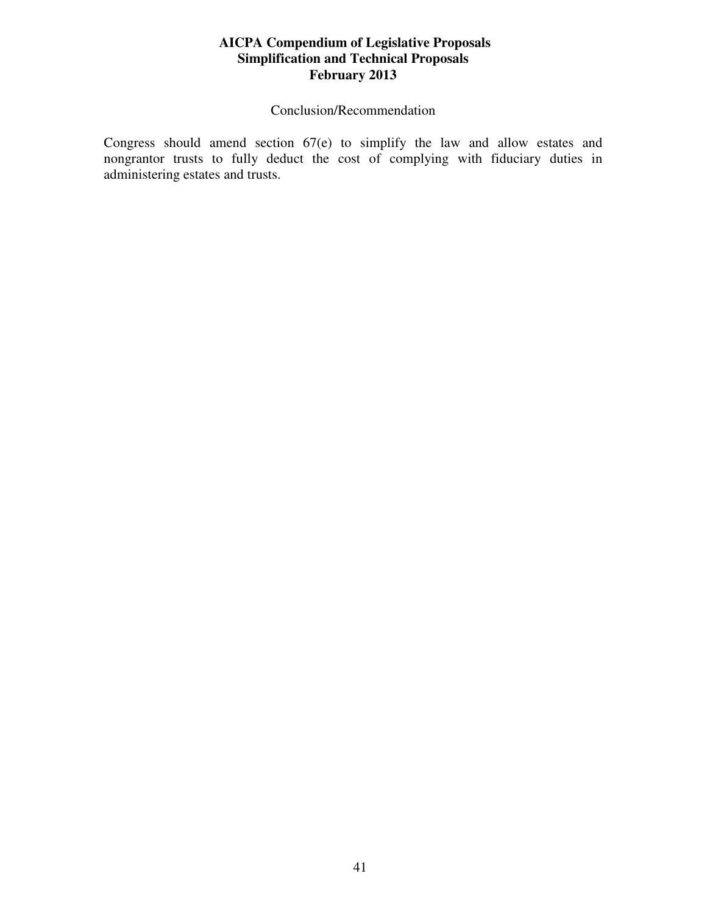Conclusion/Recommendation

Congress should amend section 67(e) to simplify the law and allow estates and nongrantor trusts to fully deduct the cost of complying with fiduciary duties in administering estates and trusts.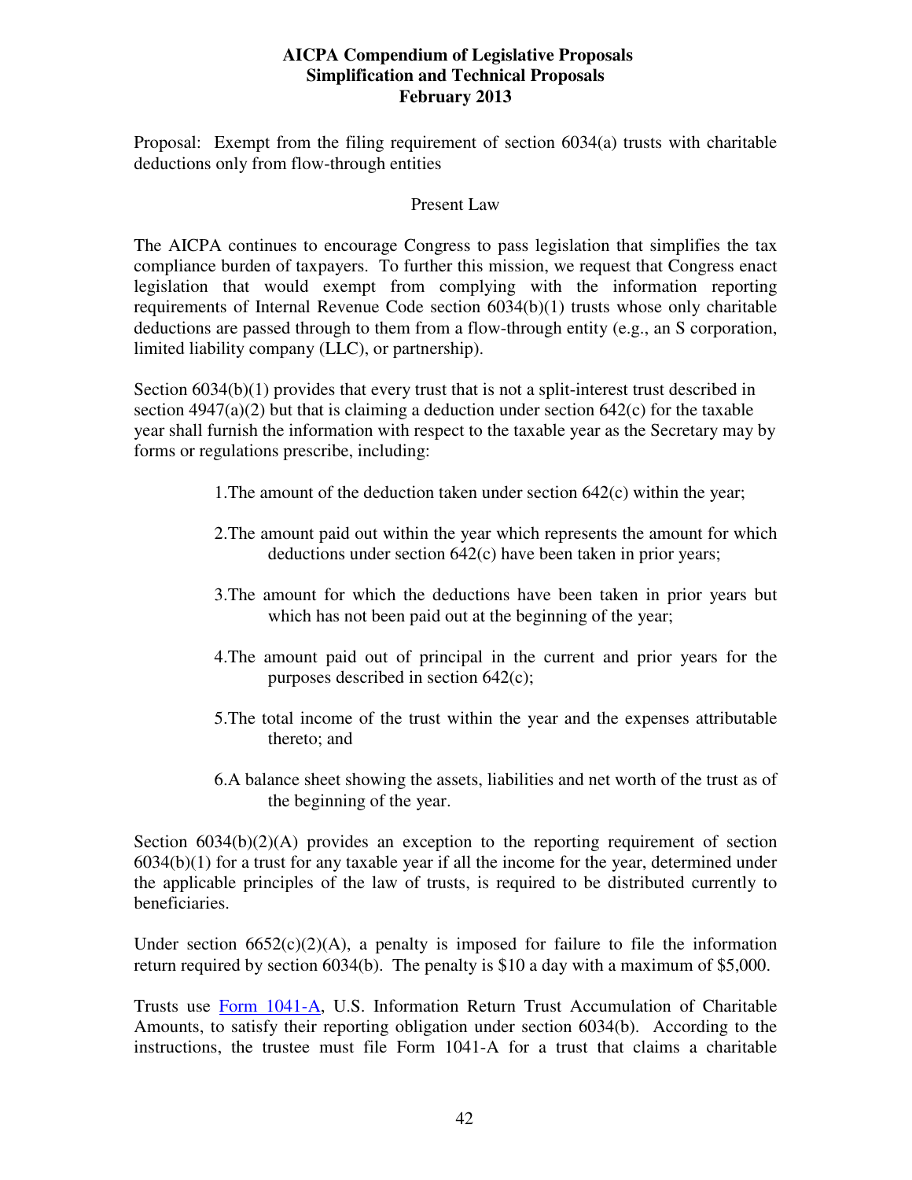**AICPA Compendium of Legislative Proposals**
**Simplification and Technical Proposals**
**February 2013**

Proposal: Exempt from the filing requirement of section 6034(a) trusts with charitable deductions only from flow-through entities

## Present Law

The AICPA continues to encourage Congress to pass legislation that simplifies the tax compliance burden of taxpayers. To further this mission, we request that Congress enact legislation that would exempt from complying with the information reporting requirements of Internal Revenue Code section 6034(b)(1) trusts whose only charitable deductions are passed through to them from a flow-through entity (e.g., an S corporation, limited liability company (LLC), or partnership).

Section 6034(b)(1) provides that every trust that is not a split-interest trust described in section 4947(a)(2) but that is claiming a deduction under section 642(c) for the taxable year shall furnish the information with respect to the taxable year as the Secretary may by forms or regulations prescribe, including:

1. The amount of the deduction taken under section 642(c) within the year;
2. The amount paid out within the year which represents the amount for which deductions under section 642(c) have been taken in prior years;
3. The amount for which the deductions have been taken in prior years but which has not been paid out at the beginning of the year;
4. The amount paid out of principal in the current and prior years for the purposes described in section 642(c);
5. The total income of the trust within the year and the expenses attributable thereto; and
6. A balance sheet showing the assets, liabilities and net worth of the trust as of the beginning of the year.

Section 6034(b)(2)(A) provides an exception to the reporting requirement of section 6034(b)(1) for a trust for any taxable year if all the income for the year, determined under the applicable principles of the law of trusts, is required to be distributed currently to beneficiaries.

Under section 6652(c)(2)(A), a penalty is imposed for failure to file the information return required by section 6034(b). The penalty is $10 a day with a maximum of $5,000.

Trusts use Form 1041-A, U.S. Information Return Trust Accumulation of Charitable Amounts, to satisfy their reporting obligation under section 6034(b). According to the instructions, the trustee must file Form 1041-A for a trust that claims a charitable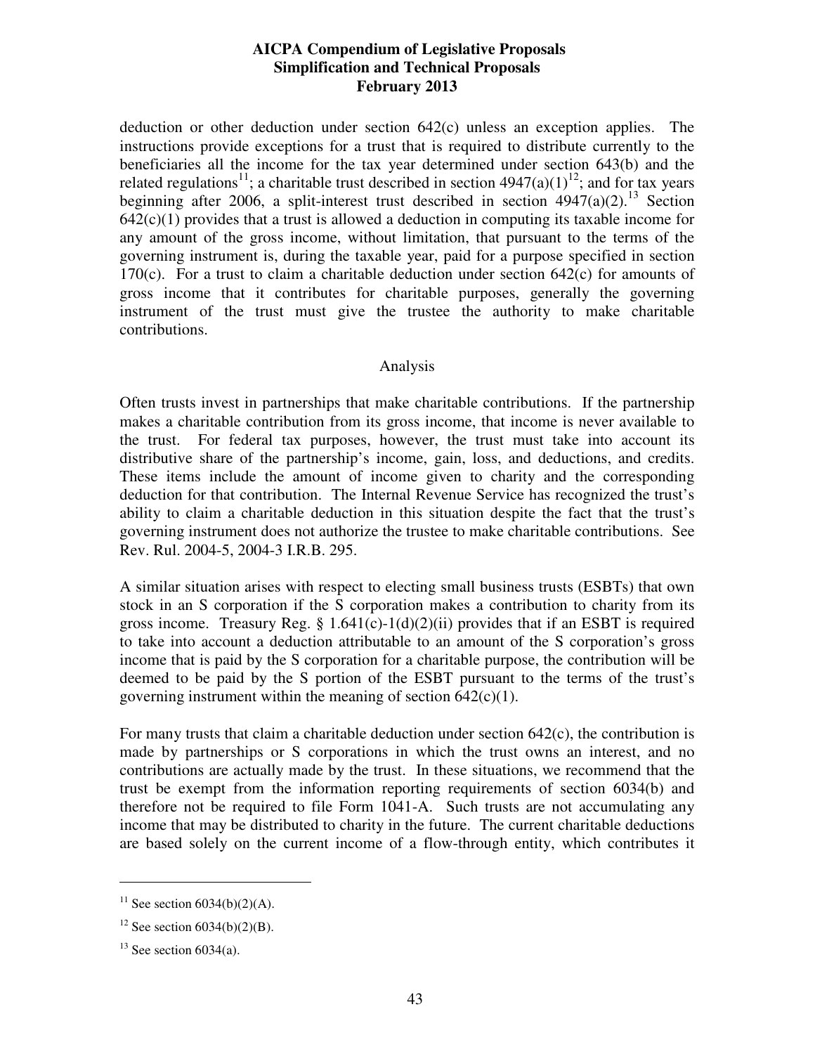deduction or other deduction under section 642(c) unless an exception applies. The instructions provide exceptions for a trust that is required to distribute currently to the beneficiaries all the income for the tax year determined under section 643(b) and the related regulations[11]; a charitable trust described in section 4947(a)(1)[12]; and for tax years beginning after 2006, a split-interest trust described in section 4947(a)(2).[13] Section 642(c)(1) provides that a trust is allowed a deduction in computing its taxable income for any amount of the gross income, without limitation, that pursuant to the terms of the governing instrument is, during the taxable year, paid for a purpose specified in section 170(c). For a trust to claim a charitable deduction under section 642(c) for amounts of gross income that it contributes for charitable purposes, generally the governing instrument of the trust must give the trustee the authority to make charitable contributions.

Analysis

Often trusts invest in partnerships that make charitable contributions. If the partnership makes a charitable contribution from its gross income, that income is never available to the trust. For federal tax purposes, however, the trust must take into account its distributive share of the partnership's income, gain, loss, and deductions, and credits. These items include the amount of income given to charity and the corresponding deduction for that contribution. The Internal Revenue Service has recognized the trust's ability to claim a charitable deduction in this situation despite the fact that the trust's governing instrument does not authorize the trustee to make charitable contributions. See Rev. Rul. 2004-5, 2004-3 I.R.B. 295.

A similar situation arises with respect to electing small business trusts (ESBTs) that own stock in an S corporation if the S corporation makes a contribution to charity from its gross income. Treasury Reg. § 1.641(c)-1(d)(2)(ii) provides that if an ESBT is required to take into account a deduction attributable to an amount of the S corporation's gross income that is paid by the S corporation for a charitable purpose, the contribution will be deemed to be paid by the S portion of the ESBT pursuant to the terms of the trust's governing instrument within the meaning of section 642(c)(1).

For many trusts that claim a charitable deduction under section 642(c), the contribution is made by partnerships or S corporations in which the trust owns an interest, and no contributions are actually made by the trust. In these situations, we recommend that the trust be exempt from the information reporting requirements of section 6034(b) and therefore not be required to file Form 1041-A. Such trusts are not accumulating any income that may be distributed to charity in the future. The current charitable deductions are based solely on the current income of a flow-through entity, which contributes it

---

[11] See section 6034(b)(2)(A).

[12] See section 6034(b)(2)(B).

[13] See section 6034(a).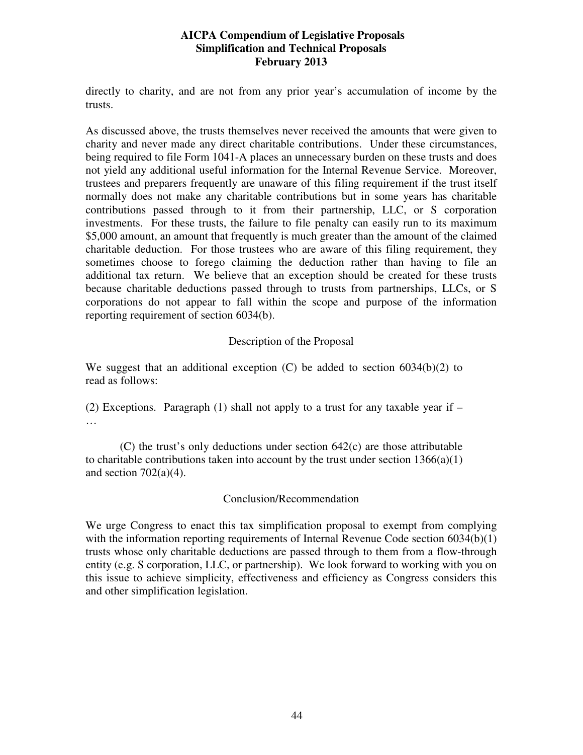directly to charity, and are not from any prior year's accumulation of income by the trusts.

As discussed above, the trusts themselves never received the amounts that were given to charity and never made any direct charitable contributions. Under these circumstances, being required to file Form 1041-A places an unnecessary burden on these trusts and does not yield any additional useful information for the Internal Revenue Service. Moreover, trustees and preparers frequently are unaware of this filing requirement if the trust itself normally does not make any charitable contributions but in some years has charitable contributions passed through to it from their partnership, LLC, or S corporation investments. For these trusts, the failure to file penalty can easily run to its maximum $5,000 amount, an amount that frequently is much greater than the amount of the claimed charitable deduction. For those trustees who are aware of this filing requirement, they sometimes choose to forego claiming the deduction rather than having to file an additional tax return. We believe that an exception should be created for these trusts because charitable deductions passed through to trusts from partnerships, LLCs, or S corporations do not appear to fall within the scope and purpose of the information reporting requirement of section 6034(b).

## Description of the Proposal

We suggest that an additional exception (C) be added to section 6034(b)(2) to read as follows:

(2) Exceptions. Paragraph (1) shall not apply to a trust for any taxable year if –
…

(C) the trust's only deductions under section 642(c) are those attributable to charitable contributions taken into account by the trust under section 1366(a)(1) and section 702(a)(4).

## Conclusion/Recommendation

We urge Congress to enact this tax simplification proposal to exempt from complying with the information reporting requirements of Internal Revenue Code section 6034(b)(1) trusts whose only charitable deductions are passed through to them from a flow-through entity (e.g. S corporation, LLC, or partnership). We look forward to working with you on this issue to achieve simplicity, effectiveness and efficiency as Congress considers this and other simplification legislation.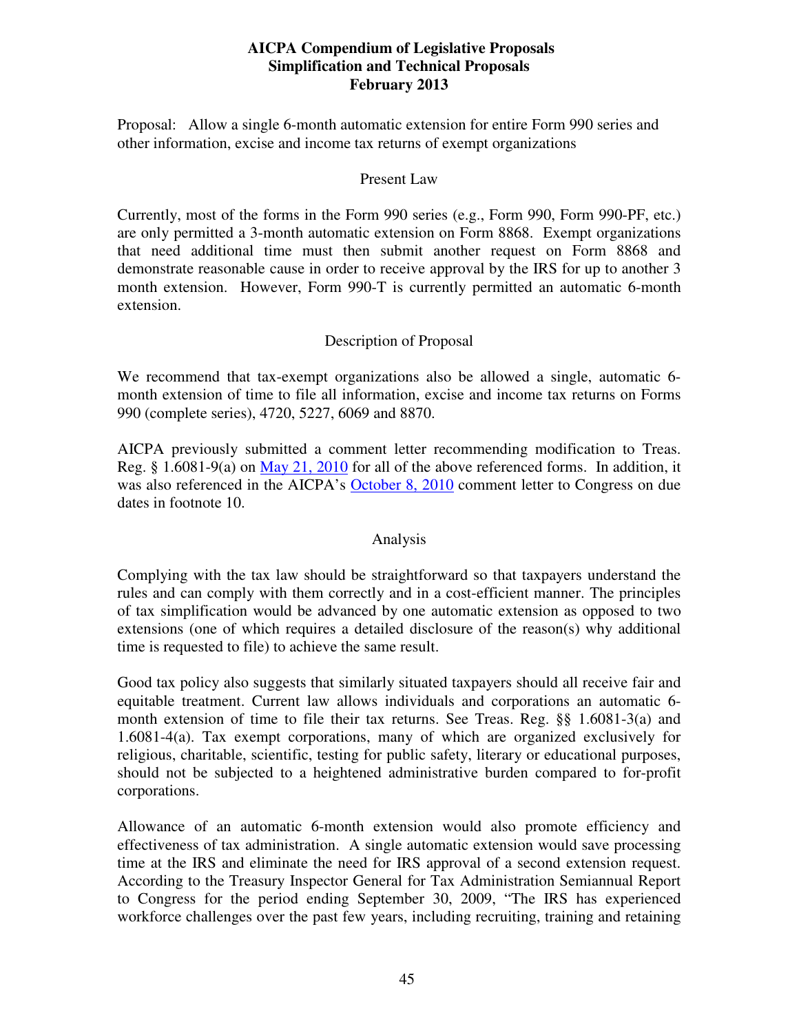**AICPA Compendium of Legislative Proposals**
**Simplification and Technical Proposals**
**February 2013**

Proposal: Allow a single 6-month automatic extension for entire Form 990 series and other information, excise and income tax returns of exempt organizations

## Present Law

Currently, most of the forms in the Form 990 series (e.g., Form 990, Form 990-PF, etc.) are only permitted a 3-month automatic extension on Form 8868. Exempt organizations that need additional time must then submit another request on Form 8868 and demonstrate reasonable cause in order to receive approval by the IRS for up to another 3 month extension. However, Form 990-T is currently permitted an automatic 6-month extension.

## Description of Proposal

We recommend that tax-exempt organizations also be allowed a single, automatic 6-month extension of time to file all information, excise and income tax returns on Forms 990 (complete series), 4720, 5227, 6069 and 8870.

AICPA previously submitted a comment letter recommending modification to Treas. Reg. § 1.6081-9(a) on May 21, 2010 for all of the above referenced forms. In addition, it was also referenced in the AICPA's October 8, 2010 comment letter to Congress on due dates in footnote 10.

## Analysis

Complying with the tax law should be straightforward so that taxpayers understand the rules and can comply with them correctly and in a cost-efficient manner. The principles of tax simplification would be advanced by one automatic extension as opposed to two extensions (one of which requires a detailed disclosure of the reason(s) why additional time is requested to file) to achieve the same result.

Good tax policy also suggests that similarly situated taxpayers should all receive fair and equitable treatment. Current law allows individuals and corporations an automatic 6-month extension of time to file their tax returns. See Treas. Reg. §§ 1.6081-3(a) and 1.6081-4(a). Tax exempt corporations, many of which are organized exclusively for religious, charitable, scientific, testing for public safety, literary or educational purposes, should not be subjected to a heightened administrative burden compared to for-profit corporations.

Allowance of an automatic 6-month extension would also promote efficiency and effectiveness of tax administration. A single automatic extension would save processing time at the IRS and eliminate the need for IRS approval of a second extension request. According to the Treasury Inspector General for Tax Administration Semiannual Report to Congress for the period ending September 30, 2009, "The IRS has experienced workforce challenges over the past few years, including recruiting, training and retaining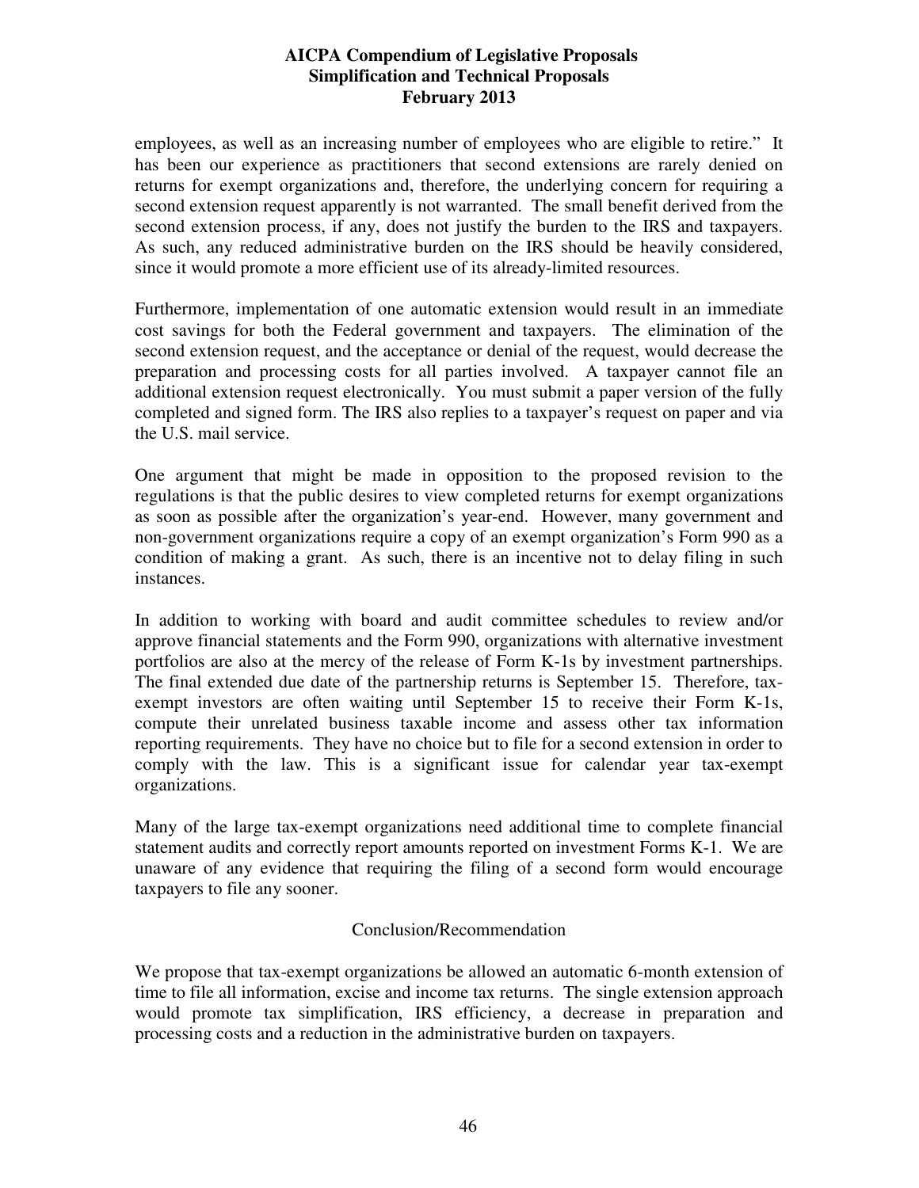employees, as well as an increasing number of employees who are eligible to retire." It has been our experience as practitioners that second extensions are rarely denied on returns for exempt organizations and, therefore, the underlying concern for requiring a second extension request apparently is not warranted. The small benefit derived from the second extension process, if any, does not justify the burden to the IRS and taxpayers. As such, any reduced administrative burden on the IRS should be heavily considered, since it would promote a more efficient use of its already-limited resources.

Furthermore, implementation of one automatic extension would result in an immediate cost savings for both the Federal government and taxpayers. The elimination of the second extension request, and the acceptance or denial of the request, would decrease the preparation and processing costs for all parties involved. A taxpayer cannot file an additional extension request electronically. You must submit a paper version of the fully completed and signed form. The IRS also replies to a taxpayer's request on paper and via the U.S. mail service.

One argument that might be made in opposition to the proposed revision to the regulations is that the public desires to view completed returns for exempt organizations as soon as possible after the organization's year-end. However, many government and non-government organizations require a copy of an exempt organization's Form 990 as a condition of making a grant. As such, there is an incentive not to delay filing in such instances.

In addition to working with board and audit committee schedules to review and/or approve financial statements and the Form 990, organizations with alternative investment portfolios are also at the mercy of the release of Form K-1s by investment partnerships. The final extended due date of the partnership returns is September 15. Therefore, tax-exempt investors are often waiting until September 15 to receive their Form K-1s, compute their unrelated business taxable income and assess other tax information reporting requirements. They have no choice but to file for a second extension in order to comply with the law. This is a significant issue for calendar year tax-exempt organizations.

Many of the large tax-exempt organizations need additional time to complete financial statement audits and correctly report amounts reported on investment Forms K-1. We are unaware of any evidence that requiring the filing of a second form would encourage taxpayers to file any sooner.

Conclusion/Recommendation

We propose that tax-exempt organizations be allowed an automatic 6-month extension of time to file all information, excise and income tax returns. The single extension approach would promote tax simplification, IRS efficiency, a decrease in preparation and processing costs and a reduction in the administrative burden on taxpayers.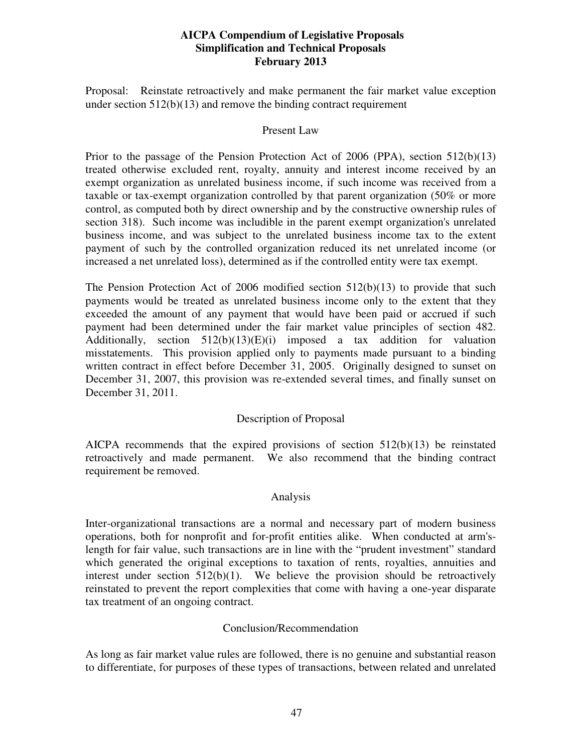**AICPA Compendium of Legislative Proposals**
**Simplification and Technical Proposals**
**February 2013**

Proposal: Reinstate retroactively and make permanent the fair market value exception under section 512(b)(13) and remove the binding contract requirement

## Present Law

Prior to the passage of the Pension Protection Act of 2006 (PPA), section 512(b)(13) treated otherwise excluded rent, royalty, annuity and interest income received by an exempt organization as unrelated business income, if such income was received from a taxable or tax-exempt organization controlled by that parent organization (50% or more control, as computed both by direct ownership and by the constructive ownership rules of section 318). Such income was includible in the parent exempt organization's unrelated business income, and was subject to the unrelated business income tax to the extent payment of such by the controlled organization reduced its net unrelated income (or increased a net unrelated loss), determined as if the controlled entity were tax exempt.

The Pension Protection Act of 2006 modified section 512(b)(13) to provide that such payments would be treated as unrelated business income only to the extent that they exceeded the amount of any payment that would have been paid or accrued if such payment had been determined under the fair market value principles of section 482. Additionally, section 512(b)(13)(E)(i) imposed a tax addition for valuation misstatements. This provision applied only to payments made pursuant to a binding written contract in effect before December 31, 2005. Originally designed to sunset on December 31, 2007, this provision was re-extended several times, and finally sunset on December 31, 2011.

## Description of Proposal

AICPA recommends that the expired provisions of section 512(b)(13) be reinstated retroactively and made permanent. We also recommend that the binding contract requirement be removed.

## Analysis

Inter-organizational transactions are a normal and necessary part of modern business operations, both for nonprofit and for-profit entities alike. When conducted at arm's-length for fair value, such transactions are in line with the "prudent investment" standard which generated the original exceptions to taxation of rents, royalties, annuities and interest under section 512(b)(1). We believe the provision should be retroactively reinstated to prevent the report complexities that come with having a one-year disparate tax treatment of an ongoing contract.

## Conclusion/Recommendation

As long as fair market value rules are followed, there is no genuine and substantial reason to differentiate, for purposes of these types of transactions, between related and unrelated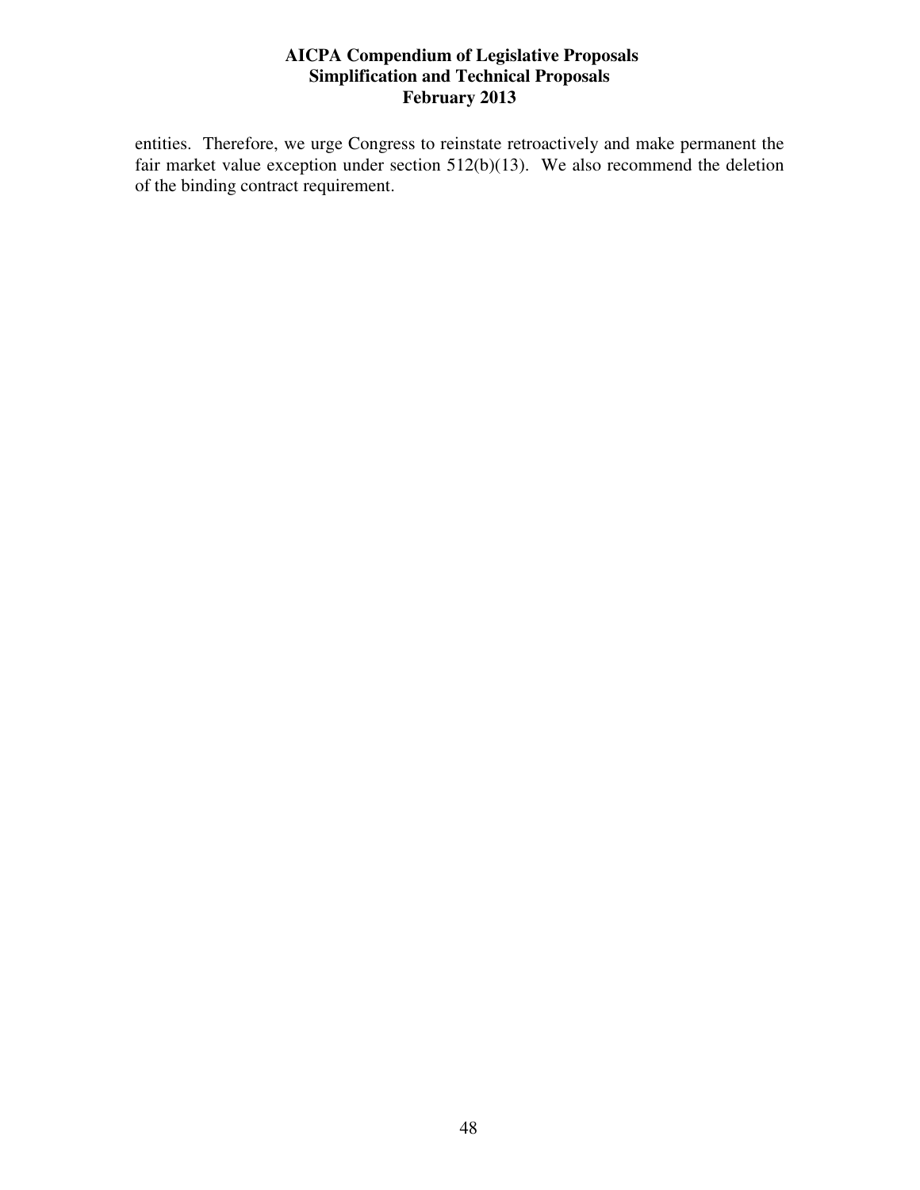entities. Therefore, we urge Congress to reinstate retroactively and make permanent the fair market value exception under section 512(b)(13). We also recommend the deletion of the binding contract requirement.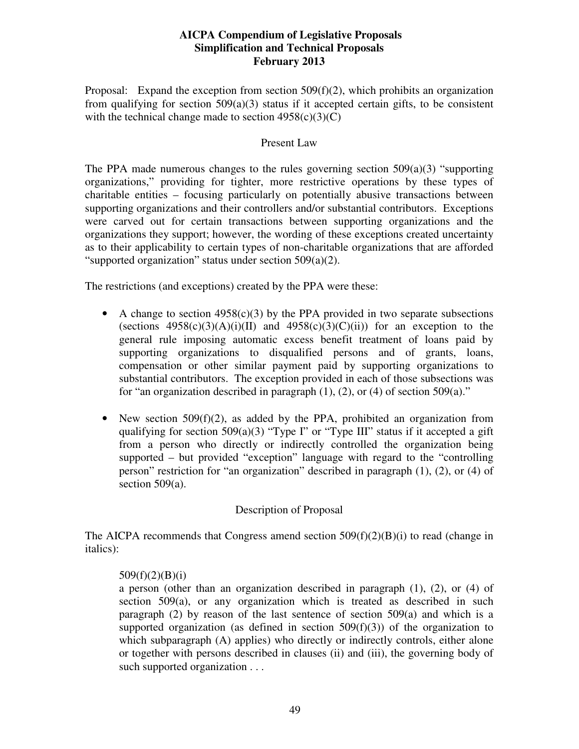**AICPA Compendium of Legislative Proposals**
**Simplification and Technical Proposals**
**February 2013**

Proposal: Expand the exception from section 509(f)(2), which prohibits an organization from qualifying for section 509(a)(3) status if it accepted certain gifts, to be consistent with the technical change made to section 4958(c)(3)(C)

## Present Law

The PPA made numerous changes to the rules governing section 509(a)(3) "supporting organizations," providing for tighter, more restrictive operations by these types of charitable entities – focusing particularly on potentially abusive transactions between supporting organizations and their controllers and/or substantial contributors. Exceptions were carved out for certain transactions between supporting organizations and the organizations they support; however, the wording of these exceptions created uncertainty as to their applicability to certain types of non-charitable organizations that are afforded "supported organization" status under section 509(a)(2).

The restrictions (and exceptions) created by the PPA were these:

- A change to section 4958(c)(3) by the PPA provided in two separate subsections (sections 4958(c)(3)(A)(i)(II) and 4958(c)(3)(C)(ii)) for an exception to the general rule imposing automatic excess benefit treatment of loans paid by supporting organizations to disqualified persons and of grants, loans, compensation or other similar payment paid by supporting organizations to substantial contributors. The exception provided in each of those subsections was for "an organization described in paragraph (1), (2), or (4) of section 509(a)."

- New section 509(f)(2), as added by the PPA, prohibited an organization from qualifying for section 509(a)(3) "Type I" or "Type III" status if it accepted a gift from a person who directly or indirectly controlled the organization being supported – but provided "exception" language with regard to the "controlling person" restriction for "an organization" described in paragraph (1), (2), or (4) of section 509(a).

## Description of Proposal

The AICPA recommends that Congress amend section 509(f)(2)(B)(i) to read (change in italics):

> 509(f)(2)(B)(i)
>
> a person (other than an organization described in paragraph (1), (2), or (4) of section 509(a), *or any organization which is treated as described in such paragraph (2) by reason of the last sentence of section 509(a) and which is a supported organization (as defined in section 509(f)(3)) of the organization to which subparagraph (A) applies*) who directly or indirectly controls, either alone or together with persons described in clauses (ii) and (iii), the governing body of such supported organization . . .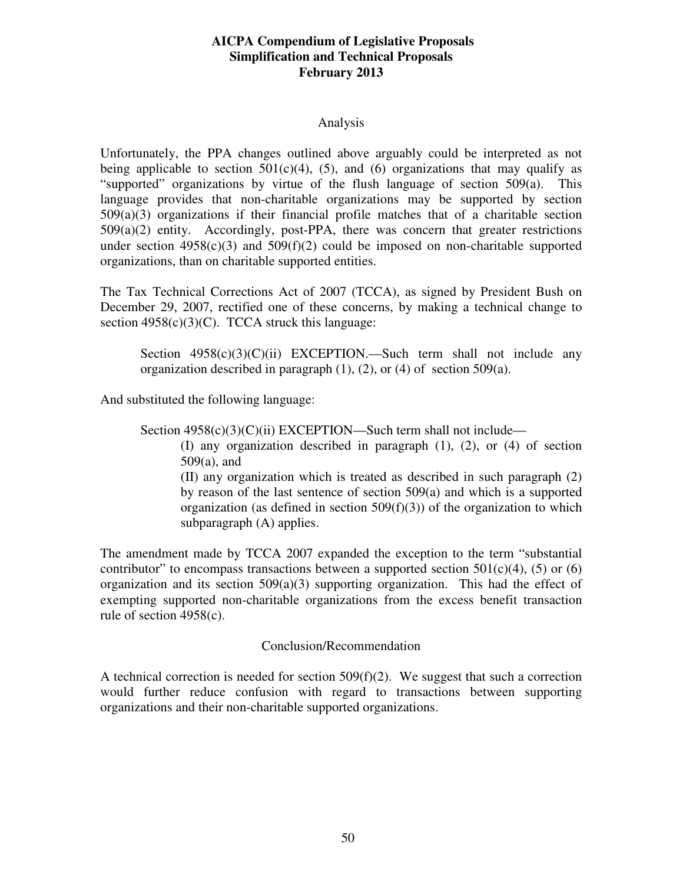Analysis

Unfortunately, the PPA changes outlined above arguably could be interpreted as not being applicable to section 501(c)(4), (5), and (6) organizations that may qualify as "supported" organizations by virtue of the flush language of section 509(a). This language provides that non-charitable organizations may be supported by section 509(a)(3) organizations if their financial profile matches that of a charitable section 509(a)(2) entity. Accordingly, post-PPA, there was concern that greater restrictions under section 4958(c)(3) and 509(f)(2) could be imposed on non-charitable supported organizations, than on charitable supported entities.

The Tax Technical Corrections Act of 2007 (TCCA), as signed by President Bush on December 29, 2007, rectified one of these concerns, by making a technical change to section 4958(c)(3)(C). TCCA struck this language:

> Section 4958(c)(3)(C)(ii) EXCEPTION.—Such term shall not include any organization described in paragraph (1), (2), or (4) of section 509(a).

And substituted the following language:

> Section 4958(c)(3)(C)(ii) EXCEPTION—Such term shall not include—
>
> (I) any organization described in paragraph (1), (2), or (4) of section 509(a), and
>
> (II) any organization which is treated as described in such paragraph (2) by reason of the last sentence of section 509(a) and which is a supported organization (as defined in section 509(f)(3)) of the organization to which subparagraph (A) applies.

The amendment made by TCCA 2007 expanded the exception to the term "substantial contributor" to encompass transactions between a supported section 501(c)(4), (5) or (6) organization and its section 509(a)(3) supporting organization. This had the effect of exempting supported non-charitable organizations from the excess benefit transaction rule of section 4958(c).

Conclusion/Recommendation

A technical correction is needed for section 509(f)(2). We suggest that such a correction would further reduce confusion with regard to transactions between supporting organizations and their non-charitable supported organizations.